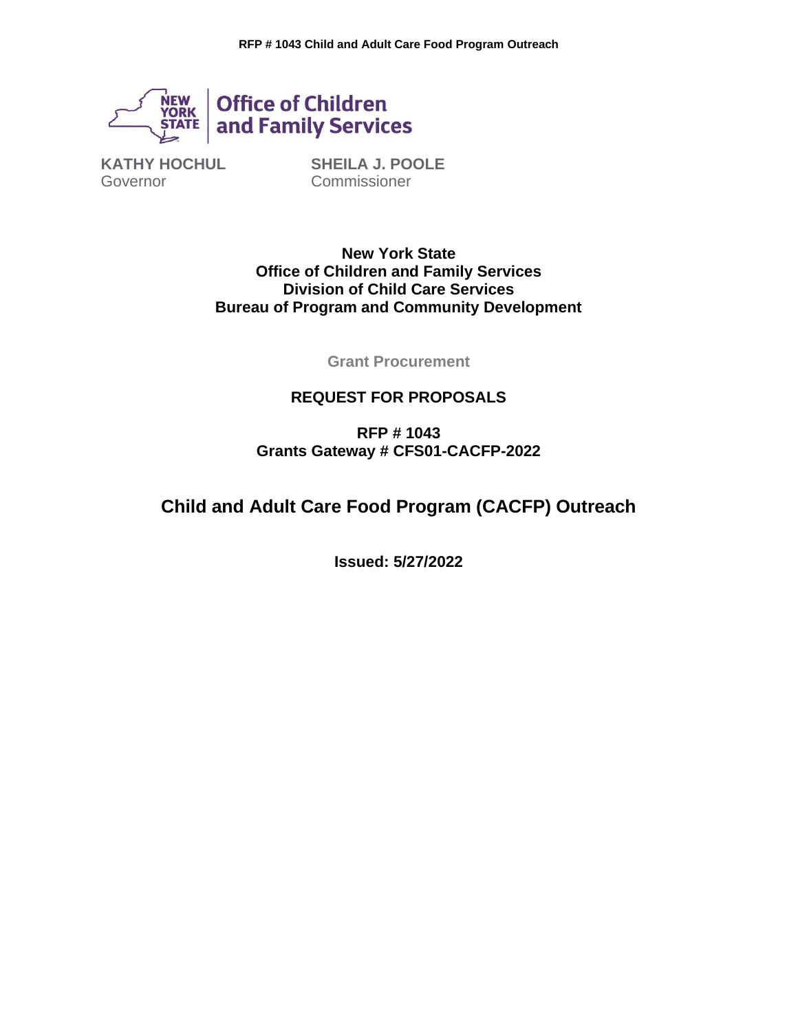Office of Children and Family Services

**KATHY HOCHUL**
Governor

**SHEILA J. POOLE**
Commissioner

**New York State**
**Office of Children and Family Services**
**Division of Child Care Services**
**Bureau of Program and Community Development**

**Grant Procurement**

## REQUEST FOR PROPOSALS

**RFP # 1043**
**Grants Gateway # CFS01-CACFP-2022**

# Child and Adult Care Food Program (CACFP) Outreach

**Issued: 5/27/2022**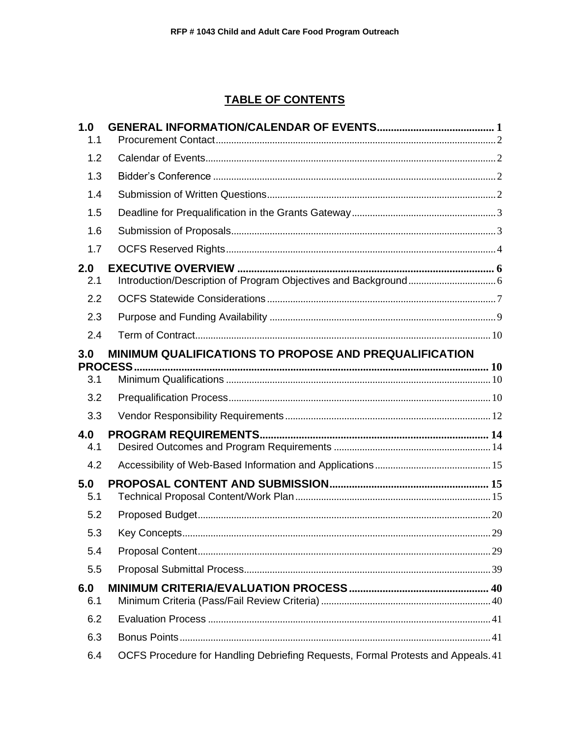## TABLE OF CONTENTS

**1.0 GENERAL INFORMATION/CALENDAR OF EVENTS** .......... 1
- 1.1 Procurement Contact .......... 2
- 1.2 Calendar of Events .......... 2
- 1.3 Bidder's Conference .......... 2
- 1.4 Submission of Written Questions .......... 2
- 1.5 Deadline for Prequalification in the Grants Gateway .......... 3
- 1.6 Submission of Proposals .......... 3
- 1.7 OCFS Reserved Rights .......... 4

**2.0 EXECUTIVE OVERVIEW** .......... 6
- 2.1 Introduction/Description of Program Objectives and Background .......... 6
- 2.2 OCFS Statewide Considerations .......... 7
- 2.3 Purpose and Funding Availability .......... 9
- 2.4 Term of Contract .......... 10

**3.0 MINIMUM QUALIFICATIONS TO PROPOSE AND PREQUALIFICATION PROCESS** .......... 10
- 3.1 Minimum Qualifications .......... 10
- 3.2 Prequalification Process .......... 10
- 3.3 Vendor Responsibility Requirements .......... 12

**4.0 PROGRAM REQUIREMENTS** .......... 14
- 4.1 Desired Outcomes and Program Requirements .......... 14
- 4.2 Accessibility of Web-Based Information and Applications .......... 15

**5.0 PROPOSAL CONTENT AND SUBMISSION** .......... 15
- 5.1 Technical Proposal Content/Work Plan .......... 15
- 5.2 Proposed Budget .......... 20
- 5.3 Key Concepts .......... 29
- 5.4 Proposal Content .......... 29
- 5.5 Proposal Submittal Process .......... 39

**6.0 MINIMUM CRITERIA/EVALUATION PROCESS** .......... 40
- 6.1 Minimum Criteria (Pass/Fail Review Criteria) .......... 40
- 6.2 Evaluation Process .......... 41
- 6.3 Bonus Points .......... 41
- 6.4 OCFS Procedure for Handling Debriefing Requests, Formal Protests and Appeals .......... 41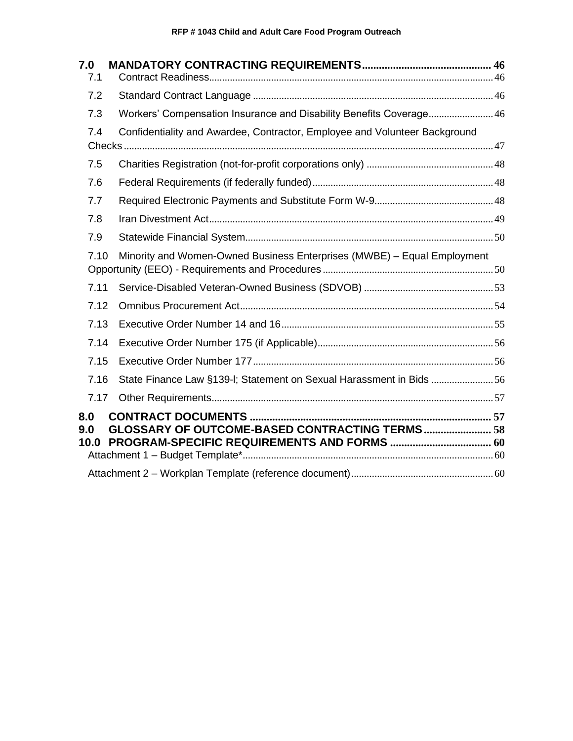**7.0 MANDATORY CONTRACTING REQUIREMENTS ............................................ 46**

7.1 Contract Readiness........................................................................................................ 46

7.2 Standard Contract Language ........................................................................................ 46

7.3 Workers' Compensation Insurance and Disability Benefits Coverage......................... 46

7.4 Confidentiality and Awardee, Contractor, Employee and Volunteer Background Checks ............................................................................................................................... 47

7.5 Charities Registration (not-for-profit corporations only) ................................................ 48

7.6 Federal Requirements (if federally funded).................................................................... 48

7.7 Required Electronic Payments and Substitute Form W-9............................................. 48

7.8 Iran Divestment Act........................................................................................................ 49

7.9 Statewide Financial System............................................................................................ 50

7.10 Minority and Women-Owned Business Enterprises (MWBE) – Equal Employment Opportunity (EEO) - Requirements and Procedures ......................................................... 50

7.11 Service-Disabled Veteran-Owned Business (SDVOB) ................................................ 53

7.12 Omnibus Procurement Act............................................................................................ 54

7.13 Executive Order Number 14 and 16.............................................................................. 55

7.14 Executive Order Number 175 (if Applicable)................................................................ 56

7.15 Executive Order Number 177......................................................................................... 56

7.16 State Finance Law §139-l; Statement on Sexual Harassment in Bids ........................ 56

7.17 Other Requirements....................................................................................................... 57

**8.0 CONTRACT DOCUMENTS ..................................................................................... 57**

**9.0 GLOSSARY OF OUTCOME-BASED CONTRACTING TERMS........................ 58**

**10.0 PROGRAM-SPECIFIC REQUIREMENTS AND FORMS ................................... 60**

Attachment 1 – Budget Template*..................................................................................... 60

Attachment 2 – Workplan Template (reference document)................................................ 60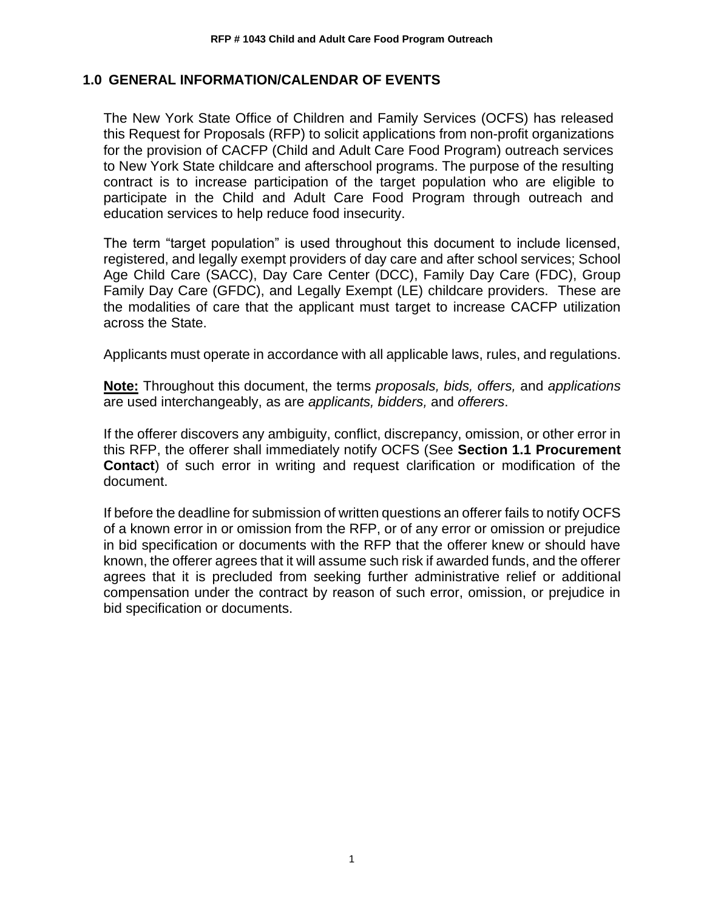## 1.0 GENERAL INFORMATION/CALENDAR OF EVENTS

The New York State Office of Children and Family Services (OCFS) has released this Request for Proposals (RFP) to solicit applications from non-profit organizations for the provision of CACFP (Child and Adult Care Food Program) outreach services to New York State childcare and afterschool programs. The purpose of the resulting contract is to increase participation of the target population who are eligible to participate in the Child and Adult Care Food Program through outreach and education services to help reduce food insecurity.

The term "target population" is used throughout this document to include licensed, registered, and legally exempt providers of day care and after school services; School Age Child Care (SACC), Day Care Center (DCC), Family Day Care (FDC), Group Family Day Care (GFDC), and Legally Exempt (LE) childcare providers. These are the modalities of care that the applicant must target to increase CACFP utilization across the State.

Applicants must operate in accordance with all applicable laws, rules, and regulations.

**Note:** Throughout this document, the terms *proposals, bids, offers,* and *applications* are used interchangeably, as are *applicants, bidders,* and *offerers*.

If the offerer discovers any ambiguity, conflict, discrepancy, omission, or other error in this RFP, the offerer shall immediately notify OCFS (See **Section 1.1 Procurement Contact**) of such error in writing and request clarification or modification of the document.

If before the deadline for submission of written questions an offerer fails to notify OCFS of a known error in or omission from the RFP, or of any error or omission or prejudice in bid specification or documents with the RFP that the offerer knew or should have known, the offerer agrees that it will assume such risk if awarded funds, and the offerer agrees that it is precluded from seeking further administrative relief or additional compensation under the contract by reason of such error, omission, or prejudice in bid specification or documents.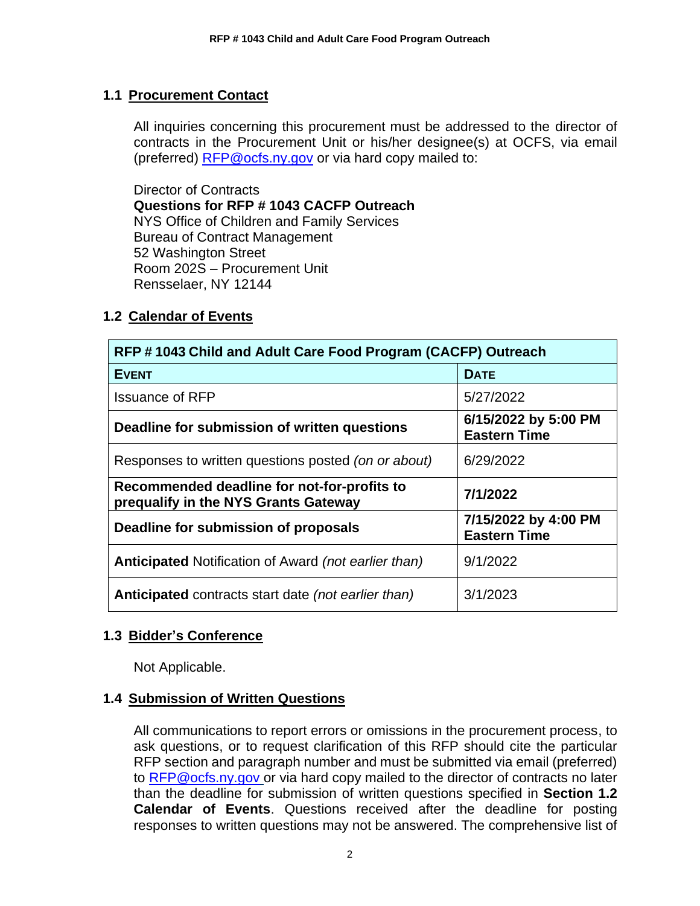### 1.1 Procurement Contact

All inquiries concerning this procurement must be addressed to the director of contracts in the Procurement Unit or his/her designee(s) at OCFS, via email (preferred) RFP@ocfs.ny.gov or via hard copy mailed to:

Director of Contracts
**Questions for RFP # 1043 CACFP Outreach**
NYS Office of Children and Family Services
Bureau of Contract Management
52 Washington Street
Room 202S – Procurement Unit
Rensselaer, NY 12144

### 1.2 Calendar of Events

| RFP # 1043 Child and Adult Care Food Program (CACFP) Outreach | |
|---|---|
| **EVENT** | **DATE** |
| Issuance of RFP | 5/27/2022 |
| **Deadline for submission of written questions** | **6/15/2022 by 5:00 PM Eastern Time** |
| Responses to written questions posted *(on or about)* | 6/29/2022 |
| **Recommended deadline for not-for-profits to prequalify in the NYS Grants Gateway** | **7/1/2022** |
| **Deadline for submission of proposals** | **7/15/2022 by 4:00 PM Eastern Time** |
| **Anticipated** Notification of Award *(not earlier than)* | 9/1/2022 |
| **Anticipated** contracts start date *(not earlier than)* | 3/1/2023 |

### 1.3 Bidder's Conference

Not Applicable.

### 1.4 Submission of Written Questions

All communications to report errors or omissions in the procurement process, to ask questions, or to request clarification of this RFP should cite the particular RFP section and paragraph number and must be submitted via email (preferred) to RFP@ocfs.ny.gov or via hard copy mailed to the director of contracts no later than the deadline for submission of written questions specified in **Section 1.2 Calendar of Events**. Questions received after the deadline for posting responses to written questions may not be answered. The comprehensive list of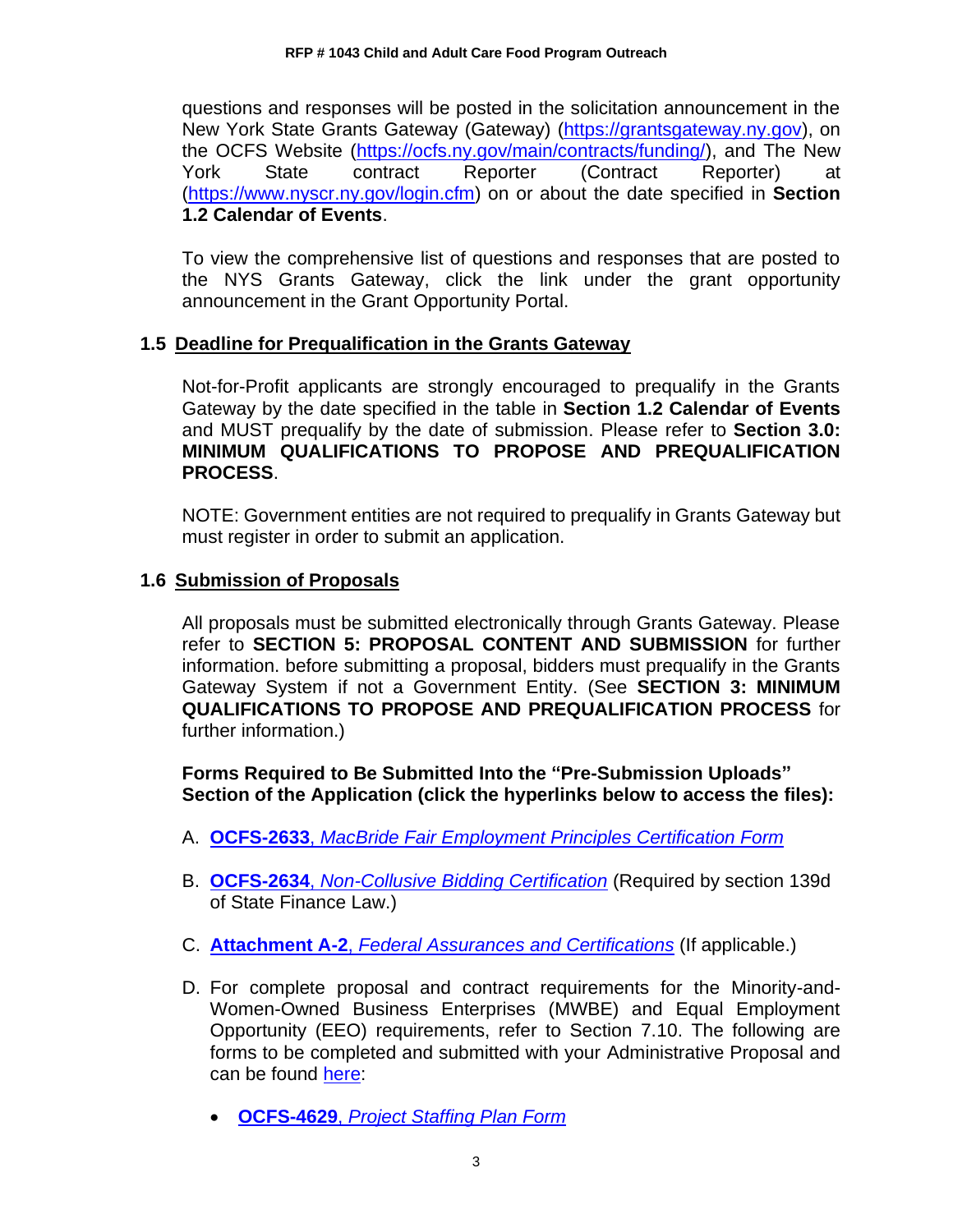questions and responses will be posted in the solicitation announcement in the New York State Grants Gateway (Gateway) (https://grantsgateway.ny.gov), on the OCFS Website (https://ocfs.ny.gov/main/contracts/funding/), and The New York State contract Reporter (Contract Reporter) at (https://www.nyscr.ny.gov/login.cfm) on or about the date specified in **Section 1.2 Calendar of Events**.

To view the comprehensive list of questions and responses that are posted to the NYS Grants Gateway, click the link under the grant opportunity announcement in the Grant Opportunity Portal.

### 1.5 Deadline for Prequalification in the Grants Gateway

Not-for-Profit applicants are strongly encouraged to prequalify in the Grants Gateway by the date specified in the table in **Section 1.2 Calendar of Events** and MUST prequalify by the date of submission. Please refer to **Section 3.0: MINIMUM QUALIFICATIONS TO PROPOSE AND PREQUALIFICATION PROCESS**.

NOTE: Government entities are not required to prequalify in Grants Gateway but must register in order to submit an application.

### 1.6 Submission of Proposals

All proposals must be submitted electronically through Grants Gateway. Please refer to **SECTION 5: PROPOSAL CONTENT AND SUBMISSION** for further information. before submitting a proposal, bidders must prequalify in the Grants Gateway System if not a Government Entity. (See **SECTION 3: MINIMUM QUALIFICATIONS TO PROPOSE AND PREQUALIFICATION PROCESS** for further information.)

**Forms Required to Be Submitted Into the "Pre-Submission Uploads" Section of the Application (click the hyperlinks below to access the files):**

A. **OCFS-2633**, *MacBride Fair Employment Principles Certification Form*

B. **OCFS-2634**, *Non-Collusive Bidding Certification* (Required by section 139d of State Finance Law.)

C. **Attachment A-2**, *Federal Assurances and Certifications* (If applicable.)

D. For complete proposal and contract requirements for the Minority-and-Women-Owned Business Enterprises (MWBE) and Equal Employment Opportunity (EEO) requirements, refer to Section 7.10. The following are forms to be completed and submitted with your Administrative Proposal and can be found here:

- **OCFS-4629**, *Project Staffing Plan Form*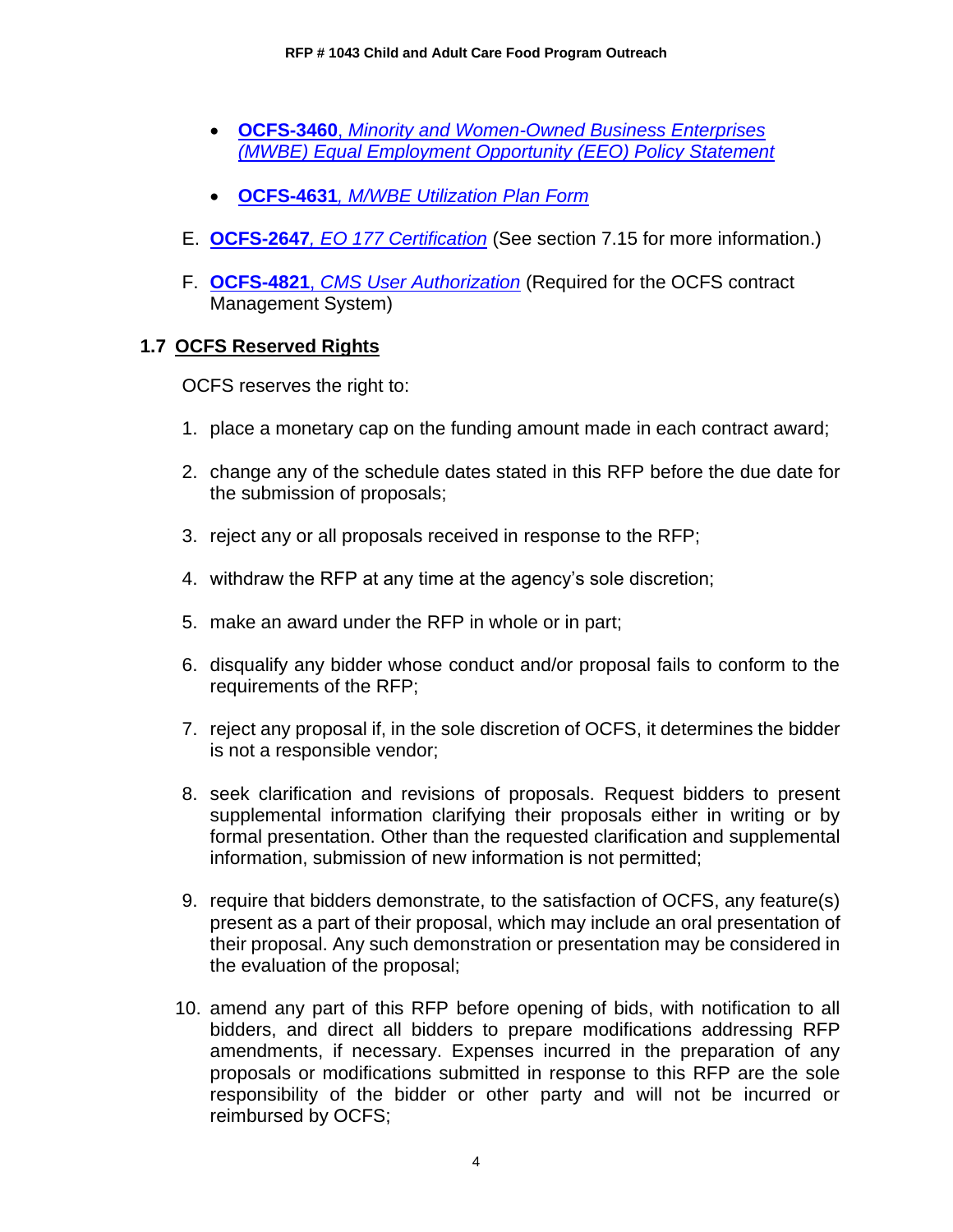- **OCFS-3460**, *Minority and Women-Owned Business Enterprises (MWBE) Equal Employment Opportunity (EEO) Policy Statement*

- **OCFS-4631**, *M/WBE Utilization Plan Form*

E. **OCFS-2647**, *EO 177 Certification* (See section 7.15 for more information.)

F. **OCFS-4821**, *CMS User Authorization* (Required for the OCFS contract Management System)

## 1.7 OCFS Reserved Rights

OCFS reserves the right to:

1. place a monetary cap on the funding amount made in each contract award;
2. change any of the schedule dates stated in this RFP before the due date for the submission of proposals;
3. reject any or all proposals received in response to the RFP;
4. withdraw the RFP at any time at the agency's sole discretion;
5. make an award under the RFP in whole or in part;
6. disqualify any bidder whose conduct and/or proposal fails to conform to the requirements of the RFP;
7. reject any proposal if, in the sole discretion of OCFS, it determines the bidder is not a responsible vendor;
8. seek clarification and revisions of proposals. Request bidders to present supplemental information clarifying their proposals either in writing or by formal presentation. Other than the requested clarification and supplemental information, submission of new information is not permitted;
9. require that bidders demonstrate, to the satisfaction of OCFS, any feature(s) present as a part of their proposal, which may include an oral presentation of their proposal. Any such demonstration or presentation may be considered in the evaluation of the proposal;
10. amend any part of this RFP before opening of bids, with notification to all bidders, and direct all bidders to prepare modifications addressing RFP amendments, if necessary. Expenses incurred in the preparation of any proposals or modifications submitted in response to this RFP are the sole responsibility of the bidder or other party and will not be incurred or reimbursed by OCFS;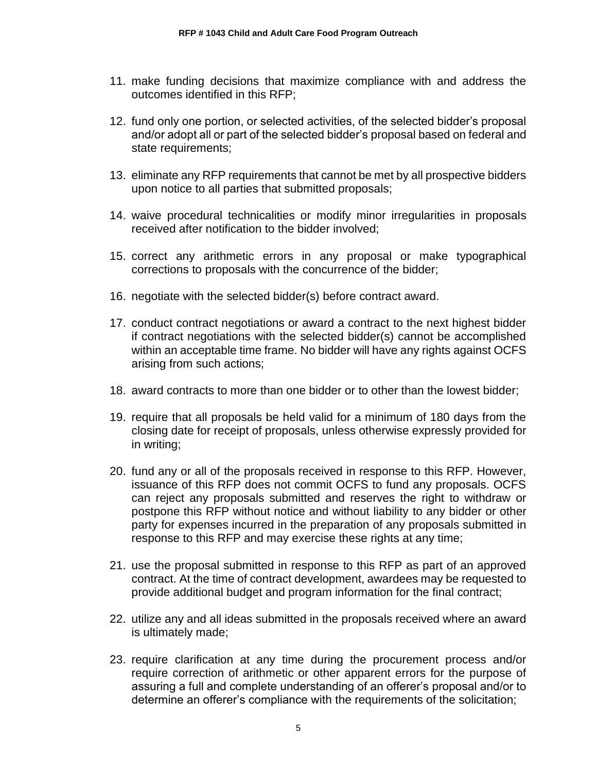11. make funding decisions that maximize compliance with and address the outcomes identified in this RFP;

12. fund only one portion, or selected activities, of the selected bidder's proposal and/or adopt all or part of the selected bidder's proposal based on federal and state requirements;

13. eliminate any RFP requirements that cannot be met by all prospective bidders upon notice to all parties that submitted proposals;

14. waive procedural technicalities or modify minor irregularities in proposals received after notification to the bidder involved;

15. correct any arithmetic errors in any proposal or make typographical corrections to proposals with the concurrence of the bidder;

16. negotiate with the selected bidder(s) before contract award.

17. conduct contract negotiations or award a contract to the next highest bidder if contract negotiations with the selected bidder(s) cannot be accomplished within an acceptable time frame. No bidder will have any rights against OCFS arising from such actions;

18. award contracts to more than one bidder or to other than the lowest bidder;

19. require that all proposals be held valid for a minimum of 180 days from the closing date for receipt of proposals, unless otherwise expressly provided for in writing;

20. fund any or all of the proposals received in response to this RFP. However, issuance of this RFP does not commit OCFS to fund any proposals. OCFS can reject any proposals submitted and reserves the right to withdraw or postpone this RFP without notice and without liability to any bidder or other party for expenses incurred in the preparation of any proposals submitted in response to this RFP and may exercise these rights at any time;

21. use the proposal submitted in response to this RFP as part of an approved contract. At the time of contract development, awardees may be requested to provide additional budget and program information for the final contract;

22. utilize any and all ideas submitted in the proposals received where an award is ultimately made;

23. require clarification at any time during the procurement process and/or require correction of arithmetic or other apparent errors for the purpose of assuring a full and complete understanding of an offerer's proposal and/or to determine an offerer's compliance with the requirements of the solicitation;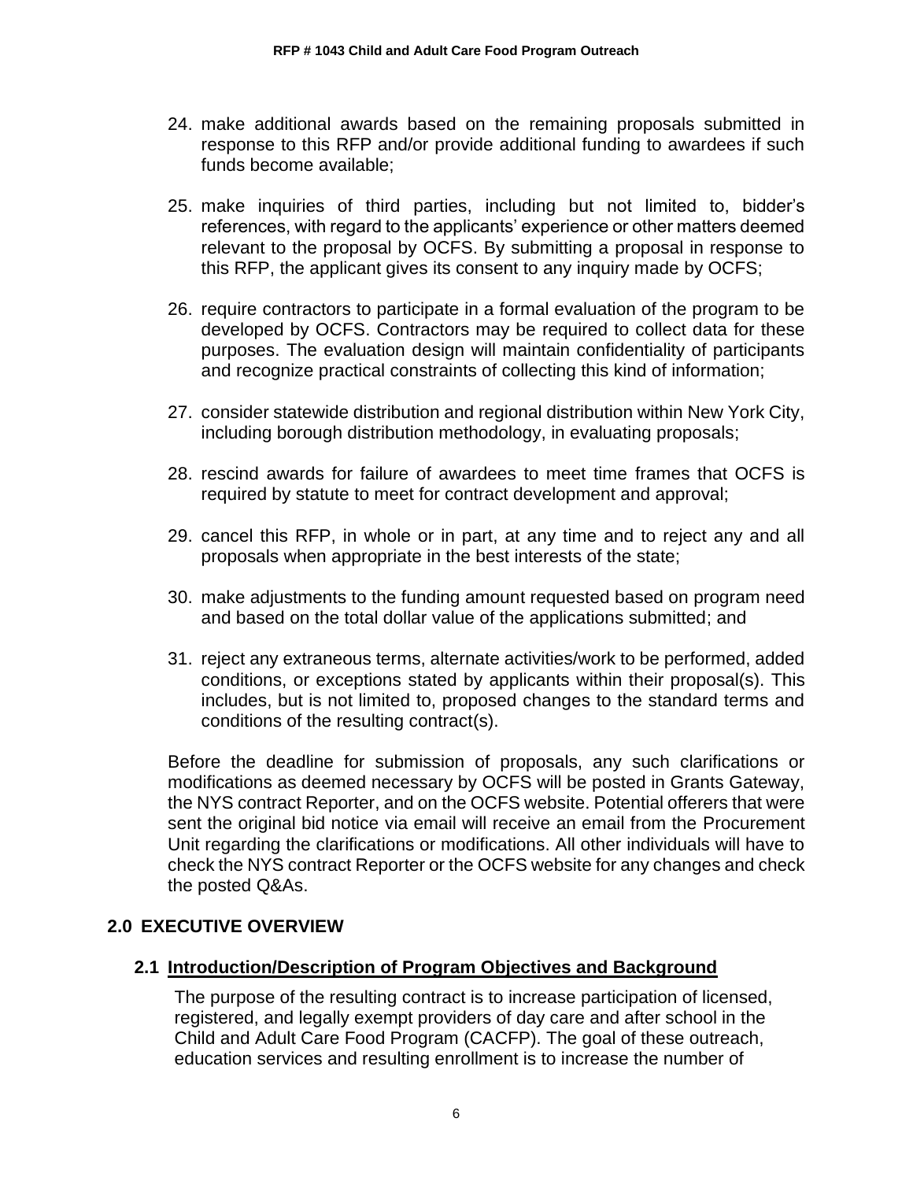24. make additional awards based on the remaining proposals submitted in response to this RFP and/or provide additional funding to awardees if such funds become available;

25. make inquiries of third parties, including but not limited to, bidder's references, with regard to the applicants' experience or other matters deemed relevant to the proposal by OCFS. By submitting a proposal in response to this RFP, the applicant gives its consent to any inquiry made by OCFS;

26. require contractors to participate in a formal evaluation of the program to be developed by OCFS. Contractors may be required to collect data for these purposes. The evaluation design will maintain confidentiality of participants and recognize practical constraints of collecting this kind of information;

27. consider statewide distribution and regional distribution within New York City, including borough distribution methodology, in evaluating proposals;

28. rescind awards for failure of awardees to meet time frames that OCFS is required by statute to meet for contract development and approval;

29. cancel this RFP, in whole or in part, at any time and to reject any and all proposals when appropriate in the best interests of the state;

30. make adjustments to the funding amount requested based on program need and based on the total dollar value of the applications submitted; and

31. reject any extraneous terms, alternate activities/work to be performed, added conditions, or exceptions stated by applicants within their proposal(s). This includes, but is not limited to, proposed changes to the standard terms and conditions of the resulting contract(s).

Before the deadline for submission of proposals, any such clarifications or modifications as deemed necessary by OCFS will be posted in Grants Gateway, the NYS contract Reporter, and on the OCFS website. Potential offerers that were sent the original bid notice via email will receive an email from the Procurement Unit regarding the clarifications or modifications. All other individuals will have to check the NYS contract Reporter or the OCFS website for any changes and check the posted Q&As.

## 2.0 EXECUTIVE OVERVIEW

### 2.1 Introduction/Description of Program Objectives and Background

The purpose of the resulting contract is to increase participation of licensed, registered, and legally exempt providers of day care and after school in the Child and Adult Care Food Program (CACFP). The goal of these outreach, education services and resulting enrollment is to increase the number of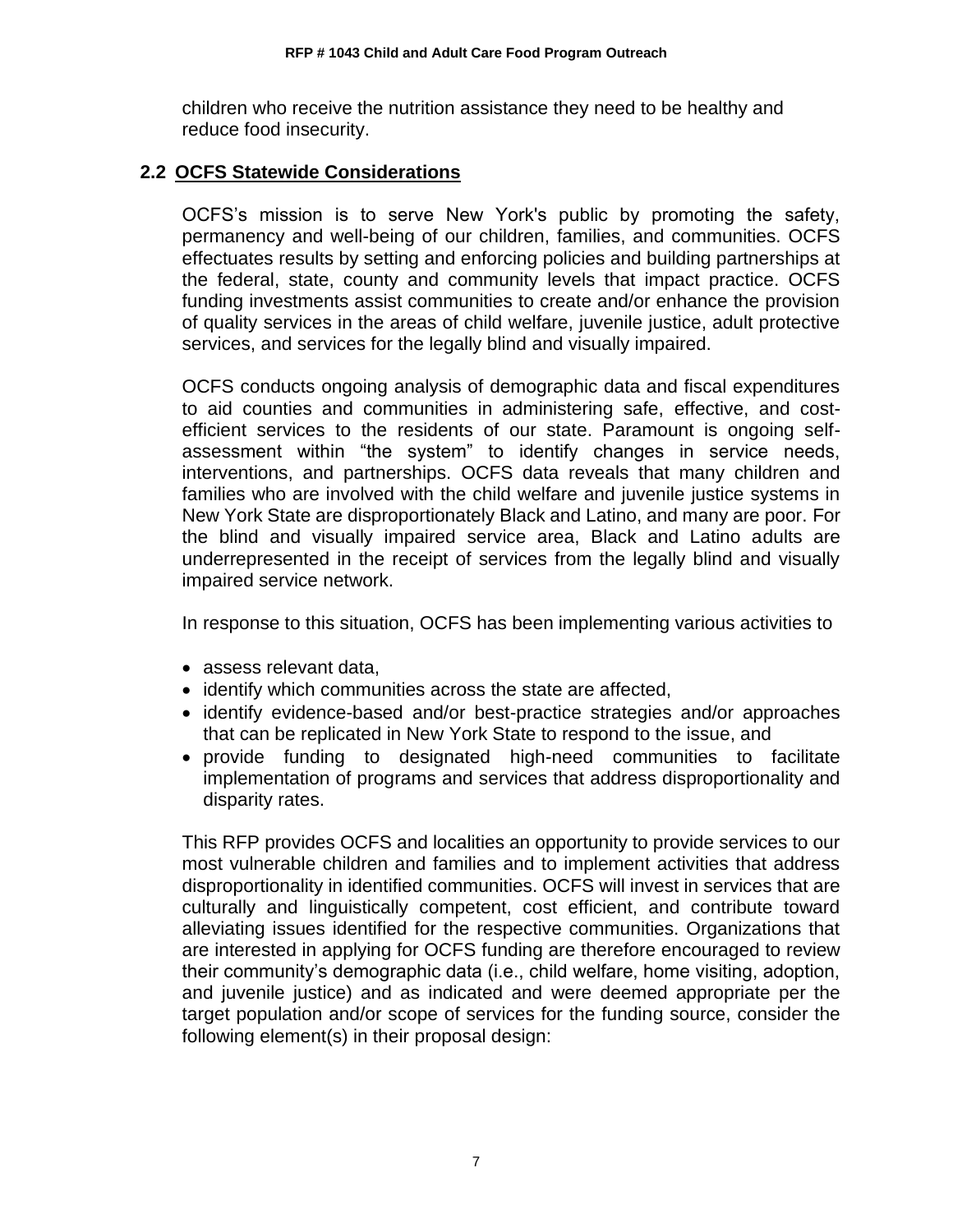children who receive the nutrition assistance they need to be healthy and reduce food insecurity.

## 2.2 OCFS Statewide Considerations

OCFS's mission is to serve New York's public by promoting the safety, permanency and well-being of our children, families, and communities. OCFS effectuates results by setting and enforcing policies and building partnerships at the federal, state, county and community levels that impact practice. OCFS funding investments assist communities to create and/or enhance the provision of quality services in the areas of child welfare, juvenile justice, adult protective services, and services for the legally blind and visually impaired.

OCFS conducts ongoing analysis of demographic data and fiscal expenditures to aid counties and communities in administering safe, effective, and cost-efficient services to the residents of our state. Paramount is ongoing self-assessment within "the system" to identify changes in service needs, interventions, and partnerships. OCFS data reveals that many children and families who are involved with the child welfare and juvenile justice systems in New York State are disproportionately Black and Latino, and many are poor. For the blind and visually impaired service area, Black and Latino adults are underrepresented in the receipt of services from the legally blind and visually impaired service network.

In response to this situation, OCFS has been implementing various activities to

- assess relevant data,
- identify which communities across the state are affected,
- identify evidence-based and/or best-practice strategies and/or approaches that can be replicated in New York State to respond to the issue, and
- provide funding to designated high-need communities to facilitate implementation of programs and services that address disproportionality and disparity rates.

This RFP provides OCFS and localities an opportunity to provide services to our most vulnerable children and families and to implement activities that address disproportionality in identified communities. OCFS will invest in services that are culturally and linguistically competent, cost efficient, and contribute toward alleviating issues identified for the respective communities. Organizations that are interested in applying for OCFS funding are therefore encouraged to review their community's demographic data (i.e., child welfare, home visiting, adoption, and juvenile justice) and as indicated and were deemed appropriate per the target population and/or scope of services for the funding source, consider the following element(s) in their proposal design: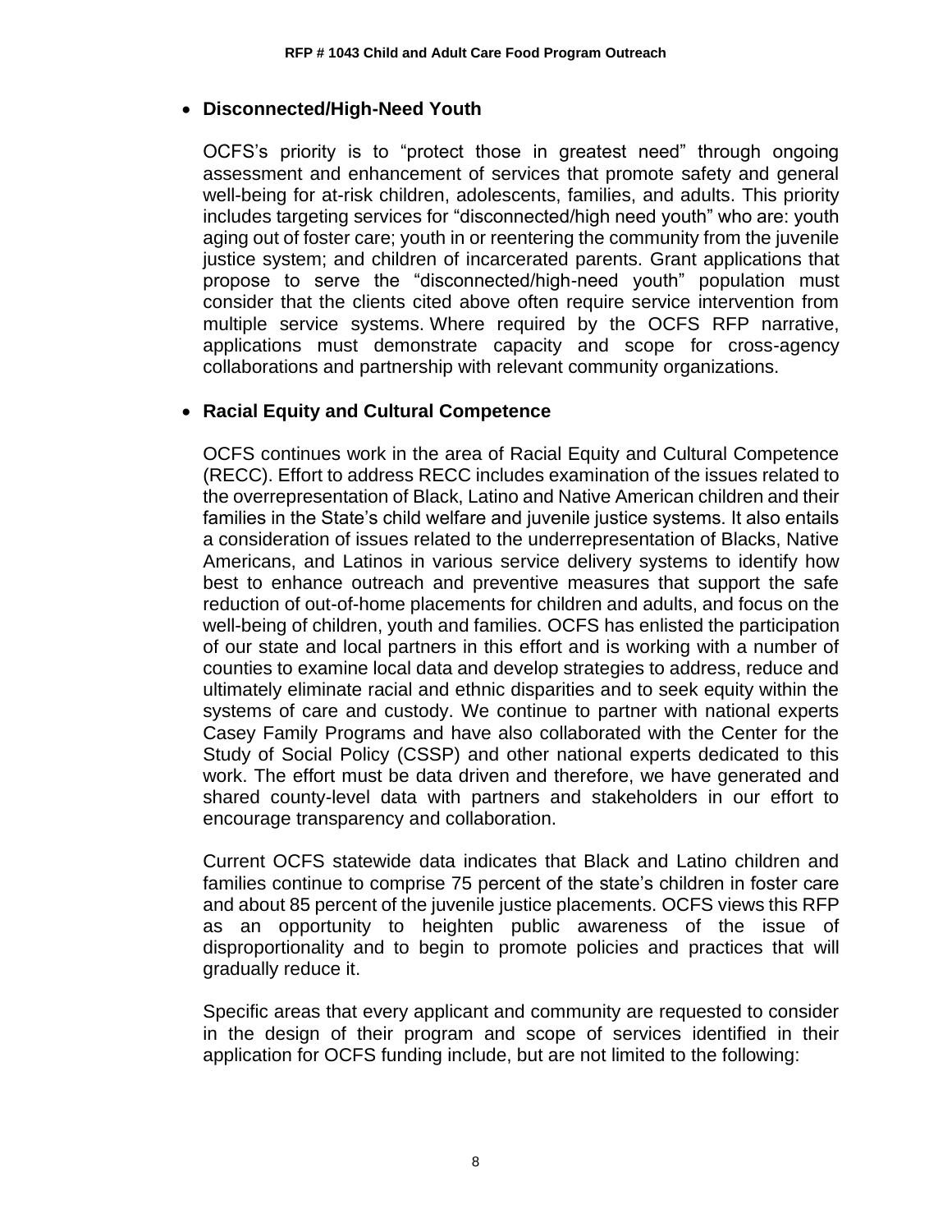- **Disconnected/High-Need Youth**

  OCFS's priority is to "protect those in greatest need" through ongoing assessment and enhancement of services that promote safety and general well-being for at-risk children, adolescents, families, and adults. This priority includes targeting services for "disconnected/high need youth" who are: youth aging out of foster care; youth in or reentering the community from the juvenile justice system; and children of incarcerated parents. Grant applications that propose to serve the "disconnected/high-need youth" population must consider that the clients cited above often require service intervention from multiple service systems. Where required by the OCFS RFP narrative, applications must demonstrate capacity and scope for cross-agency collaborations and partnership with relevant community organizations.

- **Racial Equity and Cultural Competence**

  OCFS continues work in the area of Racial Equity and Cultural Competence (RECC). Effort to address RECC includes examination of the issues related to the overrepresentation of Black, Latino and Native American children and their families in the State's child welfare and juvenile justice systems. It also entails a consideration of issues related to the underrepresentation of Blacks, Native Americans, and Latinos in various service delivery systems to identify how best to enhance outreach and preventive measures that support the safe reduction of out-of-home placements for children and adults, and focus on the well-being of children, youth and families. OCFS has enlisted the participation of our state and local partners in this effort and is working with a number of counties to examine local data and develop strategies to address, reduce and ultimately eliminate racial and ethnic disparities and to seek equity within the systems of care and custody. We continue to partner with national experts Casey Family Programs and have also collaborated with the Center for the Study of Social Policy (CSSP) and other national experts dedicated to this work. The effort must be data driven and therefore, we have generated and shared county-level data with partners and stakeholders in our effort to encourage transparency and collaboration.

  Current OCFS statewide data indicates that Black and Latino children and families continue to comprise 75 percent of the state's children in foster care and about 85 percent of the juvenile justice placements. OCFS views this RFP as an opportunity to heighten public awareness of the issue of disproportionality and to begin to promote policies and practices that will gradually reduce it.

  Specific areas that every applicant and community are requested to consider in the design of their program and scope of services identified in their application for OCFS funding include, but are not limited to the following: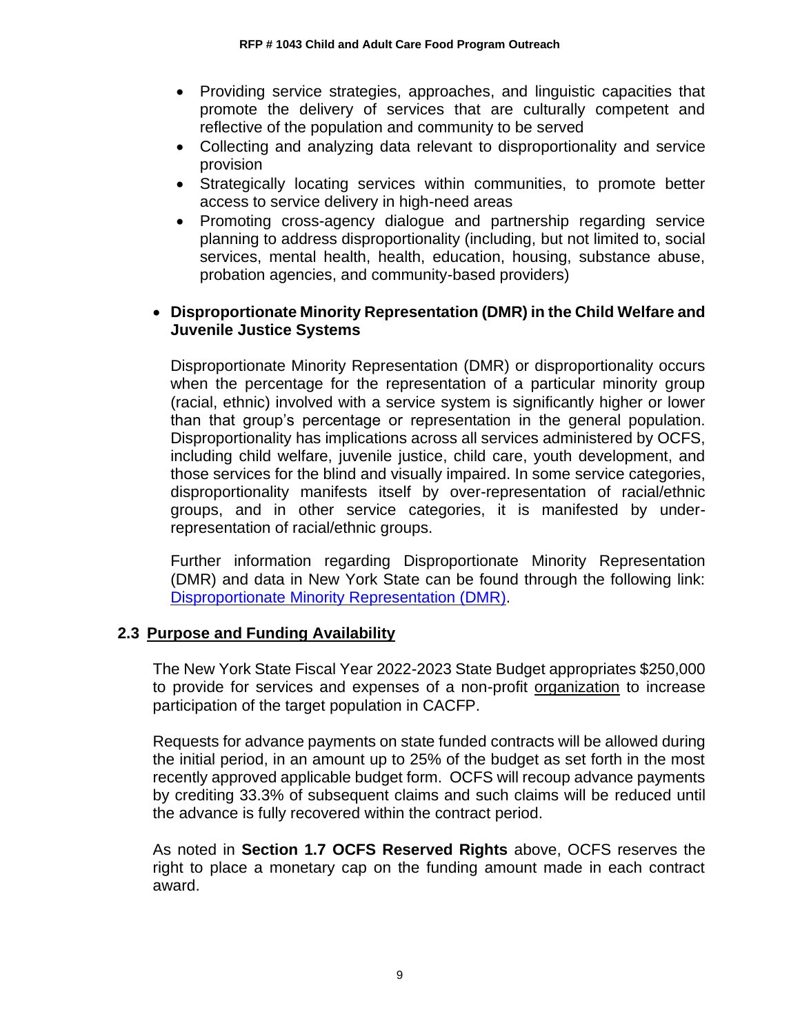- Providing service strategies, approaches, and linguistic capacities that promote the delivery of services that are culturally competent and reflective of the population and community to be served
- Collecting and analyzing data relevant to disproportionality and service provision
- Strategically locating services within communities, to promote better access to service delivery in high-need areas
- Promoting cross-agency dialogue and partnership regarding service planning to address disproportionality (including, but not limited to, social services, mental health, health, education, housing, substance abuse, probation agencies, and community-based providers)

- **Disproportionate Minority Representation (DMR) in the Child Welfare and Juvenile Justice Systems**

  Disproportionate Minority Representation (DMR) or disproportionality occurs when the percentage for the representation of a particular minority group (racial, ethnic) involved with a service system is significantly higher or lower than that group's percentage or representation in the general population. Disproportionality has implications across all services administered by OCFS, including child welfare, juvenile justice, child care, youth development, and those services for the blind and visually impaired. In some service categories, disproportionality manifests itself by over-representation of racial/ethnic groups, and in other service categories, it is manifested by under-representation of racial/ethnic groups.

  Further information regarding Disproportionate Minority Representation (DMR) and data in New York State can be found through the following link: [Disproportionate Minority Representation (DMR)](#).

## 2.3 Purpose and Funding Availability

The New York State Fiscal Year 2022-2023 State Budget appropriates $250,000 to provide for services and expenses of a non-profit organization to increase participation of the target population in CACFP.

Requests for advance payments on state funded contracts will be allowed during the initial period, in an amount up to 25% of the budget as set forth in the most recently approved applicable budget form. OCFS will recoup advance payments by crediting 33.3% of subsequent claims and such claims will be reduced until the advance is fully recovered within the contract period.

As noted in **Section 1.7 OCFS Reserved Rights** above, OCFS reserves the right to place a monetary cap on the funding amount made in each contract award.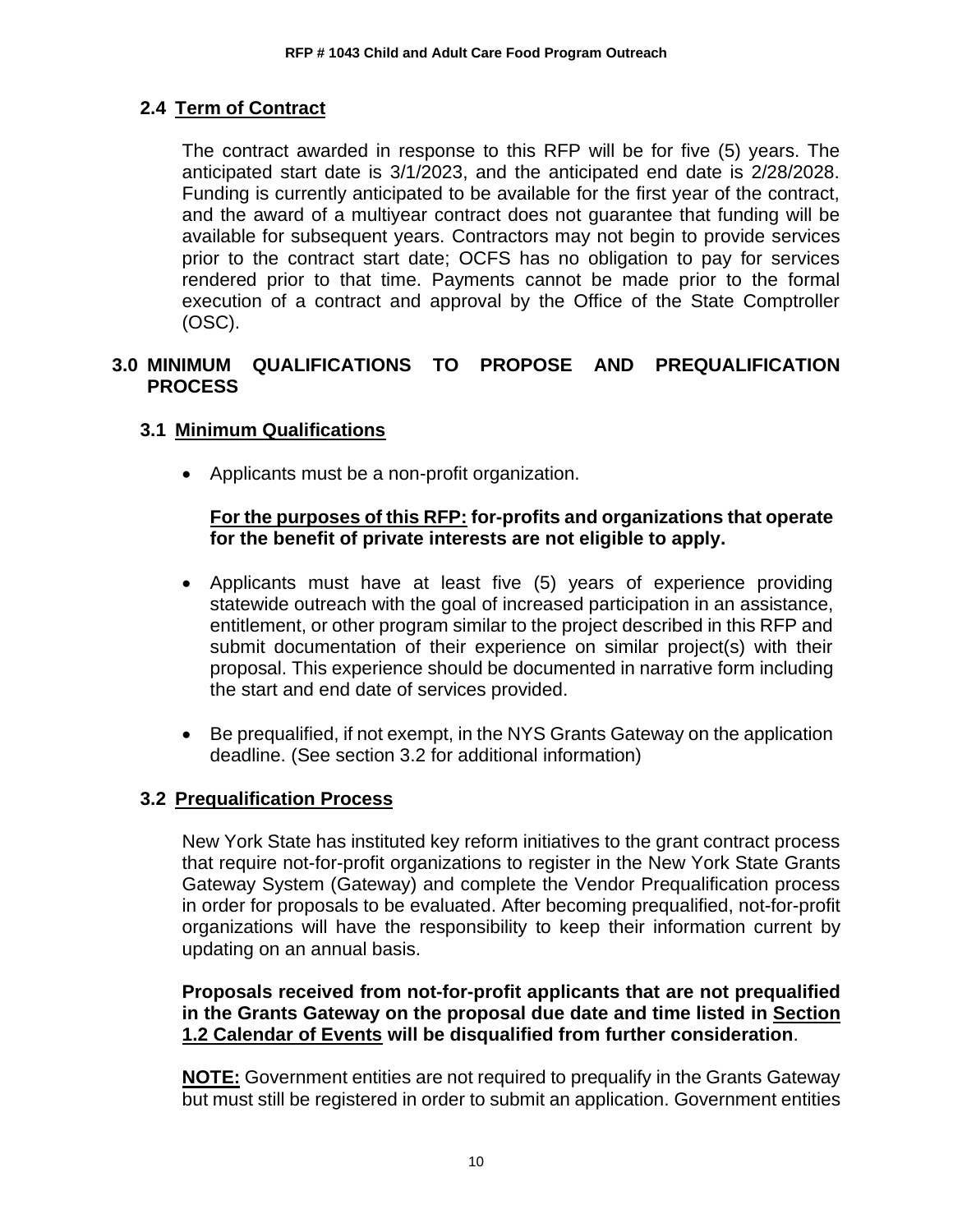## 2.4 Term of Contract

The contract awarded in response to this RFP will be for five (5) years. The anticipated start date is 3/1/2023, and the anticipated end date is 2/28/2028. Funding is currently anticipated to be available for the first year of the contract, and the award of a multiyear contract does not guarantee that funding will be available for subsequent years. Contractors may not begin to provide services prior to the contract start date; OCFS has no obligation to pay for services rendered prior to that time. Payments cannot be made prior to the formal execution of a contract and approval by the Office of the State Comptroller (OSC).

# 3.0 MINIMUM QUALIFICATIONS TO PROPOSE AND PREQUALIFICATION PROCESS

## 3.1 Minimum Qualifications

- Applicants must be a non-profit organization.

  **For the purposes of this RFP: for-profits and organizations that operate for the benefit of private interests are not eligible to apply.**

- Applicants must have at least five (5) years of experience providing statewide outreach with the goal of increased participation in an assistance, entitlement, or other program similar to the project described in this RFP and submit documentation of their experience on similar project(s) with their proposal. This experience should be documented in narrative form including the start and end date of services provided.

- Be prequalified, if not exempt, in the NYS Grants Gateway on the application deadline. (See section 3.2 for additional information)

## 3.2 Prequalification Process

New York State has instituted key reform initiatives to the grant contract process that require not-for-profit organizations to register in the New York State Grants Gateway System (Gateway) and complete the Vendor Prequalification process in order for proposals to be evaluated. After becoming prequalified, not-for-profit organizations will have the responsibility to keep their information current by updating on an annual basis.

**Proposals received from not-for-profit applicants that are not prequalified in the Grants Gateway on the proposal due date and time listed in Section 1.2 Calendar of Events will be disqualified from further consideration**.

**NOTE:** Government entities are not required to prequalify in the Grants Gateway but must still be registered in order to submit an application. Government entities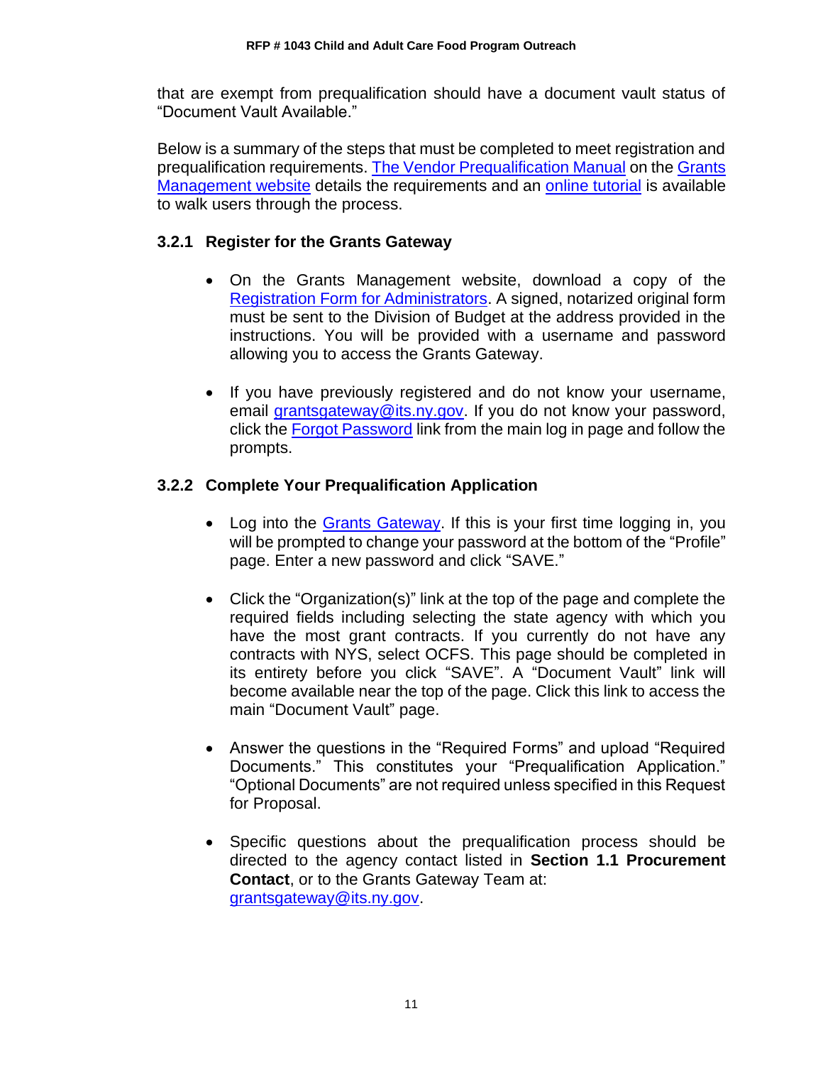that are exempt from prequalification should have a document vault status of “Document Vault Available.”

Below is a summary of the steps that must be completed to meet registration and prequalification requirements. The Vendor Prequalification Manual on the Grants Management website details the requirements and an online tutorial is available to walk users through the process.

### 3.2.1 Register for the Grants Gateway

- On the Grants Management website, download a copy of the Registration Form for Administrators. A signed, notarized original form must be sent to the Division of Budget at the address provided in the instructions. You will be provided with a username and password allowing you to access the Grants Gateway.

- If you have previously registered and do not know your username, email grantsgateway@its.ny.gov. If you do not know your password, click the Forgot Password link from the main log in page and follow the prompts.

### 3.2.2 Complete Your Prequalification Application

- Log into the Grants Gateway. If this is your first time logging in, you will be prompted to change your password at the bottom of the “Profile” page. Enter a new password and click “SAVE.”

- Click the “Organization(s)” link at the top of the page and complete the required fields including selecting the state agency with which you have the most grant contracts. If you currently do not have any contracts with NYS, select OCFS. This page should be completed in its entirety before you click “SAVE”. A “Document Vault” link will become available near the top of the page. Click this link to access the main “Document Vault” page.

- Answer the questions in the “Required Forms” and upload “Required Documents.” This constitutes your “Prequalification Application.” “Optional Documents” are not required unless specified in this Request for Proposal.

- Specific questions about the prequalification process should be directed to the agency contact listed in **Section 1.1 Procurement Contact**, or to the Grants Gateway Team at: grantsgateway@its.ny.gov.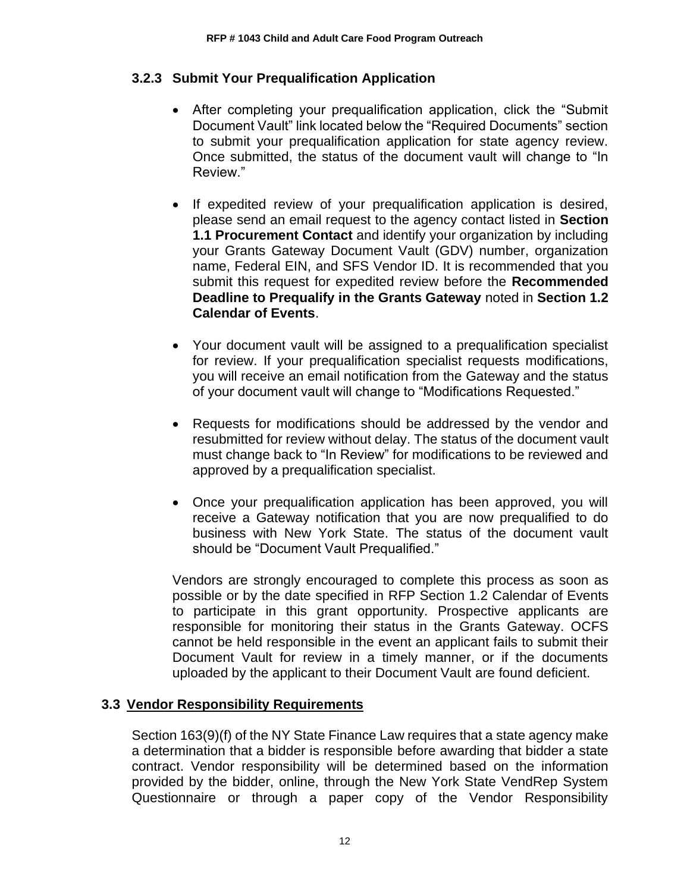### 3.2.3 Submit Your Prequalification Application

- After completing your prequalification application, click the “Submit Document Vault” link located below the “Required Documents” section to submit your prequalification application for state agency review. Once submitted, the status of the document vault will change to “In Review.”

- If expedited review of your prequalification application is desired, please send an email request to the agency contact listed in **Section 1.1 Procurement Contact** and identify your organization by including your Grants Gateway Document Vault (GDV) number, organization name, Federal EIN, and SFS Vendor ID. It is recommended that you submit this request for expedited review before the **Recommended Deadline to Prequalify in the Grants Gateway** noted in **Section 1.2 Calendar of Events**.

- Your document vault will be assigned to a prequalification specialist for review. If your prequalification specialist requests modifications, you will receive an email notification from the Gateway and the status of your document vault will change to “Modifications Requested.”

- Requests for modifications should be addressed by the vendor and resubmitted for review without delay. The status of the document vault must change back to “In Review” for modifications to be reviewed and approved by a prequalification specialist.

- Once your prequalification application has been approved, you will receive a Gateway notification that you are now prequalified to do business with New York State. The status of the document vault should be “Document Vault Prequalified.”

Vendors are strongly encouraged to complete this process as soon as possible or by the date specified in RFP Section 1.2 Calendar of Events to participate in this grant opportunity. Prospective applicants are responsible for monitoring their status in the Grants Gateway. OCFS cannot be held responsible in the event an applicant fails to submit their Document Vault for review in a timely manner, or if the documents uploaded by the applicant to their Document Vault are found deficient.

## 3.3 Vendor Responsibility Requirements

Section 163(9)(f) of the NY State Finance Law requires that a state agency make a determination that a bidder is responsible before awarding that bidder a state contract. Vendor responsibility will be determined based on the information provided by the bidder, online, through the New York State VendRep System Questionnaire or through a paper copy of the Vendor Responsibility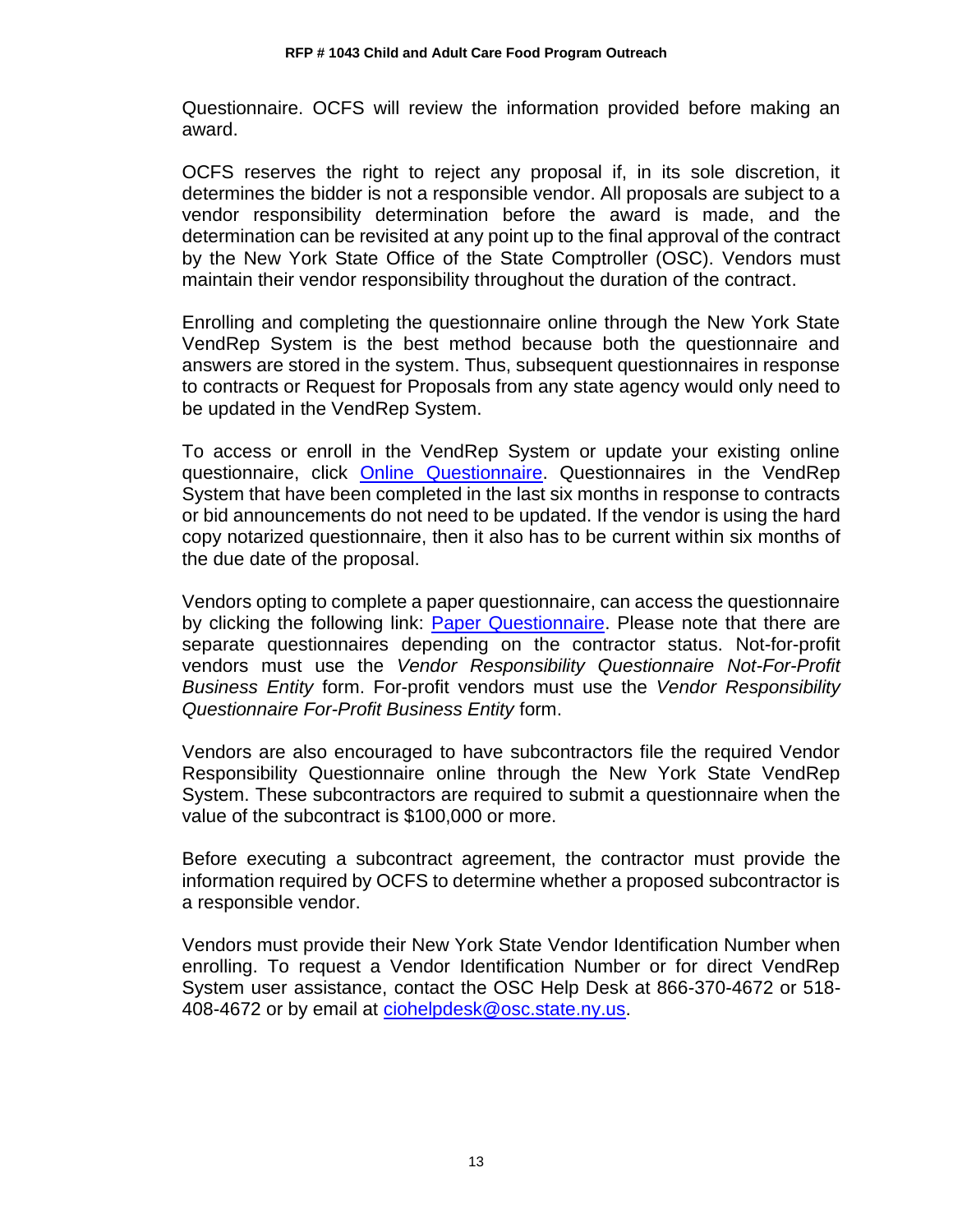Questionnaire. OCFS will review the information provided before making an award.

OCFS reserves the right to reject any proposal if, in its sole discretion, it determines the bidder is not a responsible vendor. All proposals are subject to a vendor responsibility determination before the award is made, and the determination can be revisited at any point up to the final approval of the contract by the New York State Office of the State Comptroller (OSC). Vendors must maintain their vendor responsibility throughout the duration of the contract.

Enrolling and completing the questionnaire online through the New York State VendRep System is the best method because both the questionnaire and answers are stored in the system. Thus, subsequent questionnaires in response to contracts or Request for Proposals from any state agency would only need to be updated in the VendRep System.

To access or enroll in the VendRep System or update your existing online questionnaire, click Online Questionnaire. Questionnaires in the VendRep System that have been completed in the last six months in response to contracts or bid announcements do not need to be updated. If the vendor is using the hard copy notarized questionnaire, then it also has to be current within six months of the due date of the proposal.

Vendors opting to complete a paper questionnaire, can access the questionnaire by clicking the following link: Paper Questionnaire. Please note that there are separate questionnaires depending on the contractor status. Not-for-profit vendors must use the *Vendor Responsibility Questionnaire Not-For-Profit Business Entity* form. For-profit vendors must use the *Vendor Responsibility Questionnaire For-Profit Business Entity* form.

Vendors are also encouraged to have subcontractors file the required Vendor Responsibility Questionnaire online through the New York State VendRep System. These subcontractors are required to submit a questionnaire when the value of the subcontract is $100,000 or more.

Before executing a subcontract agreement, the contractor must provide the information required by OCFS to determine whether a proposed subcontractor is a responsible vendor.

Vendors must provide their New York State Vendor Identification Number when enrolling. To request a Vendor Identification Number or for direct VendRep System user assistance, contact the OSC Help Desk at 866-370-4672 or 518-408-4672 or by email at ciohelpdesk@osc.state.ny.us.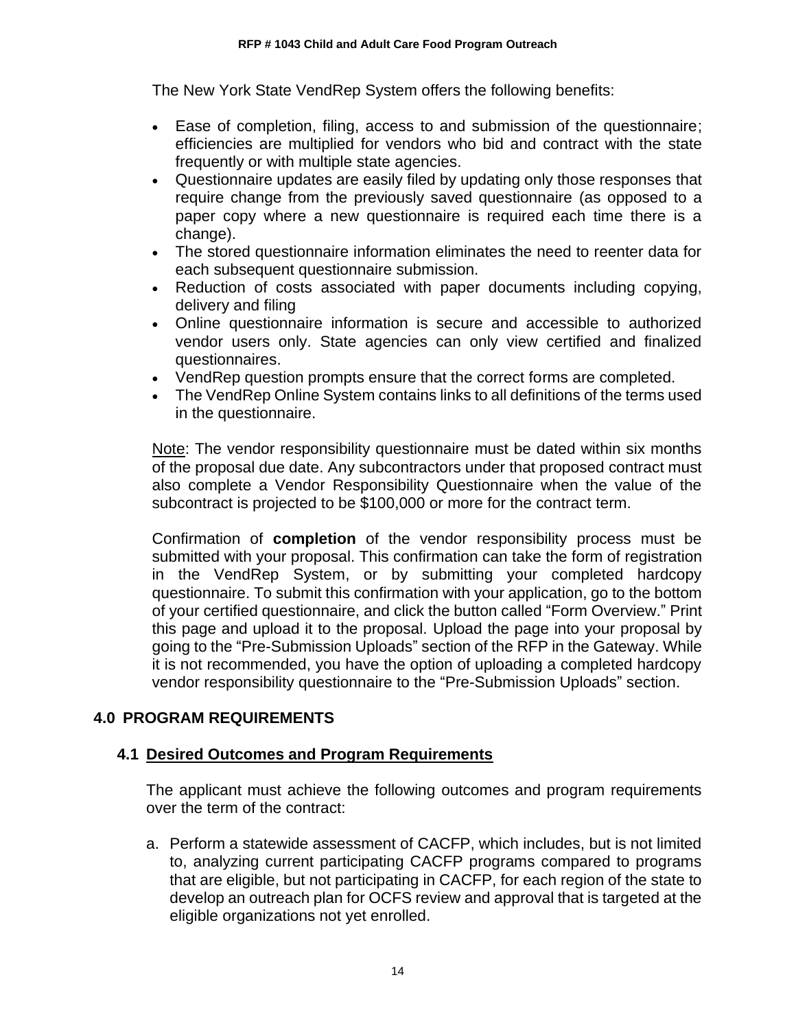The New York State VendRep System offers the following benefits:

- Ease of completion, filing, access to and submission of the questionnaire; efficiencies are multiplied for vendors who bid and contract with the state frequently or with multiple state agencies.
- Questionnaire updates are easily filed by updating only those responses that require change from the previously saved questionnaire (as opposed to a paper copy where a new questionnaire is required each time there is a change).
- The stored questionnaire information eliminates the need to reenter data for each subsequent questionnaire submission.
- Reduction of costs associated with paper documents including copying, delivery and filing
- Online questionnaire information is secure and accessible to authorized vendor users only. State agencies can only view certified and finalized questionnaires.
- VendRep question prompts ensure that the correct forms are completed.
- The VendRep Online System contains links to all definitions of the terms used in the questionnaire.

Note: The vendor responsibility questionnaire must be dated within six months of the proposal due date. Any subcontractors under that proposed contract must also complete a Vendor Responsibility Questionnaire when the value of the subcontract is projected to be $100,000 or more for the contract term.

Confirmation of **completion** of the vendor responsibility process must be submitted with your proposal. This confirmation can take the form of registration in the VendRep System, or by submitting your completed hardcopy questionnaire. To submit this confirmation with your application, go to the bottom of your certified questionnaire, and click the button called "Form Overview." Print this page and upload it to the proposal. Upload the page into your proposal by going to the "Pre-Submission Uploads" section of the RFP in the Gateway. While it is not recommended, you have the option of uploading a completed hardcopy vendor responsibility questionnaire to the "Pre-Submission Uploads" section.

## 4.0 PROGRAM REQUIREMENTS

### 4.1 Desired Outcomes and Program Requirements

The applicant must achieve the following outcomes and program requirements over the term of the contract:

a. Perform a statewide assessment of CACFP, which includes, but is not limited to, analyzing current participating CACFP programs compared to programs that are eligible, but not participating in CACFP, for each region of the state to develop an outreach plan for OCFS review and approval that is targeted at the eligible organizations not yet enrolled.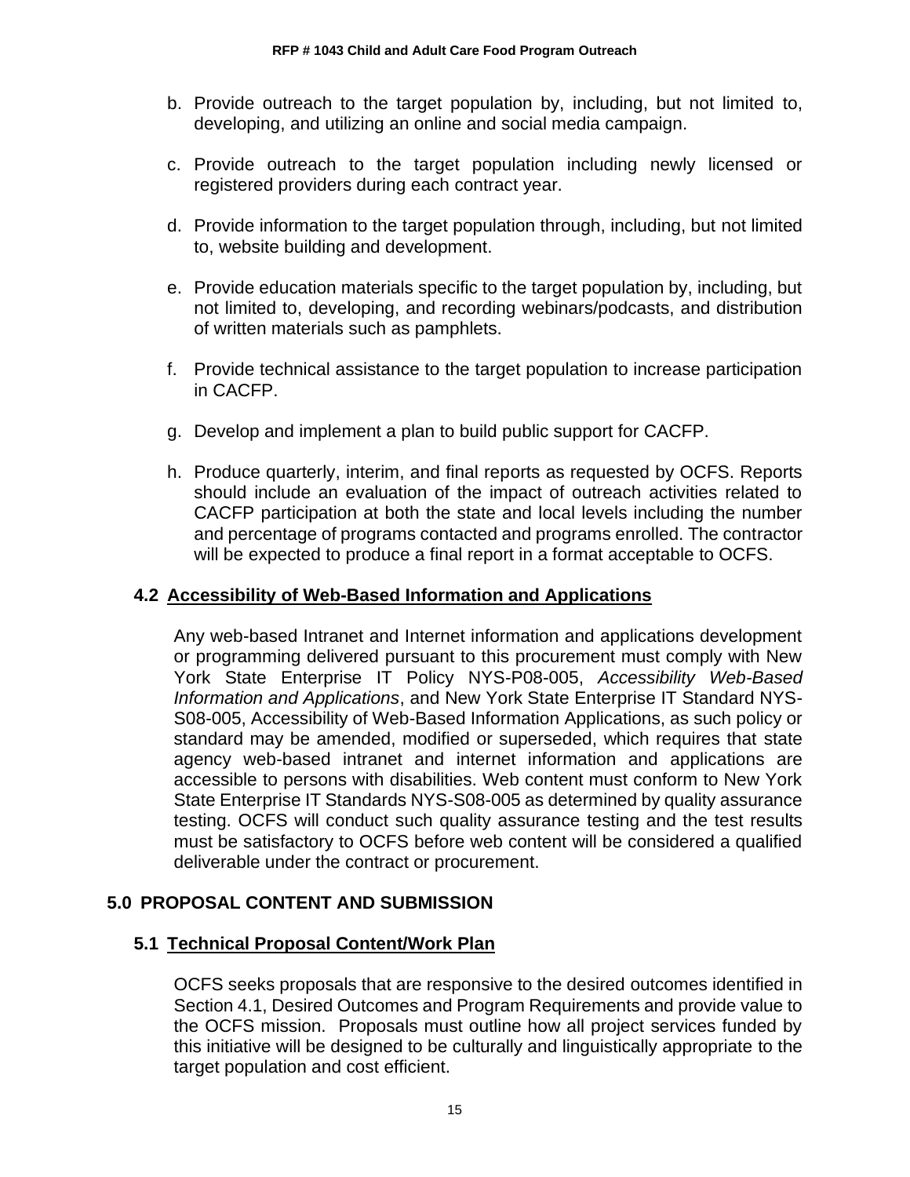b. Provide outreach to the target population by, including, but not limited to, developing, and utilizing an online and social media campaign.

c. Provide outreach to the target population including newly licensed or registered providers during each contract year.

d. Provide information to the target population through, including, but not limited to, website building and development.

e. Provide education materials specific to the target population by, including, but not limited to, developing, and recording webinars/podcasts, and distribution of written materials such as pamphlets.

f. Provide technical assistance to the target population to increase participation in CACFP.

g. Develop and implement a plan to build public support for CACFP.

h. Produce quarterly, interim, and final reports as requested by OCFS. Reports should include an evaluation of the impact of outreach activities related to CACFP participation at both the state and local levels including the number and percentage of programs contacted and programs enrolled. The contractor will be expected to produce a final report in a format acceptable to OCFS.

### 4.2 Accessibility of Web-Based Information and Applications

Any web-based Intranet and Internet information and applications development or programming delivered pursuant to this procurement must comply with New York State Enterprise IT Policy NYS-P08-005, *Accessibility Web-Based Information and Applications*, and New York State Enterprise IT Standard NYS-S08-005, Accessibility of Web-Based Information Applications, as such policy or standard may be amended, modified or superseded, which requires that state agency web-based intranet and internet information and applications are accessible to persons with disabilities. Web content must conform to New York State Enterprise IT Standards NYS-S08-005 as determined by quality assurance testing. OCFS will conduct such quality assurance testing and the test results must be satisfactory to OCFS before web content will be considered a qualified deliverable under the contract or procurement.

## 5.0 PROPOSAL CONTENT AND SUBMISSION

### 5.1 Technical Proposal Content/Work Plan

OCFS seeks proposals that are responsive to the desired outcomes identified in Section 4.1, Desired Outcomes and Program Requirements and provide value to the OCFS mission. Proposals must outline how all project services funded by this initiative will be designed to be culturally and linguistically appropriate to the target population and cost efficient.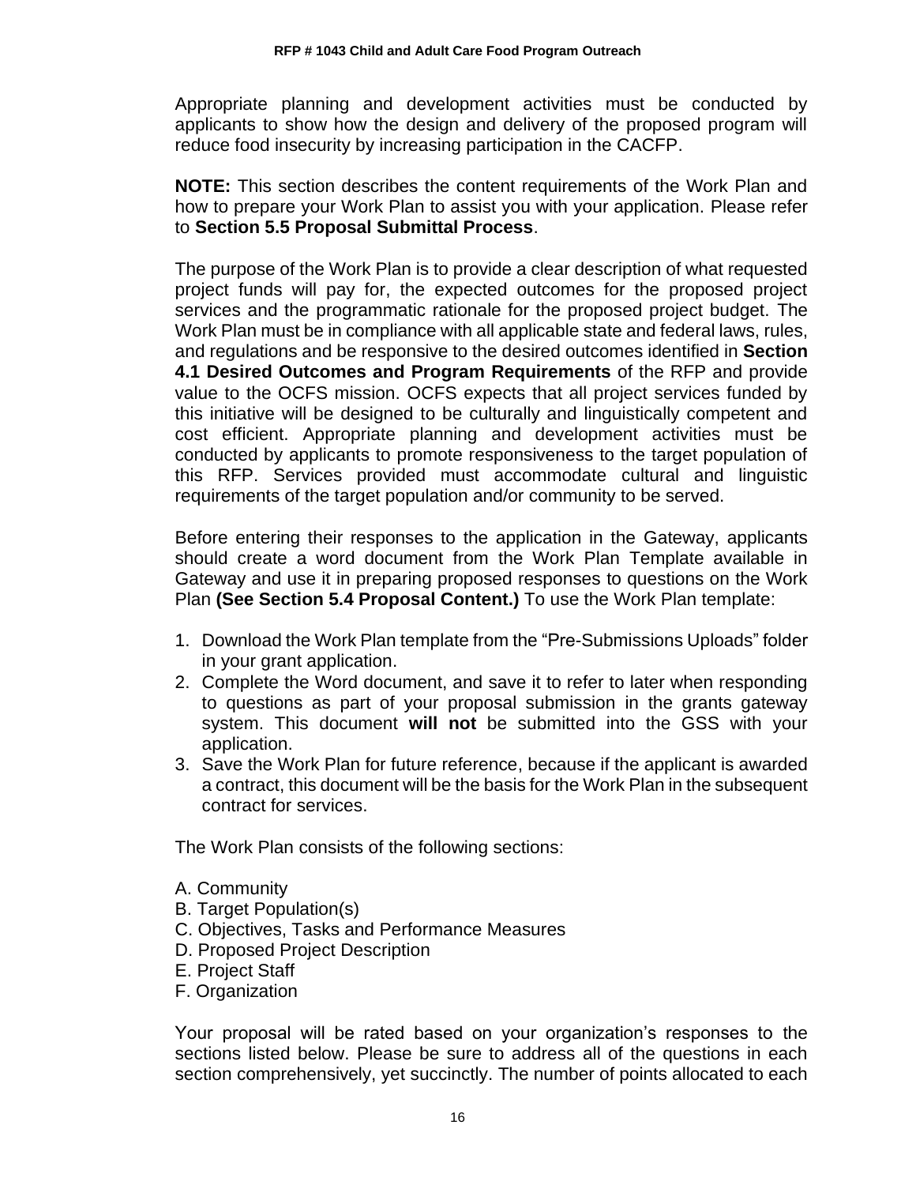Appropriate planning and development activities must be conducted by applicants to show how the design and delivery of the proposed program will reduce food insecurity by increasing participation in the CACFP.

**NOTE:** This section describes the content requirements of the Work Plan and how to prepare your Work Plan to assist you with your application. Please refer to **Section 5.5 Proposal Submittal Process**.

The purpose of the Work Plan is to provide a clear description of what requested project funds will pay for, the expected outcomes for the proposed project services and the programmatic rationale for the proposed project budget. The Work Plan must be in compliance with all applicable state and federal laws, rules, and regulations and be responsive to the desired outcomes identified in **Section 4.1 Desired Outcomes and Program Requirements** of the RFP and provide value to the OCFS mission. OCFS expects that all project services funded by this initiative will be designed to be culturally and linguistically competent and cost efficient. Appropriate planning and development activities must be conducted by applicants to promote responsiveness to the target population of this RFP. Services provided must accommodate cultural and linguistic requirements of the target population and/or community to be served.

Before entering their responses to the application in the Gateway, applicants should create a word document from the Work Plan Template available in Gateway and use it in preparing proposed responses to questions on the Work Plan **(See Section 5.4 Proposal Content.)** To use the Work Plan template:

1. Download the Work Plan template from the "Pre-Submissions Uploads" folder in your grant application.
2. Complete the Word document, and save it to refer to later when responding to questions as part of your proposal submission in the grants gateway system. This document **will not** be submitted into the GSS with your application.
3. Save the Work Plan for future reference, because if the applicant is awarded a contract, this document will be the basis for the Work Plan in the subsequent contract for services.

The Work Plan consists of the following sections:

A. Community
B. Target Population(s)
C. Objectives, Tasks and Performance Measures
D. Proposed Project Description
E. Project Staff
F. Organization

Your proposal will be rated based on your organization's responses to the sections listed below. Please be sure to address all of the questions in each section comprehensively, yet succinctly. The number of points allocated to each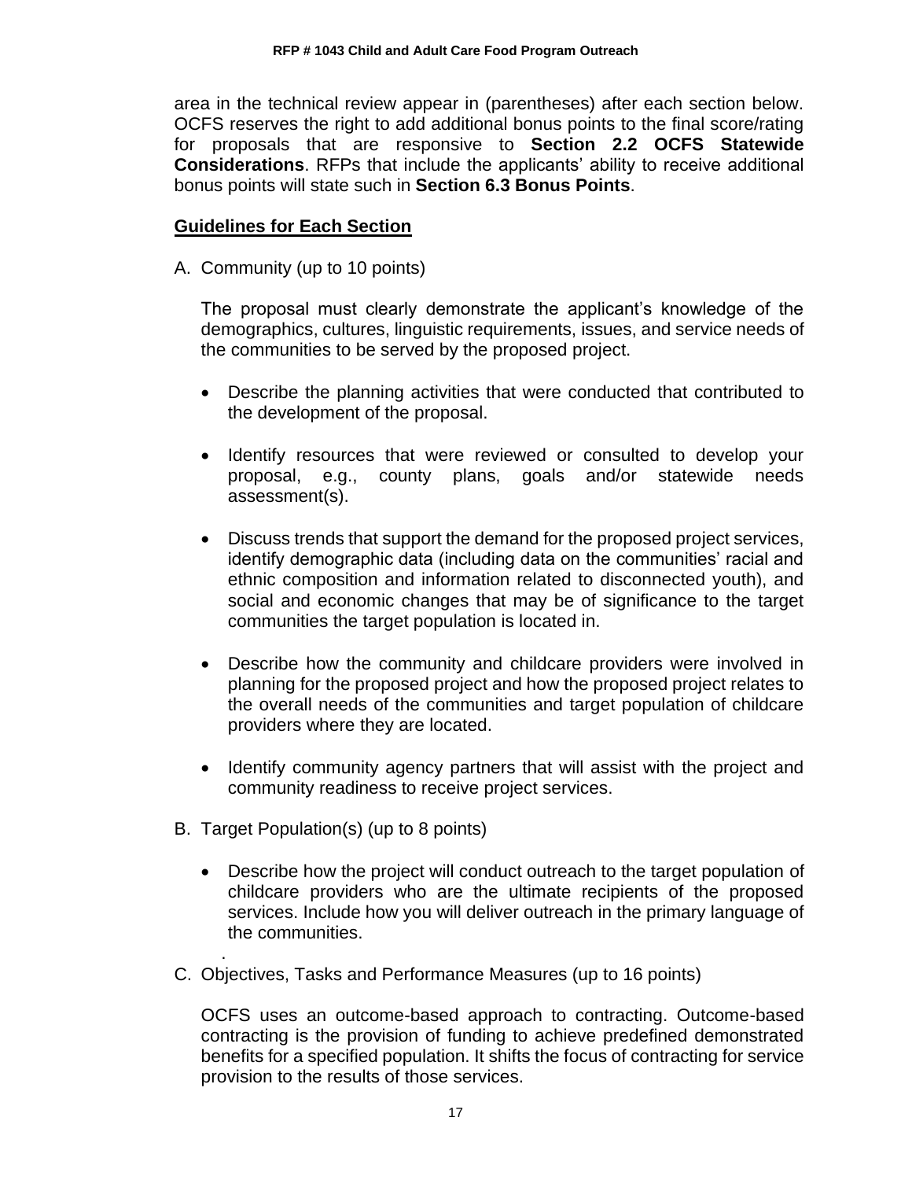area in the technical review appear in (parentheses) after each section below. OCFS reserves the right to add additional bonus points to the final score/rating for proposals that are responsive to **Section 2.2 OCFS Statewide Considerations**. RFPs that include the applicants' ability to receive additional bonus points will state such in **Section 6.3 Bonus Points**.

**Guidelines for Each Section**

A. Community (up to 10 points)

The proposal must clearly demonstrate the applicant's knowledge of the demographics, cultures, linguistic requirements, issues, and service needs of the communities to be served by the proposed project.

- Describe the planning activities that were conducted that contributed to the development of the proposal.
- Identify resources that were reviewed or consulted to develop your proposal, e.g., county plans, goals and/or statewide needs assessment(s).
- Discuss trends that support the demand for the proposed project services, identify demographic data (including data on the communities' racial and ethnic composition and information related to disconnected youth), and social and economic changes that may be of significance to the target communities the target population is located in.
- Describe how the community and childcare providers were involved in planning for the proposed project and how the proposed project relates to the overall needs of the communities and target population of childcare providers where they are located.
- Identify community agency partners that will assist with the project and community readiness to receive project services.

B. Target Population(s) (up to 8 points)

- Describe how the project will conduct outreach to the target population of childcare providers who are the ultimate recipients of the proposed services. Include how you will deliver outreach in the primary language of the communities.

.

C. Objectives, Tasks and Performance Measures (up to 16 points)

OCFS uses an outcome-based approach to contracting. Outcome-based contracting is the provision of funding to achieve predefined demonstrated benefits for a specified population. It shifts the focus of contracting for service provision to the results of those services.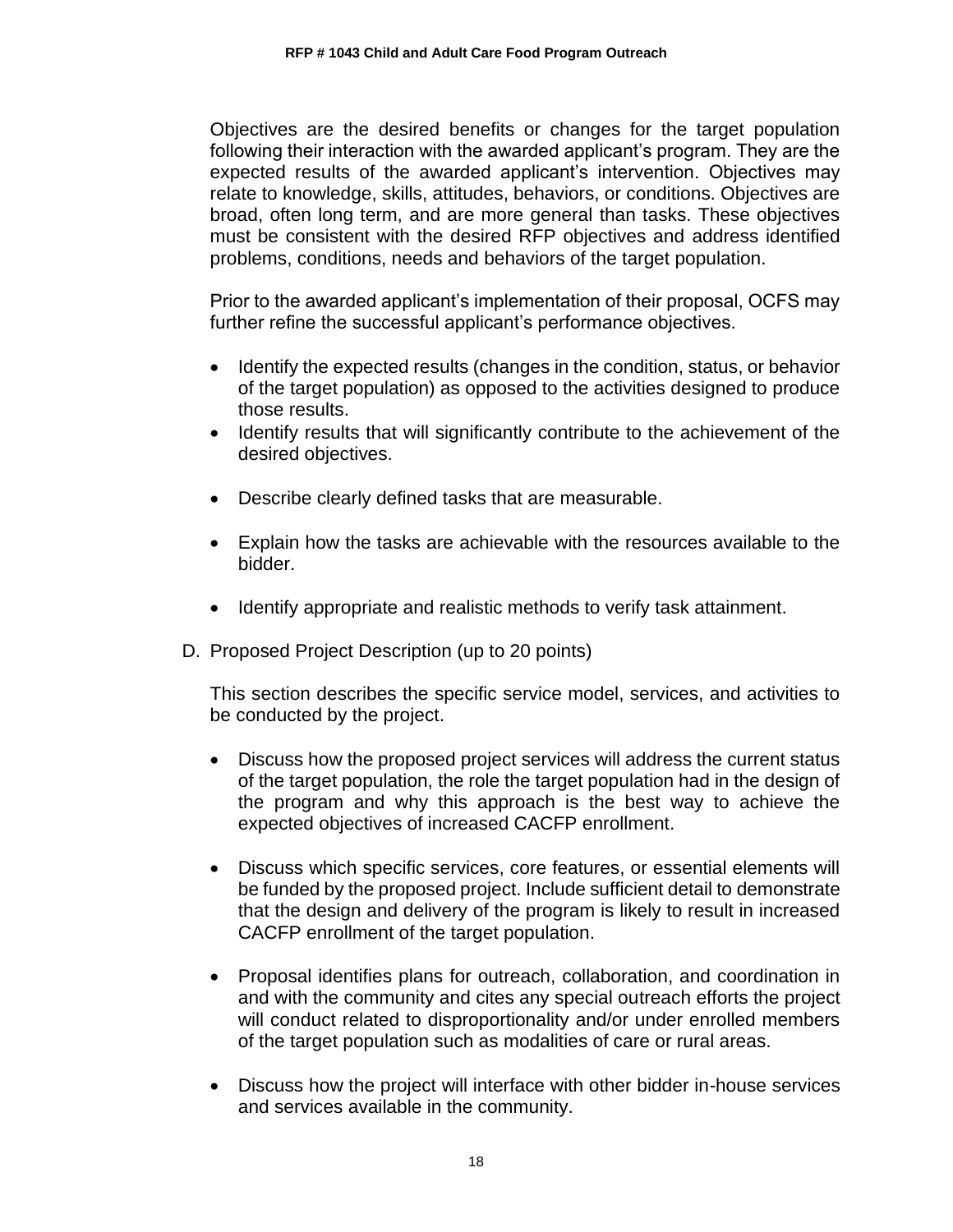Objectives are the desired benefits or changes for the target population following their interaction with the awarded applicant's program. They are the expected results of the awarded applicant's intervention. Objectives may relate to knowledge, skills, attitudes, behaviors, or conditions. Objectives are broad, often long term, and are more general than tasks. These objectives must be consistent with the desired RFP objectives and address identified problems, conditions, needs and behaviors of the target population.

Prior to the awarded applicant's implementation of their proposal, OCFS may further refine the successful applicant's performance objectives.

- Identify the expected results (changes in the condition, status, or behavior of the target population) as opposed to the activities designed to produce those results.
- Identify results that will significantly contribute to the achievement of the desired objectives.
- Describe clearly defined tasks that are measurable.
- Explain how the tasks are achievable with the resources available to the bidder.
- Identify appropriate and realistic methods to verify task attainment.

D. Proposed Project Description (up to 20 points)

This section describes the specific service model, services, and activities to be conducted by the project.

- Discuss how the proposed project services will address the current status of the target population, the role the target population had in the design of the program and why this approach is the best way to achieve the expected objectives of increased CACFP enrollment.
- Discuss which specific services, core features, or essential elements will be funded by the proposed project. Include sufficient detail to demonstrate that the design and delivery of the program is likely to result in increased CACFP enrollment of the target population.
- Proposal identifies plans for outreach, collaboration, and coordination in and with the community and cites any special outreach efforts the project will conduct related to disproportionality and/or under enrolled members of the target population such as modalities of care or rural areas.
- Discuss how the project will interface with other bidder in-house services and services available in the community.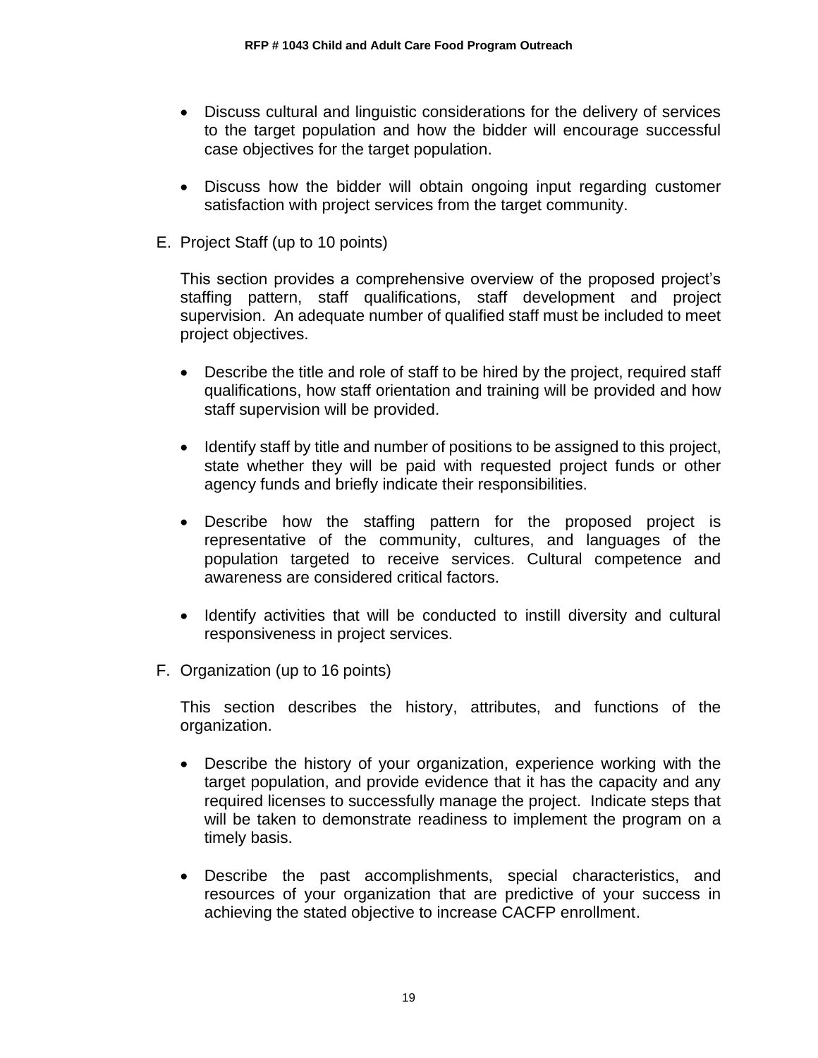- Discuss cultural and linguistic considerations for the delivery of services to the target population and how the bidder will encourage successful case objectives for the target population.

- Discuss how the bidder will obtain ongoing input regarding customer satisfaction with project services from the target community.

E. Project Staff (up to 10 points)

This section provides a comprehensive overview of the proposed project's staffing pattern, staff qualifications, staff development and project supervision. An adequate number of qualified staff must be included to meet project objectives.

- Describe the title and role of staff to be hired by the project, required staff qualifications, how staff orientation and training will be provided and how staff supervision will be provided.

- Identify staff by title and number of positions to be assigned to this project, state whether they will be paid with requested project funds or other agency funds and briefly indicate their responsibilities.

- Describe how the staffing pattern for the proposed project is representative of the community, cultures, and languages of the population targeted to receive services. Cultural competence and awareness are considered critical factors.

- Identify activities that will be conducted to instill diversity and cultural responsiveness in project services.

F. Organization (up to 16 points)

This section describes the history, attributes, and functions of the organization.

- Describe the history of your organization, experience working with the target population, and provide evidence that it has the capacity and any required licenses to successfully manage the project. Indicate steps that will be taken to demonstrate readiness to implement the program on a timely basis.

- Describe the past accomplishments, special characteristics, and resources of your organization that are predictive of your success in achieving the stated objective to increase CACFP enrollment.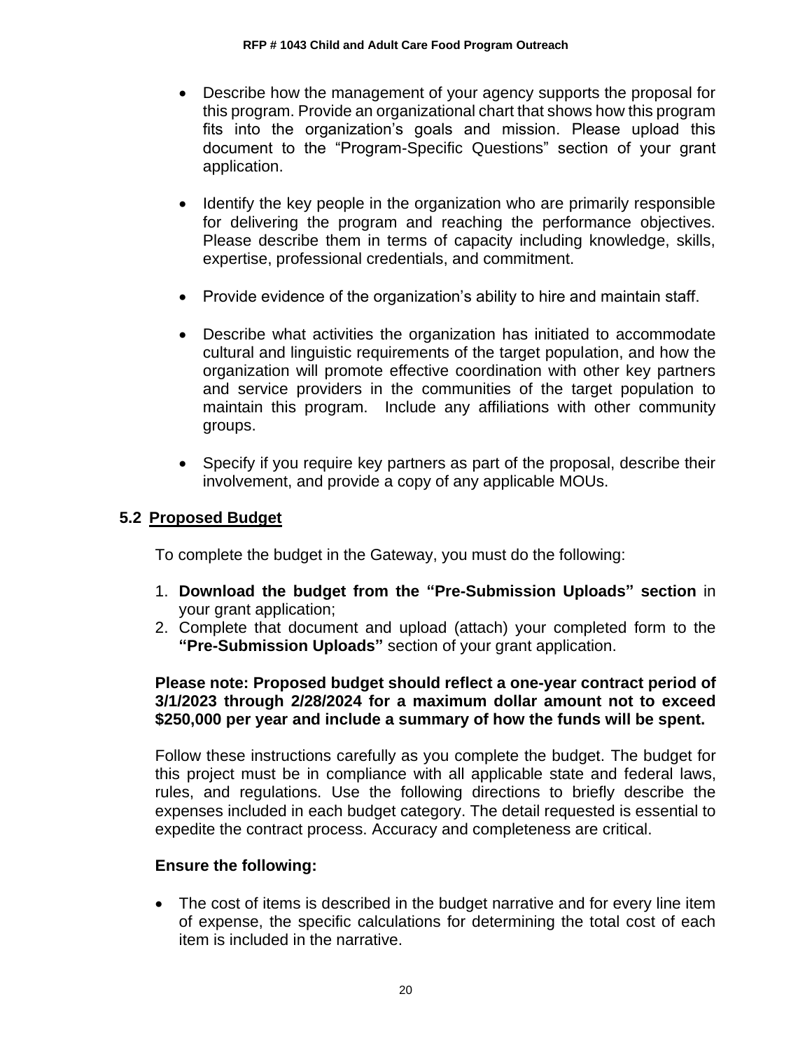- Describe how the management of your agency supports the proposal for this program. Provide an organizational chart that shows how this program fits into the organization's goals and mission. Please upload this document to the "Program-Specific Questions" section of your grant application.

- Identify the key people in the organization who are primarily responsible for delivering the program and reaching the performance objectives. Please describe them in terms of capacity including knowledge, skills, expertise, professional credentials, and commitment.

- Provide evidence of the organization's ability to hire and maintain staff.

- Describe what activities the organization has initiated to accommodate cultural and linguistic requirements of the target population, and how the organization will promote effective coordination with other key partners and service providers in the communities of the target population to maintain this program. Include any affiliations with other community groups.

- Specify if you require key partners as part of the proposal, describe their involvement, and provide a copy of any applicable MOUs.

### 5.2 Proposed Budget

To complete the budget in the Gateway, you must do the following:

1. **Download the budget from the "Pre-Submission Uploads" section** in your grant application;
2. Complete that document and upload (attach) your completed form to the **"Pre-Submission Uploads"** section of your grant application.

**Please note: Proposed budget should reflect a one-year contract period of 3/1/2023 through 2/28/2024 for a maximum dollar amount not to exceed $250,000 per year and include a summary of how the funds will be spent.**

Follow these instructions carefully as you complete the budget. The budget for this project must be in compliance with all applicable state and federal laws, rules, and regulations. Use the following directions to briefly describe the expenses included in each budget category. The detail requested is essential to expedite the contract process. Accuracy and completeness are critical.

**Ensure the following:**

- The cost of items is described in the budget narrative and for every line item of expense, the specific calculations for determining the total cost of each item is included in the narrative.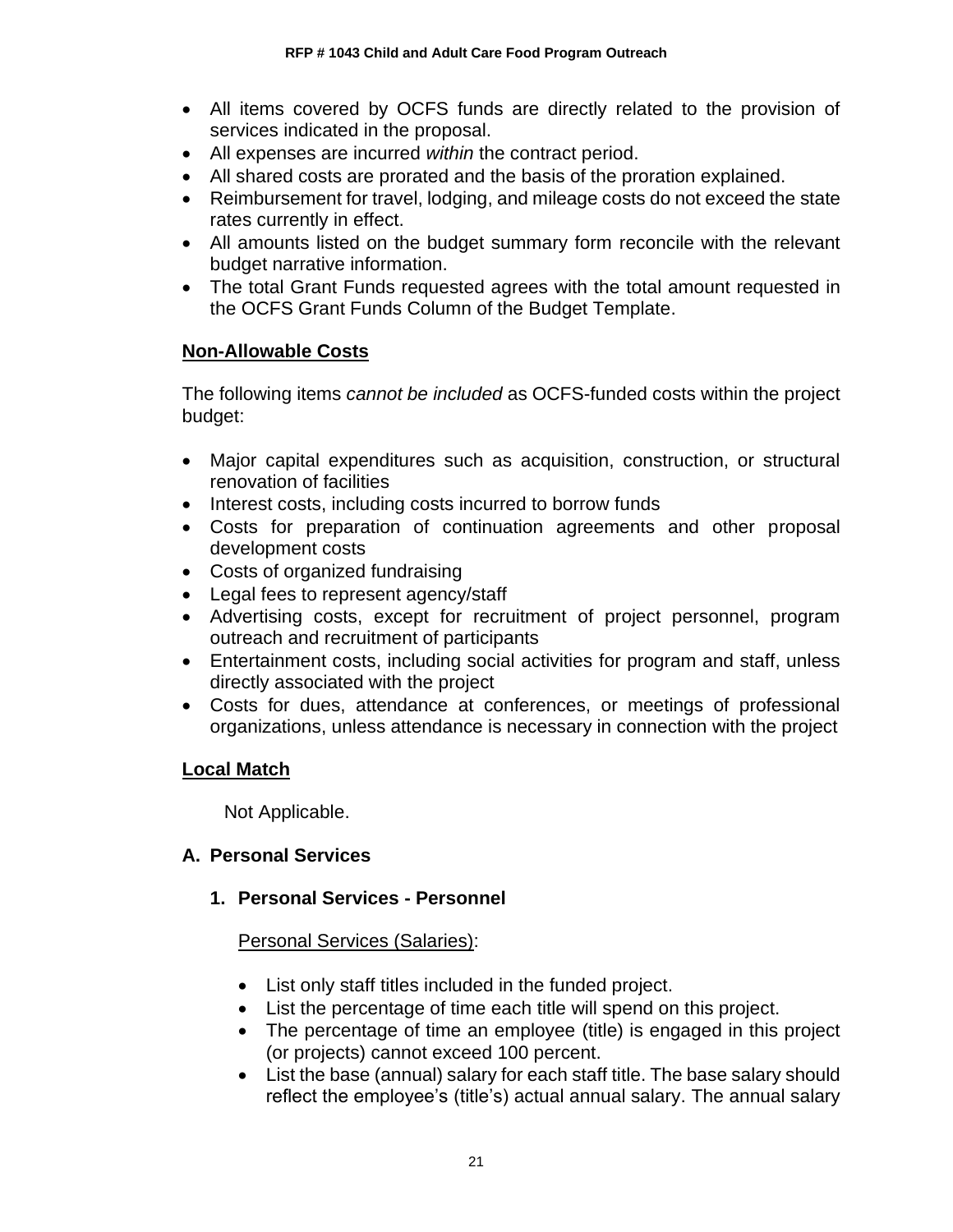- All items covered by OCFS funds are directly related to the provision of services indicated in the proposal.
- All expenses are incurred *within* the contract period.
- All shared costs are prorated and the basis of the proration explained.
- Reimbursement for travel, lodging, and mileage costs do not exceed the state rates currently in effect.
- All amounts listed on the budget summary form reconcile with the relevant budget narrative information.
- The total Grant Funds requested agrees with the total amount requested in the OCFS Grant Funds Column of the Budget Template.

## Non-Allowable Costs

The following items *cannot be included* as OCFS-funded costs within the project budget:

- Major capital expenditures such as acquisition, construction, or structural renovation of facilities
- Interest costs, including costs incurred to borrow funds
- Costs for preparation of continuation agreements and other proposal development costs
- Costs of organized fundraising
- Legal fees to represent agency/staff
- Advertising costs, except for recruitment of project personnel, program outreach and recruitment of participants
- Entertainment costs, including social activities for program and staff, unless directly associated with the project
- Costs for dues, attendance at conferences, or meetings of professional organizations, unless attendance is necessary in connection with the project

## Local Match

Not Applicable.

## A. Personal Services

### 1. Personal Services - Personnel

Personal Services (Salaries):

- List only staff titles included in the funded project.
- List the percentage of time each title will spend on this project.
- The percentage of time an employee (title) is engaged in this project (or projects) cannot exceed 100 percent.
- List the base (annual) salary for each staff title. The base salary should reflect the employee's (title's) actual annual salary. The annual salary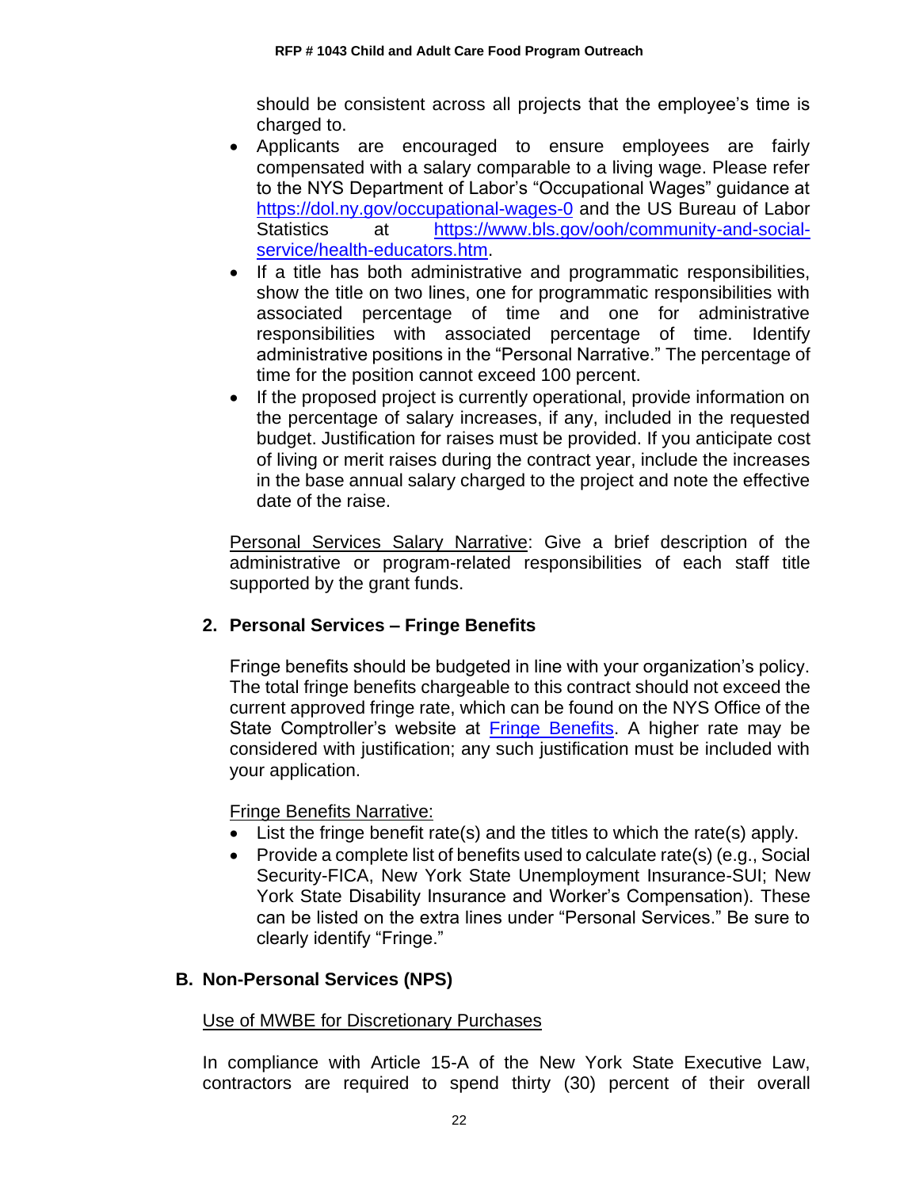should be consistent across all projects that the employee's time is charged to.

- Applicants are encouraged to ensure employees are fairly compensated with a salary comparable to a living wage. Please refer to the NYS Department of Labor's "Occupational Wages" guidance at [https://dol.ny.gov/occupational-wages-0](https://dol.ny.gov/occupational-wages-0) and the US Bureau of Labor Statistics at [https://www.bls.gov/ooh/community-and-social-service/health-educators.htm](https://www.bls.gov/ooh/community-and-social-service/health-educators.htm).
- If a title has both administrative and programmatic responsibilities, show the title on two lines, one for programmatic responsibilities with associated percentage of time and one for administrative responsibilities with associated percentage of time. Identify administrative positions in the "Personal Narrative." The percentage of time for the position cannot exceed 100 percent.
- If the proposed project is currently operational, provide information on the percentage of salary increases, if any, included in the requested budget. Justification for raises must be provided. If you anticipate cost of living or merit raises during the contract year, include the increases in the base annual salary charged to the project and note the effective date of the raise.

<u>Personal Services Salary Narrative</u>: Give a brief description of the administrative or program-related responsibilities of each staff title supported by the grant funds.

### 2. Personal Services – Fringe Benefits

Fringe benefits should be budgeted in line with your organization's policy. The total fringe benefits chargeable to this contract should not exceed the current approved fringe rate, which can be found on the NYS Office of the State Comptroller's website at [Fringe Benefits](). A higher rate may be considered with justification; any such justification must be included with your application.

<u>Fringe Benefits Narrative:</u>

- List the fringe benefit rate(s) and the titles to which the rate(s) apply.
- Provide a complete list of benefits used to calculate rate(s) (e.g., Social Security-FICA, New York State Unemployment Insurance-SUI; New York State Disability Insurance and Worker's Compensation). These can be listed on the extra lines under "Personal Services." Be sure to clearly identify "Fringe."

## B. Non-Personal Services (NPS)

<u>Use of MWBE for Discretionary Purchases</u>

In compliance with Article 15-A of the New York State Executive Law, contractors are required to spend thirty (30) percent of their overall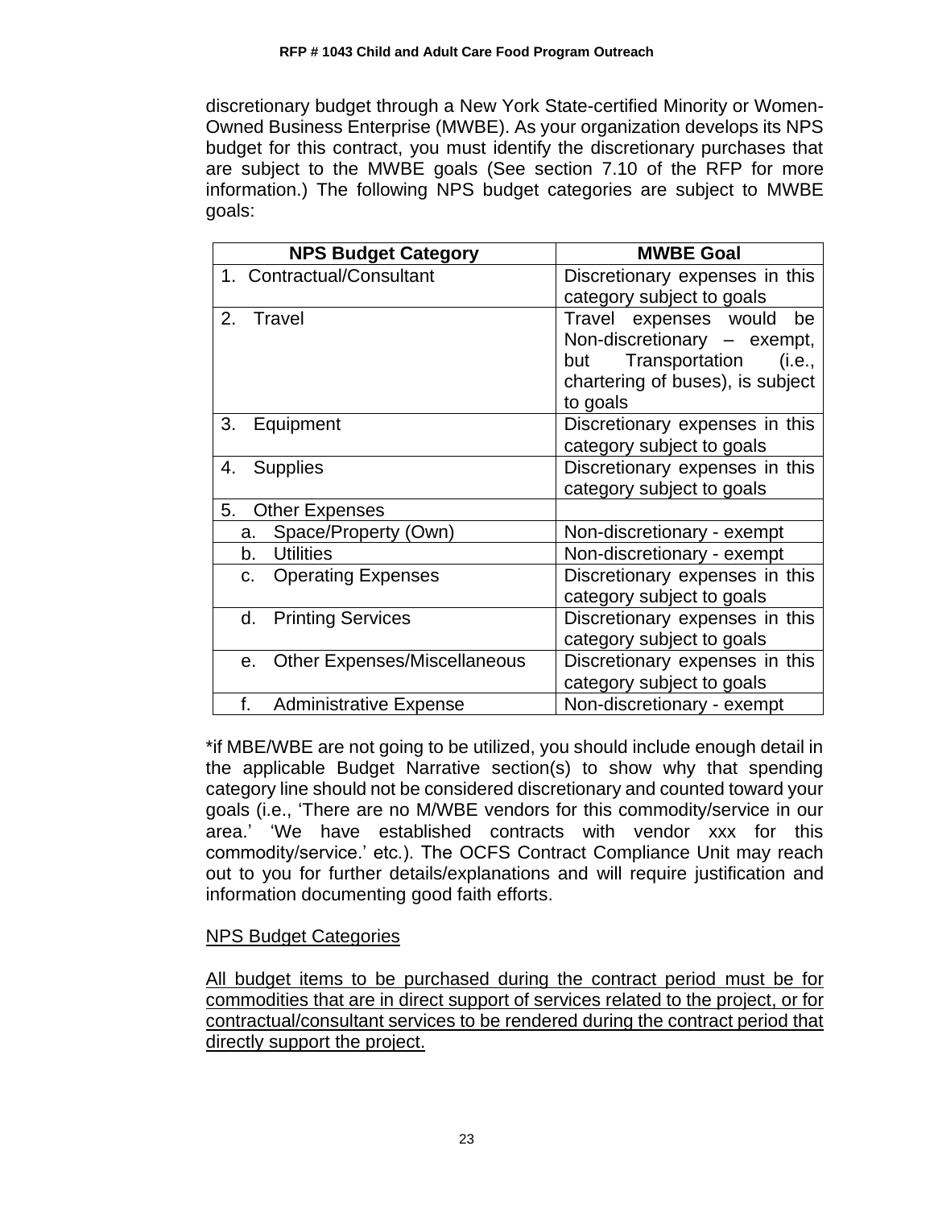discretionary budget through a New York State-certified Minority or Women-Owned Business Enterprise (MWBE). As your organization develops its NPS budget for this contract, you must identify the discretionary purchases that are subject to the MWBE goals (See section 7.10 of the RFP for more information.) The following NPS budget categories are subject to MWBE goals:

| NPS Budget Category | MWBE Goal |
|---|---|
| 1. Contractual/Consultant | Discretionary expenses in this category subject to goals |
| 2. Travel | Travel expenses would be Non-discretionary – exempt, but Transportation (i.e., chartering of buses), is subject to goals |
| 3. Equipment | Discretionary expenses in this category subject to goals |
| 4. Supplies | Discretionary expenses in this category subject to goals |
| 5. Other Expenses | |
| a. Space/Property (Own) | Non-discretionary - exempt |
| b. Utilities | Non-discretionary - exempt |
| c. Operating Expenses | Discretionary expenses in this category subject to goals |
| d. Printing Services | Discretionary expenses in this category subject to goals |
| e. Other Expenses/Miscellaneous | Discretionary expenses in this category subject to goals |
| f. Administrative Expense | Non-discretionary - exempt |

*if MBE/WBE are not going to be utilized, you should include enough detail in the applicable Budget Narrative section(s) to show why that spending category line should not be considered discretionary and counted toward your goals (i.e., 'There are no M/WBE vendors for this commodity/service in our area.' 'We have established contracts with vendor xxx for this commodity/service.' etc.). The OCFS Contract Compliance Unit may reach out to you for further details/explanations and will require justification and information documenting good faith efforts.

<u>NPS Budget Categories</u>

<u>All budget items to be purchased during the contract period must be for commodities that are in direct support of services related to the project, or for contractual/consultant services to be rendered during the contract period that directly support the project.</u>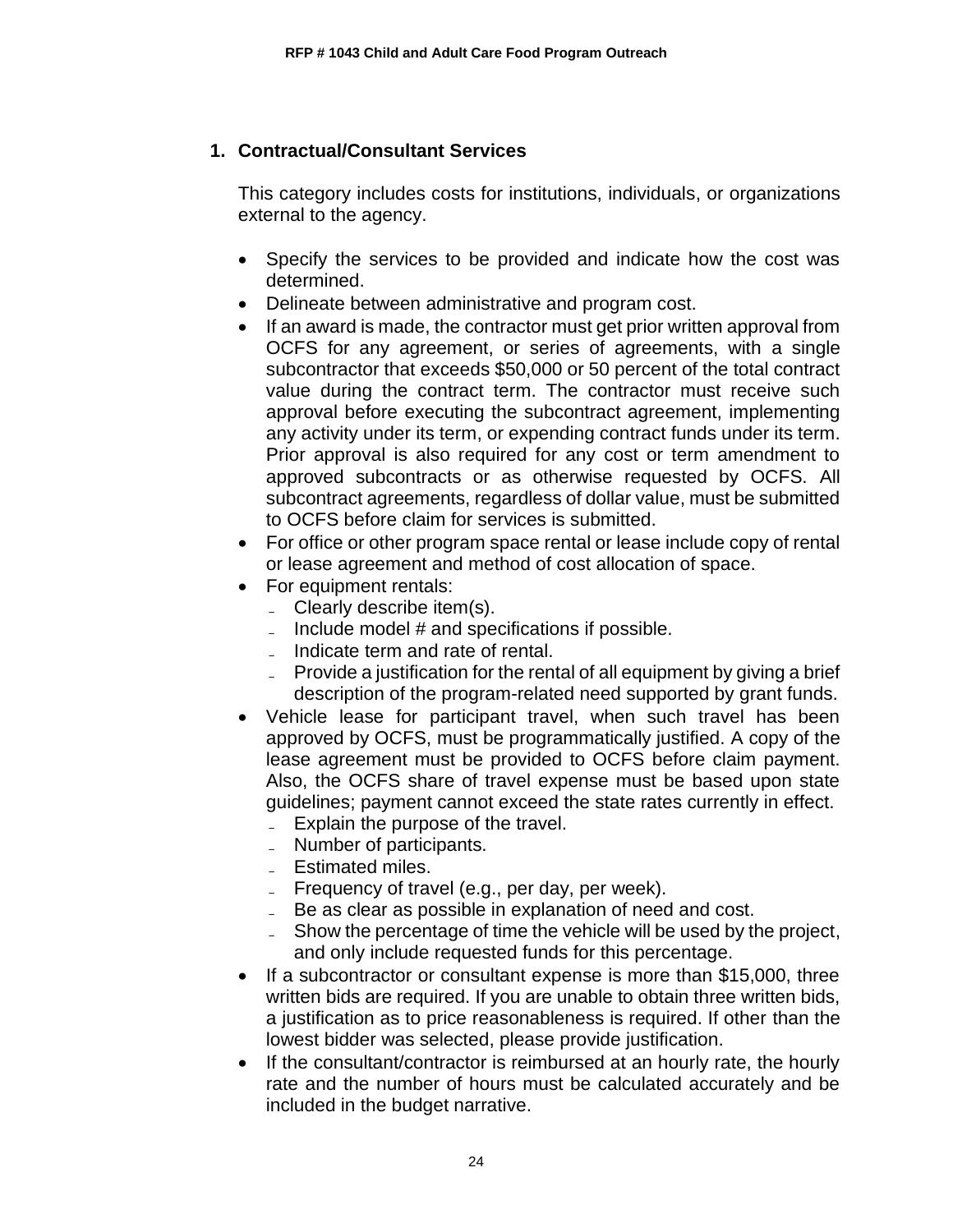## 1. Contractual/Consultant Services

This category includes costs for institutions, individuals, or organizations external to the agency.

- Specify the services to be provided and indicate how the cost was determined.
- Delineate between administrative and program cost.
- If an award is made, the contractor must get prior written approval from OCFS for any agreement, or series of agreements, with a single subcontractor that exceeds $50,000 or 50 percent of the total contract value during the contract term. The contractor must receive such approval before executing the subcontract agreement, implementing any activity under its term, or expending contract funds under its term. Prior approval is also required for any cost or term amendment to approved subcontracts or as otherwise requested by OCFS. All subcontract agreements, regardless of dollar value, must be submitted to OCFS before claim for services is submitted.
- For office or other program space rental or lease include copy of rental or lease agreement and method of cost allocation of space.
- For equipment rentals:
  - Clearly describe item(s).
  - Include model # and specifications if possible.
  - Indicate term and rate of rental.
  - Provide a justification for the rental of all equipment by giving a brief description of the program-related need supported by grant funds.
- Vehicle lease for participant travel, when such travel has been approved by OCFS, must be programmatically justified. A copy of the lease agreement must be provided to OCFS before claim payment. Also, the OCFS share of travel expense must be based upon state guidelines; payment cannot exceed the state rates currently in effect.
  - Explain the purpose of the travel.
  - Number of participants.
  - Estimated miles.
  - Frequency of travel (e.g., per day, per week).
  - Be as clear as possible in explanation of need and cost.
  - Show the percentage of time the vehicle will be used by the project, and only include requested funds for this percentage.
- If a subcontractor or consultant expense is more than $15,000, three written bids are required. If you are unable to obtain three written bids, a justification as to price reasonableness is required. If other than the lowest bidder was selected, please provide justification.
- If the consultant/contractor is reimbursed at an hourly rate, the hourly rate and the number of hours must be calculated accurately and be included in the budget narrative.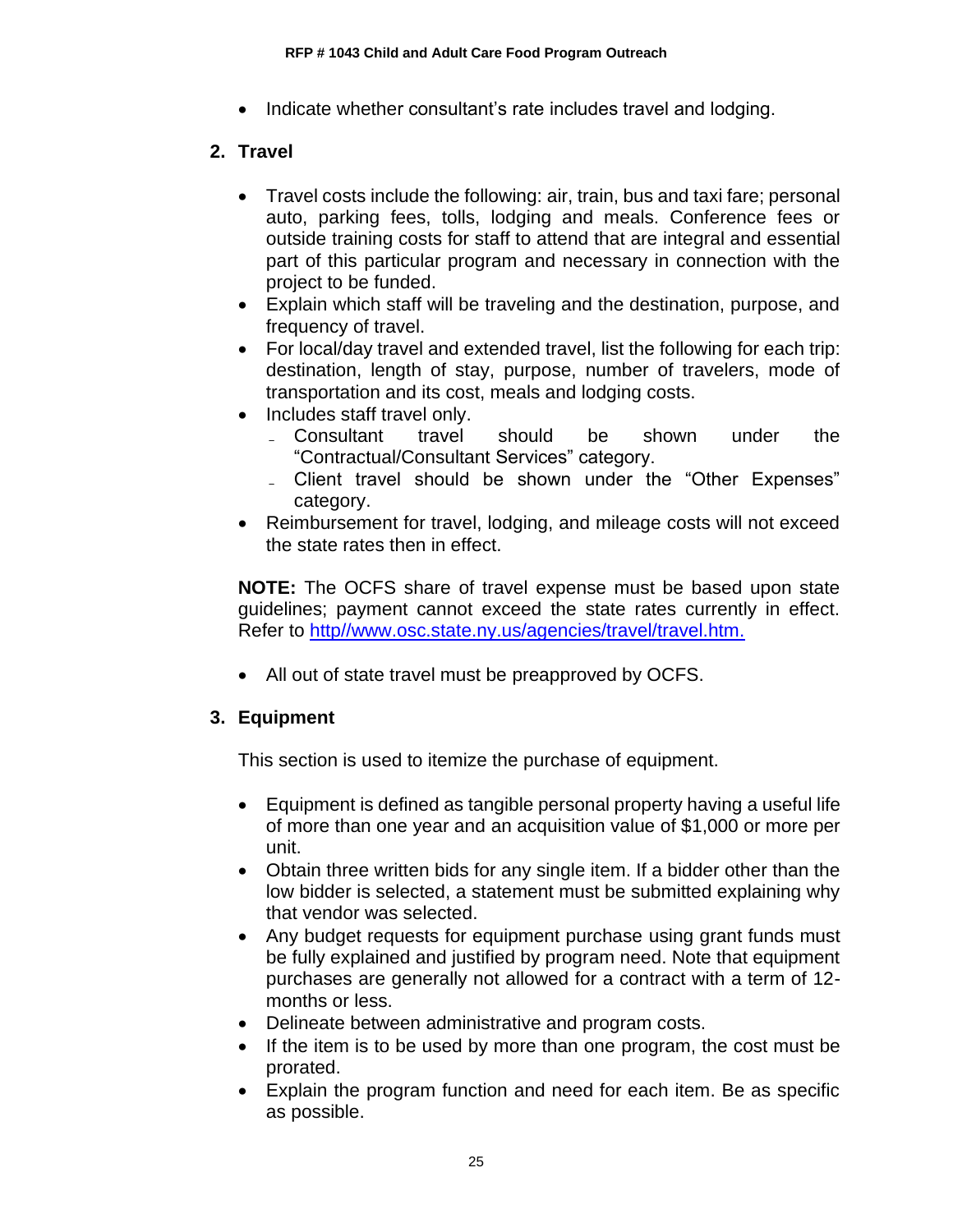- Indicate whether consultant's rate includes travel and lodging.

## 2. Travel

- Travel costs include the following: air, train, bus and taxi fare; personal auto, parking fees, tolls, lodging and meals. Conference fees or outside training costs for staff to attend that are integral and essential part of this particular program and necessary in connection with the project to be funded.
- Explain which staff will be traveling and the destination, purpose, and frequency of travel.
- For local/day travel and extended travel, list the following for each trip: destination, length of stay, purpose, number of travelers, mode of transportation and its cost, meals and lodging costs.
- Includes staff travel only.
  - Consultant travel should be shown under the "Contractual/Consultant Services" category.
  - Client travel should be shown under the "Other Expenses" category.
- Reimbursement for travel, lodging, and mileage costs will not exceed the state rates then in effect.

**NOTE:** The OCFS share of travel expense must be based upon state guidelines; payment cannot exceed the state rates currently in effect. Refer to http//www.osc.state.ny.us/agencies/travel/travel.htm.

- All out of state travel must be preapproved by OCFS.

## 3. Equipment

This section is used to itemize the purchase of equipment.

- Equipment is defined as tangible personal property having a useful life of more than one year and an acquisition value of $1,000 or more per unit.
- Obtain three written bids for any single item. If a bidder other than the low bidder is selected, a statement must be submitted explaining why that vendor was selected.
- Any budget requests for equipment purchase using grant funds must be fully explained and justified by program need. Note that equipment purchases are generally not allowed for a contract with a term of 12-months or less.
- Delineate between administrative and program costs.
- If the item is to be used by more than one program, the cost must be prorated.
- Explain the program function and need for each item. Be as specific as possible.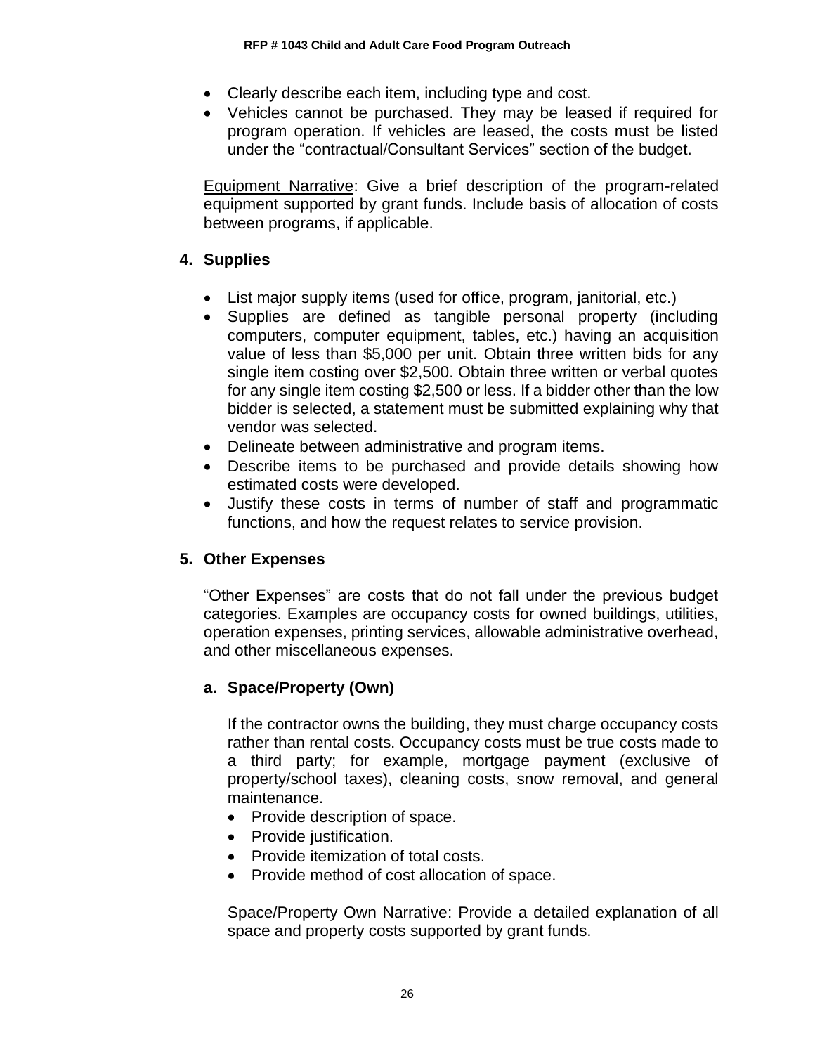- Clearly describe each item, including type and cost.
- Vehicles cannot be purchased. They may be leased if required for program operation. If vehicles are leased, the costs must be listed under the "contractual/Consultant Services" section of the budget.

Equipment Narrative: Give a brief description of the program-related equipment supported by grant funds. Include basis of allocation of costs between programs, if applicable.

## 4. Supplies

- List major supply items (used for office, program, janitorial, etc.)
- Supplies are defined as tangible personal property (including computers, computer equipment, tables, etc.) having an acquisition value of less than $5,000 per unit. Obtain three written bids for any single item costing over $2,500. Obtain three written or verbal quotes for any single item costing $2,500 or less. If a bidder other than the low bidder is selected, a statement must be submitted explaining why that vendor was selected.
- Delineate between administrative and program items.
- Describe items to be purchased and provide details showing how estimated costs were developed.
- Justify these costs in terms of number of staff and programmatic functions, and how the request relates to service provision.

## 5. Other Expenses

"Other Expenses" are costs that do not fall under the previous budget categories. Examples are occupancy costs for owned buildings, utilities, operation expenses, printing services, allowable administrative overhead, and other miscellaneous expenses.

### a. Space/Property (Own)

If the contractor owns the building, they must charge occupancy costs rather than rental costs. Occupancy costs must be true costs made to a third party; for example, mortgage payment (exclusive of property/school taxes), cleaning costs, snow removal, and general maintenance.

- Provide description of space.
- Provide justification.
- Provide itemization of total costs.
- Provide method of cost allocation of space.

Space/Property Own Narrative: Provide a detailed explanation of all space and property costs supported by grant funds.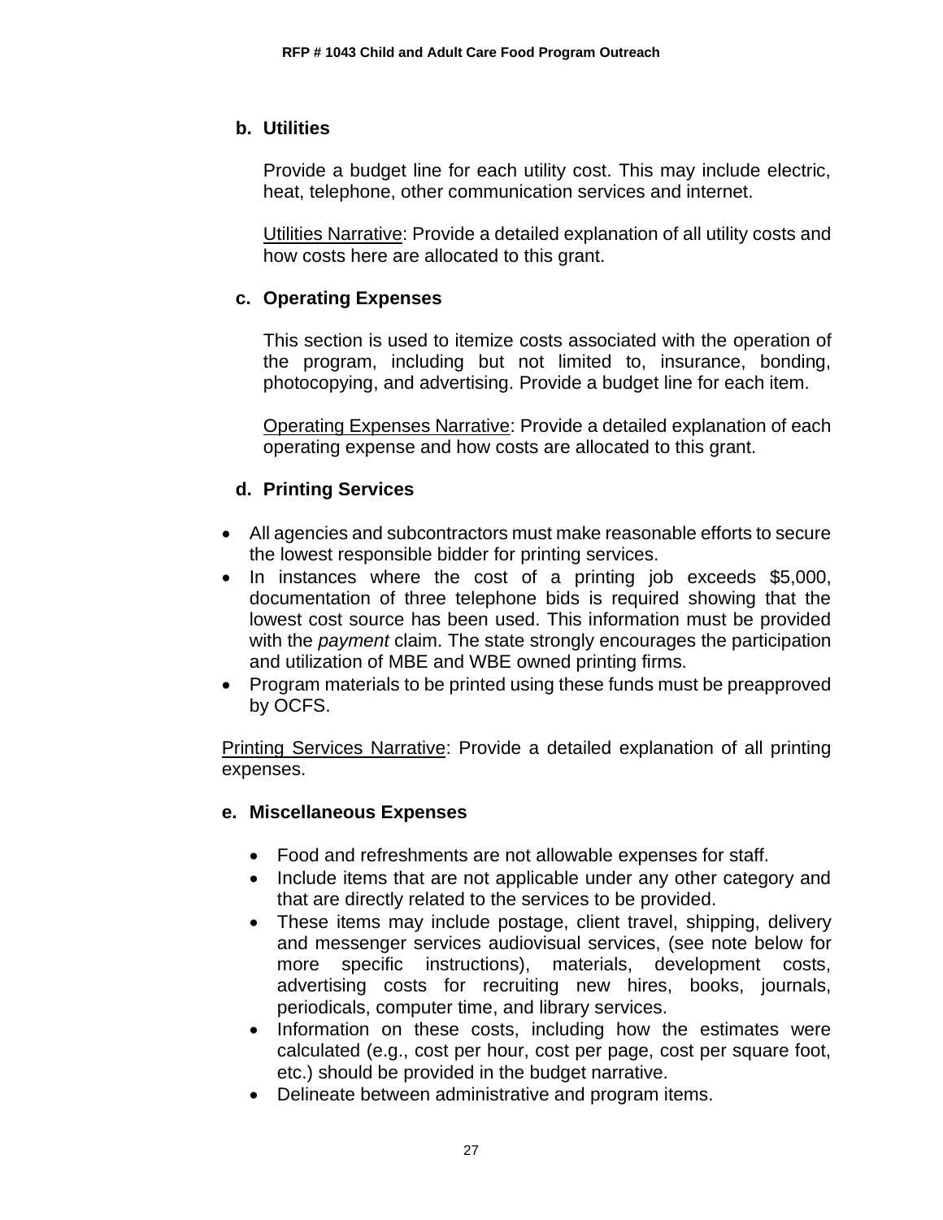**b. Utilities**

Provide a budget line for each utility cost. This may include electric, heat, telephone, other communication services and internet.

Utilities Narrative: Provide a detailed explanation of all utility costs and how costs here are allocated to this grant.

**c. Operating Expenses**

This section is used to itemize costs associated with the operation of the program, including but not limited to, insurance, bonding, photocopying, and advertising. Provide a budget line for each item.

Operating Expenses Narrative: Provide a detailed explanation of each operating expense and how costs are allocated to this grant.

**d. Printing Services**

- All agencies and subcontractors must make reasonable efforts to secure the lowest responsible bidder for printing services.
- In instances where the cost of a printing job exceeds $5,000, documentation of three telephone bids is required showing that the lowest cost source has been used. This information must be provided with the *payment* claim. The state strongly encourages the participation and utilization of MBE and WBE owned printing firms.
- Program materials to be printed using these funds must be preapproved by OCFS.

Printing Services Narrative: Provide a detailed explanation of all printing expenses.

**e. Miscellaneous Expenses**

- Food and refreshments are not allowable expenses for staff.
- Include items that are not applicable under any other category and that are directly related to the services to be provided.
- These items may include postage, client travel, shipping, delivery and messenger services audiovisual services, (see note below for more specific instructions), materials, development costs, advertising costs for recruiting new hires, books, journals, periodicals, computer time, and library services.
- Information on these costs, including how the estimates were calculated (e.g., cost per hour, cost per page, cost per square foot, etc.) should be provided in the budget narrative.
- Delineate between administrative and program items.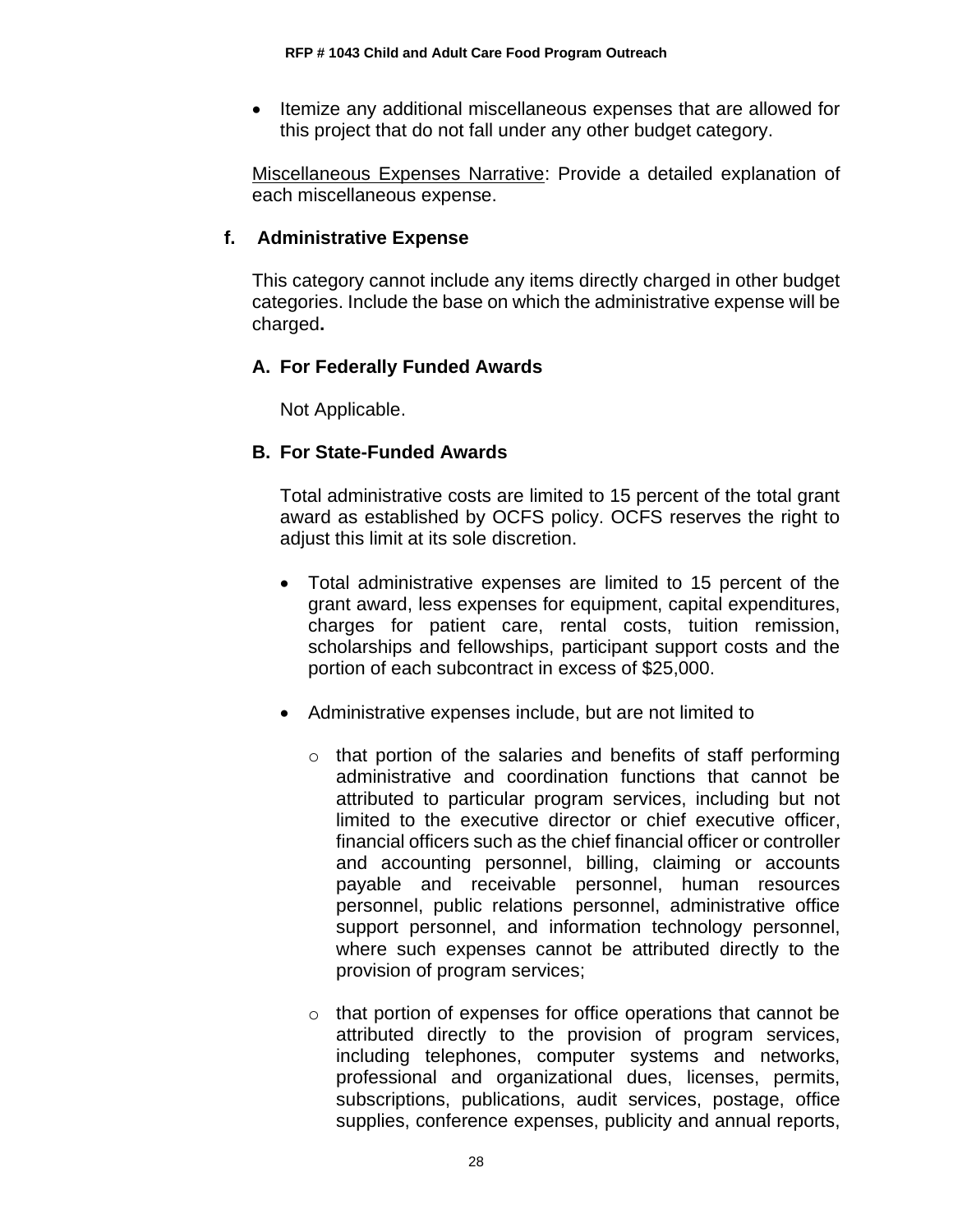- Itemize any additional miscellaneous expenses that are allowed for this project that do not fall under any other budget category.

Miscellaneous Expenses Narrative: Provide a detailed explanation of each miscellaneous expense.

**f. Administrative Expense**

This category cannot include any items directly charged in other budget categories. Include the base on which the administrative expense will be charged**.**

**A. For Federally Funded Awards**

Not Applicable.

**B. For State-Funded Awards**

Total administrative costs are limited to 15 percent of the total grant award as established by OCFS policy. OCFS reserves the right to adjust this limit at its sole discretion.

- Total administrative expenses are limited to 15 percent of the grant award, less expenses for equipment, capital expenditures, charges for patient care, rental costs, tuition remission, scholarships and fellowships, participant support costs and the portion of each subcontract in excess of $25,000.
- Administrative expenses include, but are not limited to
  - that portion of the salaries and benefits of staff performing administrative and coordination functions that cannot be attributed to particular program services, including but not limited to the executive director or chief executive officer, financial officers such as the chief financial officer or controller and accounting personnel, billing, claiming or accounts payable and receivable personnel, human resources personnel, public relations personnel, administrative office support personnel, and information technology personnel, where such expenses cannot be attributed directly to the provision of program services;
  - that portion of expenses for office operations that cannot be attributed directly to the provision of program services, including telephones, computer systems and networks, professional and organizational dues, licenses, permits, subscriptions, publications, audit services, postage, office supplies, conference expenses, publicity and annual reports,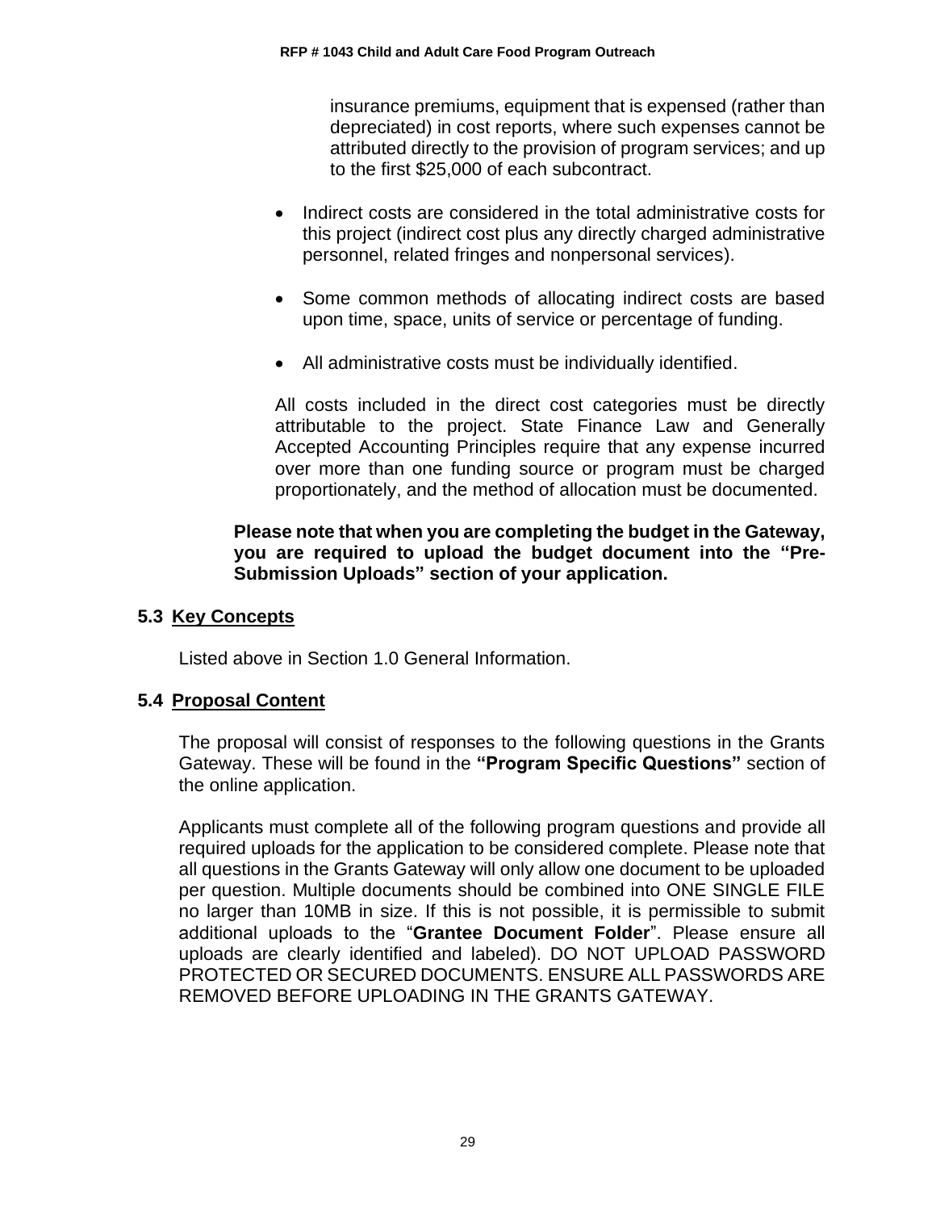insurance premiums, equipment that is expensed (rather than depreciated) in cost reports, where such expenses cannot be attributed directly to the provision of program services; and up to the first $25,000 of each subcontract.

- Indirect costs are considered in the total administrative costs for this project (indirect cost plus any directly charged administrative personnel, related fringes and nonpersonal services).
- Some common methods of allocating indirect costs are based upon time, space, units of service or percentage of funding.
- All administrative costs must be individually identified.

All costs included in the direct cost categories must be directly attributable to the project. State Finance Law and Generally Accepted Accounting Principles require that any expense incurred over more than one funding source or program must be charged proportionately, and the method of allocation must be documented.

**Please note that when you are completing the budget in the Gateway, you are required to upload the budget document into the "Pre-Submission Uploads" section of your application.**

## 5.3 Key Concepts

Listed above in Section 1.0 General Information.

## 5.4 Proposal Content

The proposal will consist of responses to the following questions in the Grants Gateway. These will be found in the **"Program Specific Questions"** section of the online application.

Applicants must complete all of the following program questions and provide all required uploads for the application to be considered complete. Please note that all questions in the Grants Gateway will only allow one document to be uploaded per question. Multiple documents should be combined into ONE SINGLE FILE no larger than 10MB in size. If this is not possible, it is permissible to submit additional uploads to the "**Grantee Document Folder**". Please ensure all uploads are clearly identified and labeled). DO NOT UPLOAD PASSWORD PROTECTED OR SECURED DOCUMENTS. ENSURE ALL PASSWORDS ARE REMOVED BEFORE UPLOADING IN THE GRANTS GATEWAY.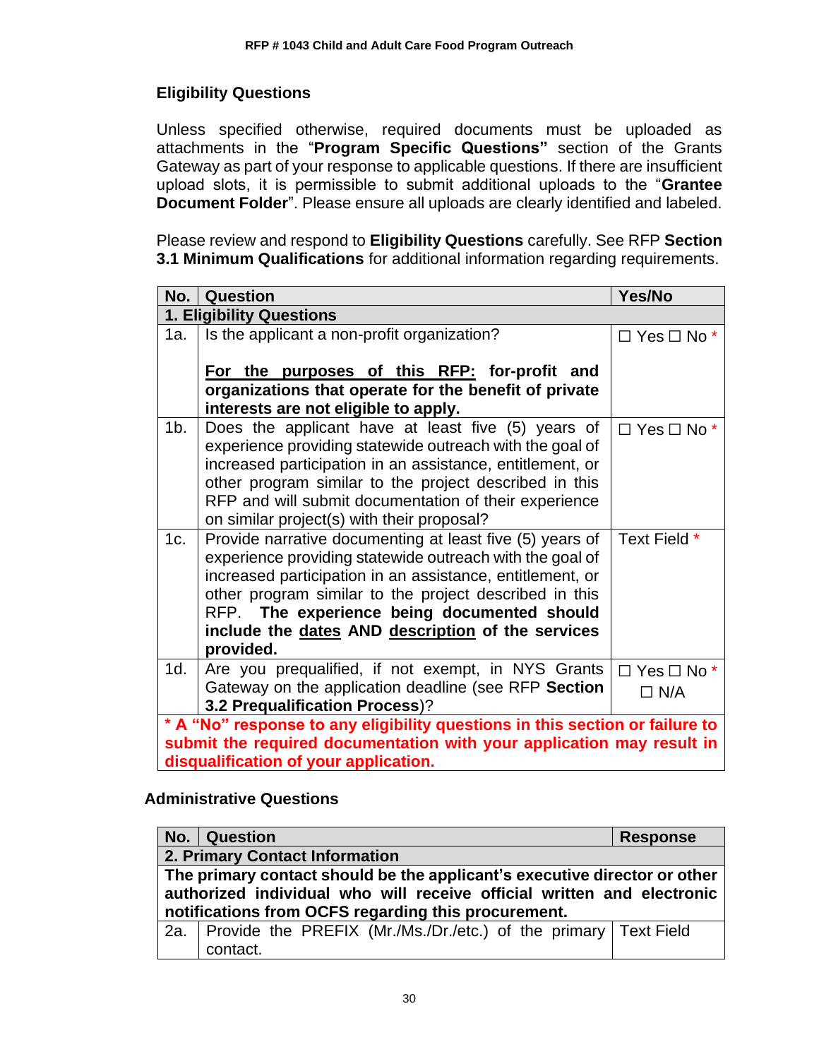## Eligibility Questions

Unless specified otherwise, required documents must be uploaded as attachments in the "**Program Specific Questions"** section of the Grants Gateway as part of your response to applicable questions. If there are insufficient upload slots, it is permissible to submit additional uploads to the "**Grantee Document Folder**". Please ensure all uploads are clearly identified and labeled.

Please review and respond to **Eligibility Questions** carefully. See RFP **Section 3.1 Minimum Qualifications** for additional information regarding requirements.

| No. | Question | Yes/No |
|---|---|---|
| **1. Eligibility Questions** | | |
| 1a. | Is the applicant a non-profit organization?<br><br>**<u>For the purposes of this RFP:</u> for-profit and organizations that operate for the benefit of private interests are not eligible to apply.** | ☐ Yes ☐ No * |
| 1b. | Does the applicant have at least five (5) years of experience providing statewide outreach with the goal of increased participation in an assistance, entitlement, or other program similar to the project described in this RFP and will submit documentation of their experience on similar project(s) with their proposal? | ☐ Yes ☐ No * |
| 1c. | Provide narrative documenting at least five (5) years of experience providing statewide outreach with the goal of increased participation in an assistance, entitlement, or other program similar to the project described in this RFP. **The experience being documented should include the <u>dates</u> AND <u>description</u> of the services provided.** | Text Field * |
| 1d. | Are you prequalified, if not exempt, in NYS Grants Gateway on the application deadline (see RFP **Section 3.2 Prequalification Process**)? | ☐ Yes ☐ No * ☐ N/A |
| **\* A "No" response to any eligibility questions in this section or failure to submit the required documentation with your application may result in disqualification of your application.** | | |

## Administrative Questions

| No. | Question | Response |
|---|---|---|
| **2. Primary Contact Information** | | |
| **The primary contact should be the applicant's executive director or other authorized individual who will receive official written and electronic notifications from OCFS regarding this procurement.** | | |
| 2a. | Provide the PREFIX (Mr./Ms./Dr./etc.) of the primary contact. | Text Field |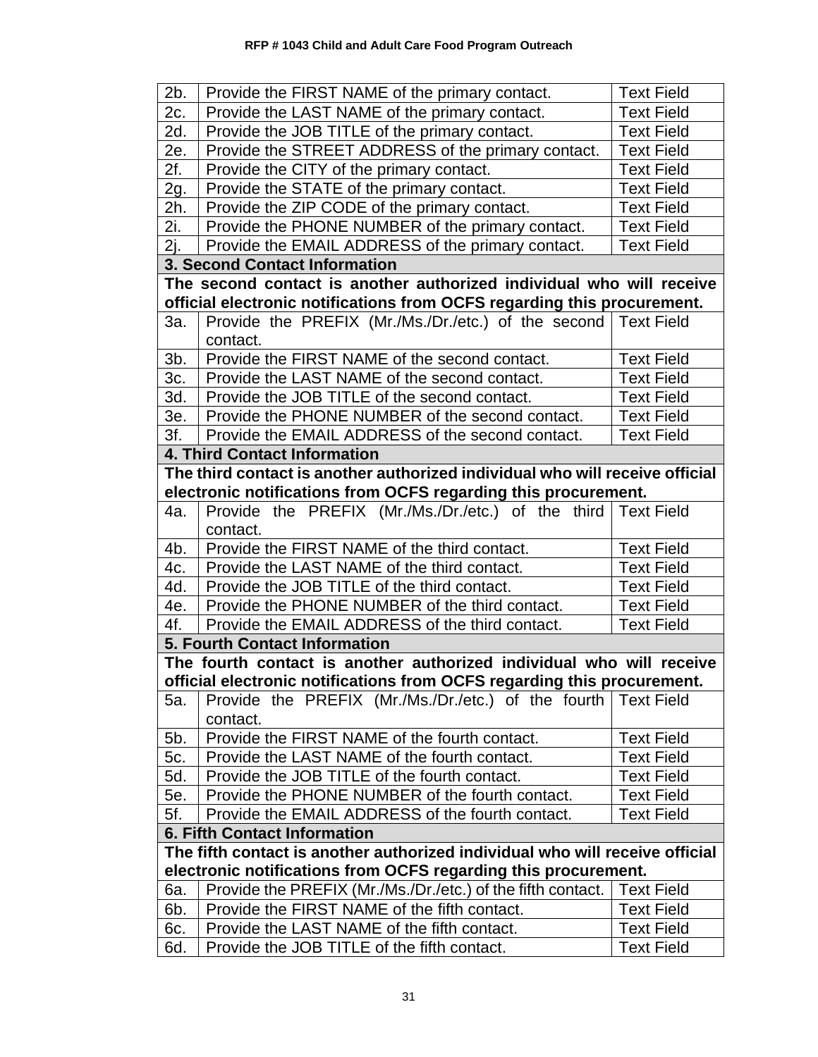| | | |
|---|---|---|
| 2b. | Provide the FIRST NAME of the primary contact. | Text Field |
| 2c. | Provide the LAST NAME of the primary contact. | Text Field |
| 2d. | Provide the JOB TITLE of the primary contact. | Text Field |
| 2e. | Provide the STREET ADDRESS of the primary contact. | Text Field |
| 2f. | Provide the CITY of the primary contact. | Text Field |
| 2g. | Provide the STATE of the primary contact. | Text Field |
| 2h. | Provide the ZIP CODE of the primary contact. | Text Field |
| 2i. | Provide the PHONE NUMBER of the primary contact. | Text Field |
| 2j. | Provide the EMAIL ADDRESS of the primary contact. | Text Field |
| **3. Second Contact Information** | | |
| **The second contact is another authorized individual who will receive official electronic notifications from OCFS regarding this procurement.** | | |
| 3a. | Provide the PREFIX (Mr./Ms./Dr./etc.) of the second contact. | Text Field |
| 3b. | Provide the FIRST NAME of the second contact. | Text Field |
| 3c. | Provide the LAST NAME of the second contact. | Text Field |
| 3d. | Provide the JOB TITLE of the second contact. | Text Field |
| 3e. | Provide the PHONE NUMBER of the second contact. | Text Field |
| 3f. | Provide the EMAIL ADDRESS of the second contact. | Text Field |
| **4. Third Contact Information** | | |
| **The third contact is another authorized individual who will receive official electronic notifications from OCFS regarding this procurement.** | | |
| 4a. | Provide the PREFIX (Mr./Ms./Dr./etc.) of the third contact. | Text Field |
| 4b. | Provide the FIRST NAME of the third contact. | Text Field |
| 4c. | Provide the LAST NAME of the third contact. | Text Field |
| 4d. | Provide the JOB TITLE of the third contact. | Text Field |
| 4e. | Provide the PHONE NUMBER of the third contact. | Text Field |
| 4f. | Provide the EMAIL ADDRESS of the third contact. | Text Field |
| **5. Fourth Contact Information** | | |
| **The fourth contact is another authorized individual who will receive official electronic notifications from OCFS regarding this procurement.** | | |
| 5a. | Provide the PREFIX (Mr./Ms./Dr./etc.) of the fourth contact. | Text Field |
| 5b. | Provide the FIRST NAME of the fourth contact. | Text Field |
| 5c. | Provide the LAST NAME of the fourth contact. | Text Field |
| 5d. | Provide the JOB TITLE of the fourth contact. | Text Field |
| 5e. | Provide the PHONE NUMBER of the fourth contact. | Text Field |
| 5f. | Provide the EMAIL ADDRESS of the fourth contact. | Text Field |
| **6. Fifth Contact Information** | | |
| **The fifth contact is another authorized individual who will receive official electronic notifications from OCFS regarding this procurement.** | | |
| 6a. | Provide the PREFIX (Mr./Ms./Dr./etc.) of the fifth contact. | Text Field |
| 6b. | Provide the FIRST NAME of the fifth contact. | Text Field |
| 6c. | Provide the LAST NAME of the fifth contact. | Text Field |
| 6d. | Provide the JOB TITLE of the fifth contact. | Text Field |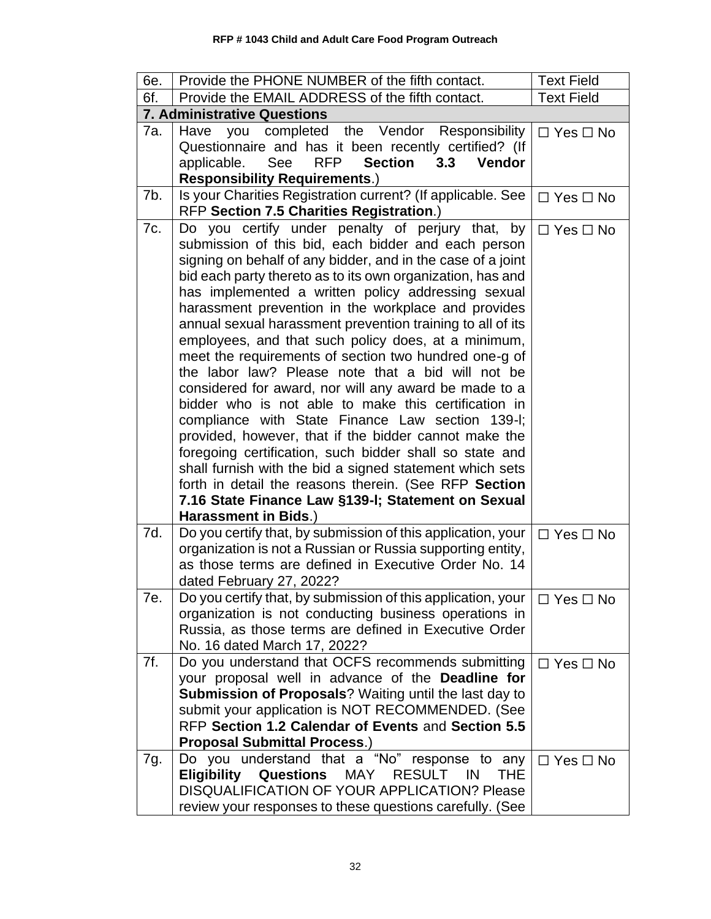| | | |
|---|---|---|
| 6e. | Provide the PHONE NUMBER of the fifth contact. | Text Field |
| 6f. | Provide the EMAIL ADDRESS of the fifth contact. | Text Field |
| **7. Administrative Questions** | | |
| 7a. | Have you completed the Vendor Responsibility Questionnaire and has it been recently certified? (If applicable. See RFP **Section 3.3 Vendor Responsibility Requirements**.) | ☐ Yes ☐ No |
| 7b. | Is your Charities Registration current? (If applicable. See RFP **Section 7.5 Charities Registration**.) | ☐ Yes ☐ No |
| 7c. | Do you certify under penalty of perjury that, by submission of this bid, each bidder and each person signing on behalf of any bidder, and in the case of a joint bid each party thereto as to its own organization, has and has implemented a written policy addressing sexual harassment prevention in the workplace and provides annual sexual harassment prevention training to all of its employees, and that such policy does, at a minimum, meet the requirements of section two hundred one-g of the labor law? Please note that a bid will not be considered for award, nor will any award be made to a bidder who is not able to make this certification in compliance with State Finance Law section 139-l; provided, however, that if the bidder cannot make the foregoing certification, such bidder shall so state and shall furnish with the bid a signed statement which sets forth in detail the reasons therein. (See RFP **Section 7.16 State Finance Law §139-l; Statement on Sexual Harassment in Bids**.) | ☐ Yes ☐ No |
| 7d. | Do you certify that, by submission of this application, your organization is not a Russian or Russia supporting entity, as those terms are defined in Executive Order No. 14 dated February 27, 2022? | ☐ Yes ☐ No |
| 7e. | Do you certify that, by submission of this application, your organization is not conducting business operations in Russia, as those terms are defined in Executive Order No. 16 dated March 17, 2022? | ☐ Yes ☐ No |
| 7f. | Do you understand that OCFS recommends submitting your proposal well in advance of the **Deadline for Submission of Proposals**? Waiting until the last day to submit your application is NOT RECOMMENDED. (See RFP **Section 1.2 Calendar of Events** and **Section 5.5 Proposal Submittal Process**.) | ☐ Yes ☐ No |
| 7g. | Do you understand that a "No" response to any **Eligibility Questions** MAY RESULT IN THE DISQUALIFICATION OF YOUR APPLICATION? Please review your responses to these questions carefully. (See | ☐ Yes ☐ No |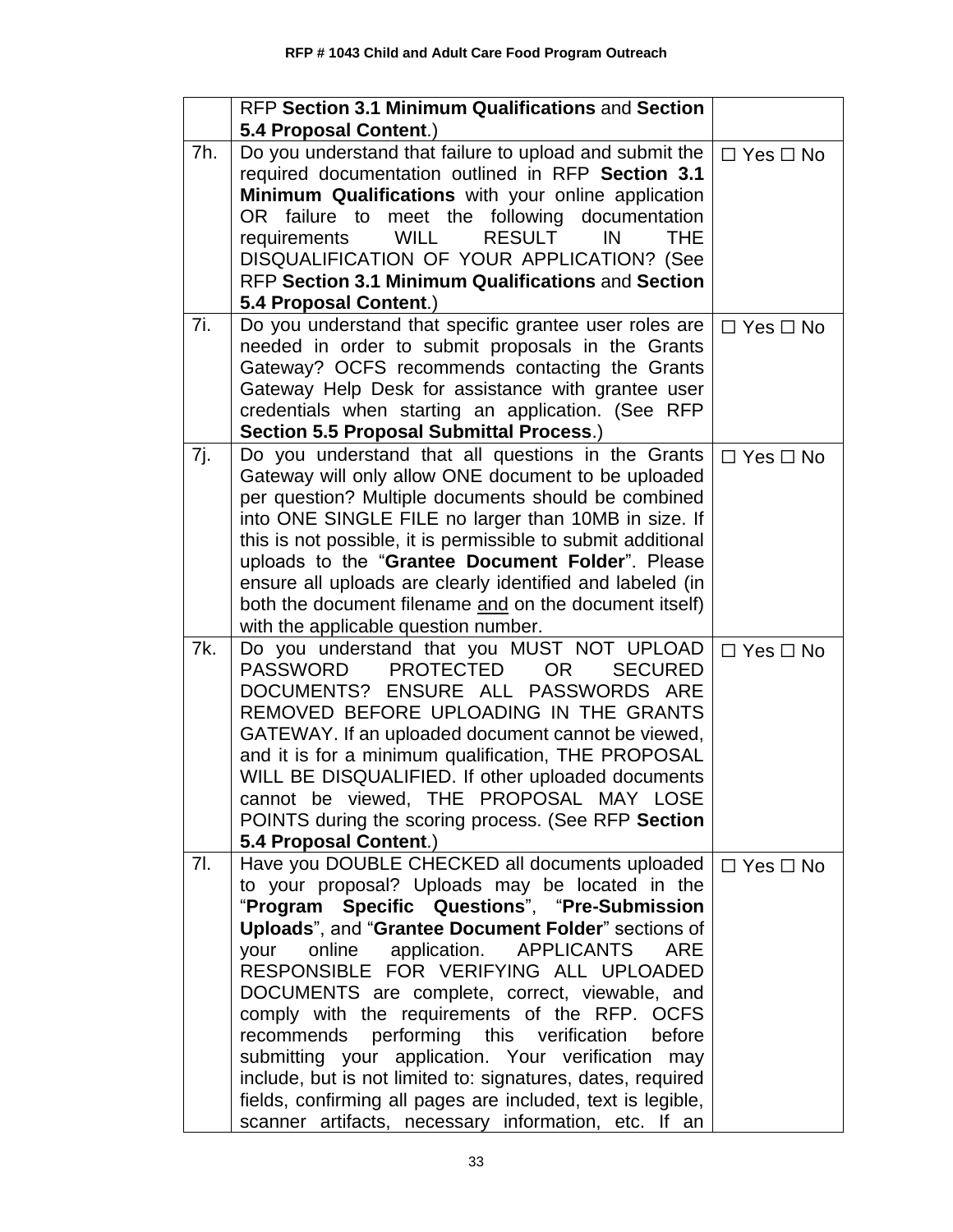| | | |
|---|---|---|
| | RFP **Section 3.1 Minimum Qualifications** and **Section 5.4 Proposal Content**.) | |
| 7h. | Do you understand that failure to upload and submit the required documentation outlined in RFP **Section 3.1 Minimum Qualifications** with your online application OR failure to meet the following documentation requirements WILL RESULT IN THE DISQUALIFICATION OF YOUR APPLICATION? (See RFP **Section 3.1 Minimum Qualifications** and **Section 5.4 Proposal Content**.) | ☐ Yes ☐ No |
| 7i. | Do you understand that specific grantee user roles are needed in order to submit proposals in the Grants Gateway? OCFS recommends contacting the Grants Gateway Help Desk for assistance with grantee user credentials when starting an application. (See RFP **Section 5.5 Proposal Submittal Process**.) | ☐ Yes ☐ No |
| 7j. | Do you understand that all questions in the Grants Gateway will only allow ONE document to be uploaded per question? Multiple documents should be combined into ONE SINGLE FILE no larger than 10MB in size. If this is not possible, it is permissible to submit additional uploads to the "**Grantee Document Folder**". Please ensure all uploads are clearly identified and labeled (in both the document filename and on the document itself) with the applicable question number. | ☐ Yes ☐ No |
| 7k. | Do you understand that you MUST NOT UPLOAD PASSWORD PROTECTED OR SECURED DOCUMENTS? ENSURE ALL PASSWORDS ARE REMOVED BEFORE UPLOADING IN THE GRANTS GATEWAY. If an uploaded document cannot be viewed, and it is for a minimum qualification, THE PROPOSAL WILL BE DISQUALIFIED. If other uploaded documents cannot be viewed, THE PROPOSAL MAY LOSE POINTS during the scoring process. (See RFP **Section 5.4 Proposal Content**.) | ☐ Yes ☐ No |
| 7l. | Have you DOUBLE CHECKED all documents uploaded to your proposal? Uploads may be located in the "**Program Specific Questions**", "**Pre-Submission Uploads**", and "**Grantee Document Folder**" sections of your online application. APPLICANTS ARE RESPONSIBLE FOR VERIFYING ALL UPLOADED DOCUMENTS are complete, correct, viewable, and comply with the requirements of the RFP. OCFS recommends performing this verification before submitting your application. Your verification may include, but is not limited to: signatures, dates, required fields, confirming all pages are included, text is legible, scanner artifacts, necessary information, etc. If an | ☐ Yes ☐ No |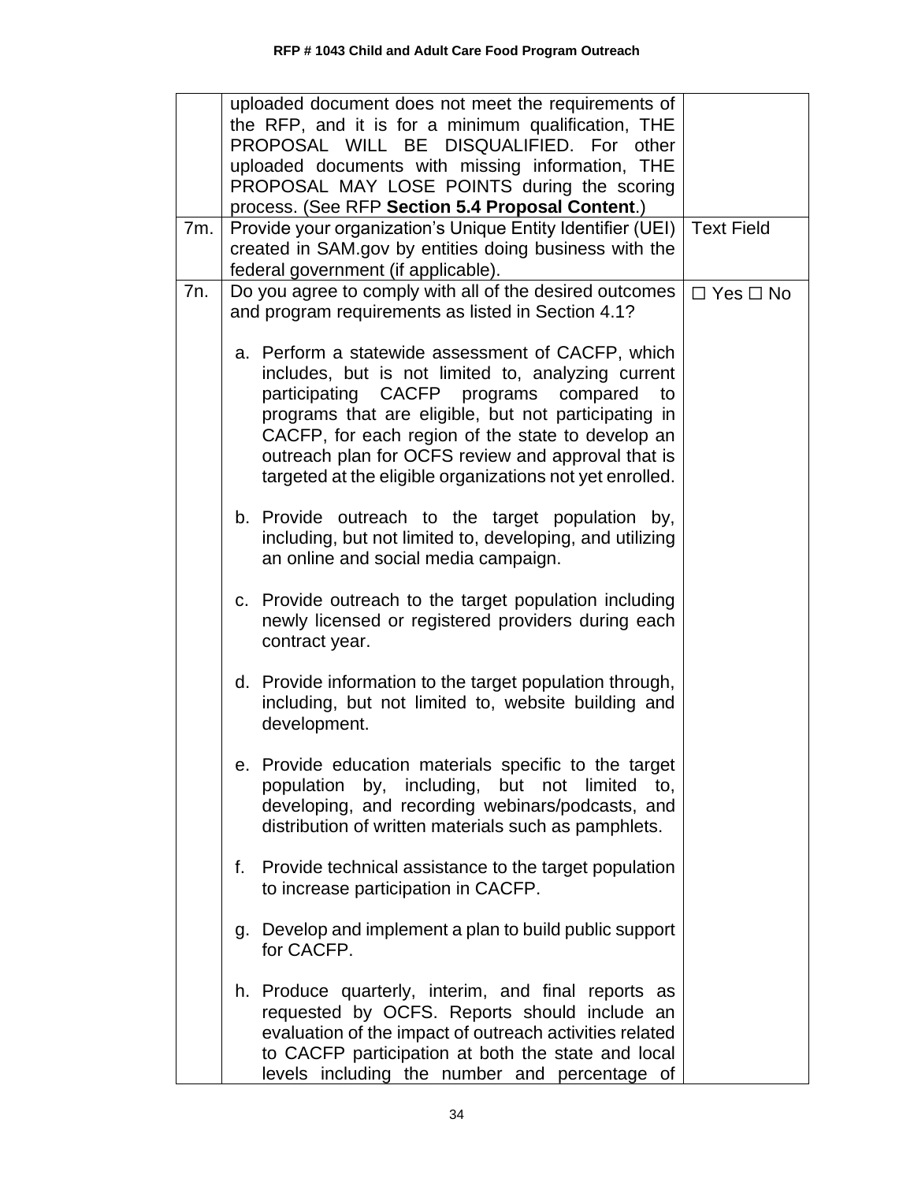| | | |
|---|---|---|
| | uploaded document does not meet the requirements of the RFP, and it is for a minimum qualification, THE PROPOSAL WILL BE DISQUALIFIED. For other uploaded documents with missing information, THE PROPOSAL MAY LOSE POINTS during the scoring process. (See RFP **Section 5.4 Proposal Content**.) | |
| 7m. | Provide your organization's Unique Entity Identifier (UEI) created in SAM.gov by entities doing business with the federal government (if applicable). | Text Field |
| 7n. | Do you agree to comply with all of the desired outcomes and program requirements as listed in Section 4.1?<br><br>a. Perform a statewide assessment of CACFP, which includes, but is not limited to, analyzing current participating CACFP programs compared to programs that are eligible, but not participating in CACFP, for each region of the state to develop an outreach plan for OCFS review and approval that is targeted at the eligible organizations not yet enrolled.<br><br>b. Provide outreach to the target population by, including, but not limited to, developing, and utilizing an online and social media campaign.<br><br>c. Provide outreach to the target population including newly licensed or registered providers during each contract year.<br><br>d. Provide information to the target population through, including, but not limited to, website building and development.<br><br>e. Provide education materials specific to the target population by, including, but not limited to, developing, and recording webinars/podcasts, and distribution of written materials such as pamphlets.<br><br>f. Provide technical assistance to the target population to increase participation in CACFP.<br><br>g. Develop and implement a plan to build public support for CACFP.<br><br>h. Produce quarterly, interim, and final reports as requested by OCFS. Reports should include an evaluation of the impact of outreach activities related to CACFP participation at both the state and local levels including the number and percentage of | ☐ Yes ☐ No |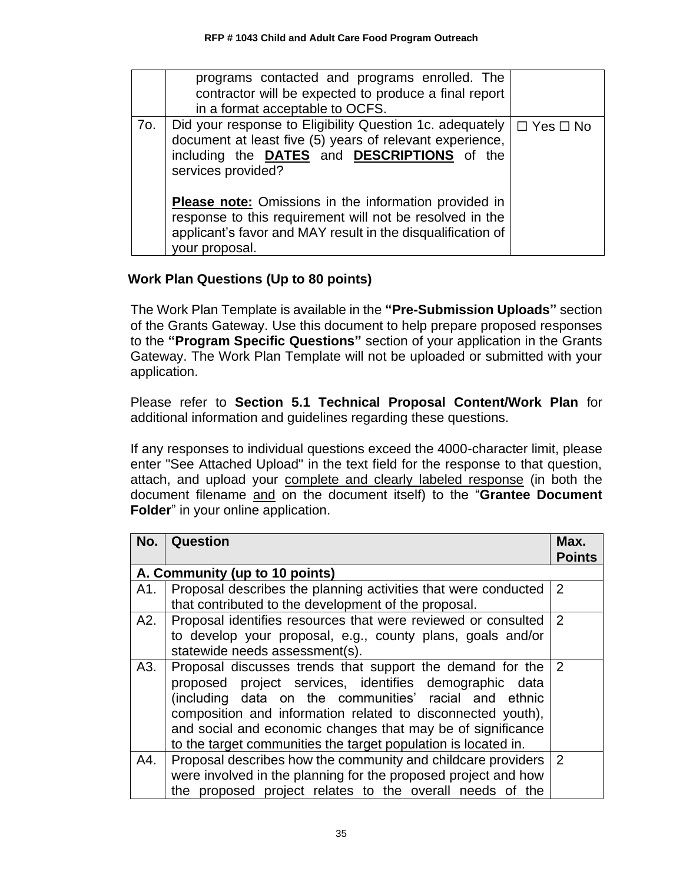| | | |
|---|---|---|
| | programs contacted and programs enrolled. The contractor will be expected to produce a final report in a format acceptable to OCFS. | |
| 7o. | Did your response to Eligibility Question 1c. adequately document at least five (5) years of relevant experience, including the **DATES** and **DESCRIPTIONS** of the services provided?<br><br>**Please note:** Omissions in the information provided in response to this requirement will not be resolved in the applicant's favor and MAY result in the disqualification of your proposal. | ☐ Yes ☐ No |

### Work Plan Questions (Up to 80 points)

The Work Plan Template is available in the **"Pre-Submission Uploads"** section of the Grants Gateway. Use this document to help prepare proposed responses to the **"Program Specific Questions"** section of your application in the Grants Gateway. The Work Plan Template will not be uploaded or submitted with your application.

Please refer to **Section 5.1 Technical Proposal Content/Work Plan** for additional information and guidelines regarding these questions.

If any responses to individual questions exceed the 4000-character limit, please enter "See Attached Upload" in the text field for the response to that question, attach, and upload your complete and clearly labeled response (in both the document filename and on the document itself) to the "**Grantee Document Folder**" in your online application.

| No. | Question | Max. Points |
|---|---|---|
| **A. Community (up to 10 points)** | | |
| A1. | Proposal describes the planning activities that were conducted that contributed to the development of the proposal. | 2 |
| A2. | Proposal identifies resources that were reviewed or consulted to develop your proposal, e.g., county plans, goals and/or statewide needs assessment(s). | 2 |
| A3. | Proposal discusses trends that support the demand for the proposed project services, identifies demographic data (including data on the communities' racial and ethnic composition and information related to disconnected youth), and social and economic changes that may be of significance to the target communities the target population is located in. | 2 |
| A4. | Proposal describes how the community and childcare providers were involved in the planning for the proposed project and how the proposed project relates to the overall needs of the | 2 |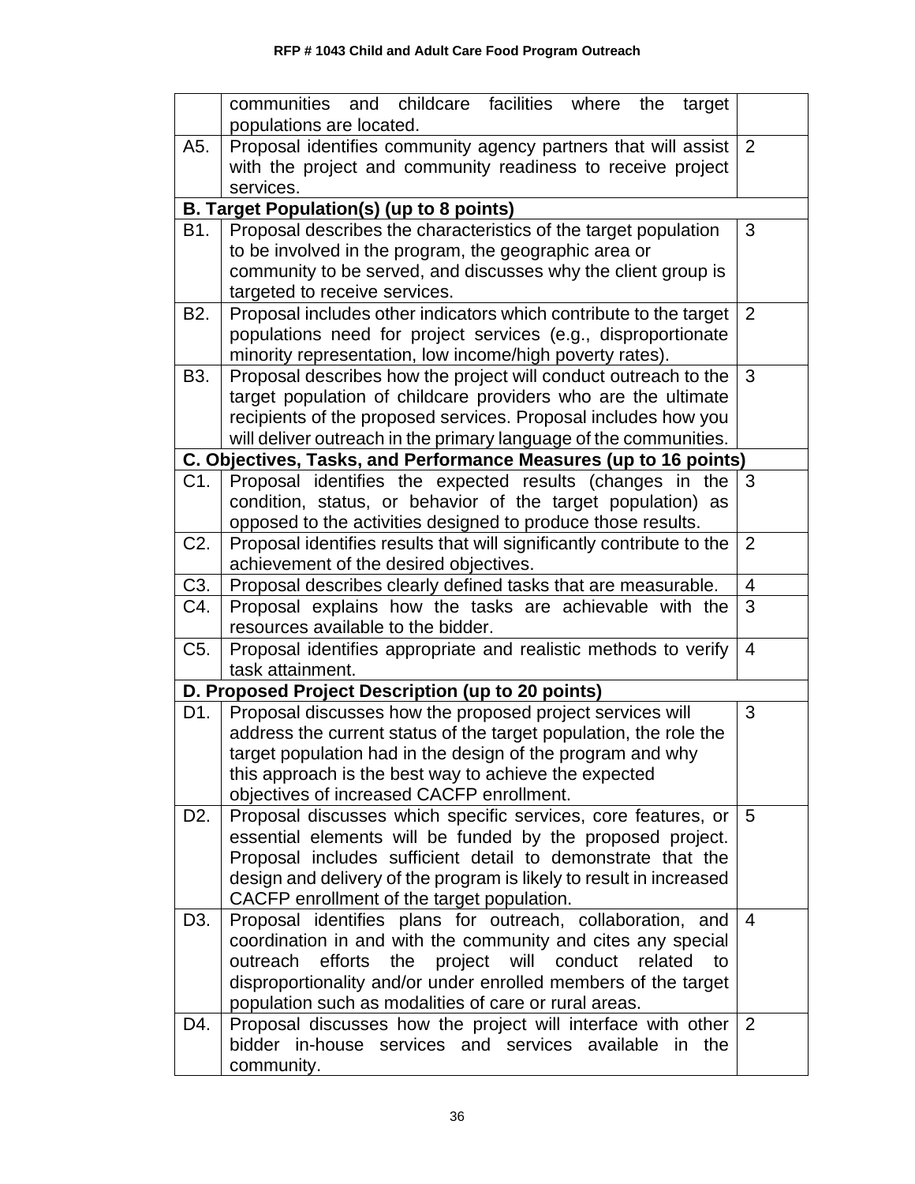| | | |
|---|---|---|
| | communities and childcare facilities where the target populations are located. | |
| A5. | Proposal identifies community agency partners that will assist with the project and community readiness to receive project services. | 2 |
| **B. Target Population(s) (up to 8 points)** | | |
| B1. | Proposal describes the characteristics of the target population to be involved in the program, the geographic area or community to be served, and discusses why the client group is targeted to receive services. | 3 |
| B2. | Proposal includes other indicators which contribute to the target populations need for project services (e.g., disproportionate minority representation, low income/high poverty rates). | 2 |
| B3. | Proposal describes how the project will conduct outreach to the target population of childcare providers who are the ultimate recipients of the proposed services. Proposal includes how you will deliver outreach in the primary language of the communities. | 3 |
| **C. Objectives, Tasks, and Performance Measures (up to 16 points)** | | |
| C1. | Proposal identifies the expected results (changes in the condition, status, or behavior of the target population) as opposed to the activities designed to produce those results. | 3 |
| C2. | Proposal identifies results that will significantly contribute to the achievement of the desired objectives. | 2 |
| C3. | Proposal describes clearly defined tasks that are measurable. | 4 |
| C4. | Proposal explains how the tasks are achievable with the resources available to the bidder. | 3 |
| C5. | Proposal identifies appropriate and realistic methods to verify task attainment. | 4 |
| **D. Proposed Project Description (up to 20 points)** | | |
| D1. | Proposal discusses how the proposed project services will address the current status of the target population, the role the target population had in the design of the program and why this approach is the best way to achieve the expected objectives of increased CACFP enrollment. | 3 |
| D2. | Proposal discusses which specific services, core features, or essential elements will be funded by the proposed project. Proposal includes sufficient detail to demonstrate that the design and delivery of the program is likely to result in increased CACFP enrollment of the target population. | 5 |
| D3. | Proposal identifies plans for outreach, collaboration, and coordination in and with the community and cites any special outreach efforts the project will conduct related to disproportionality and/or under enrolled members of the target population such as modalities of care or rural areas. | 4 |
| D4. | Proposal discusses how the project will interface with other bidder in-house services and services available in the community. | 2 |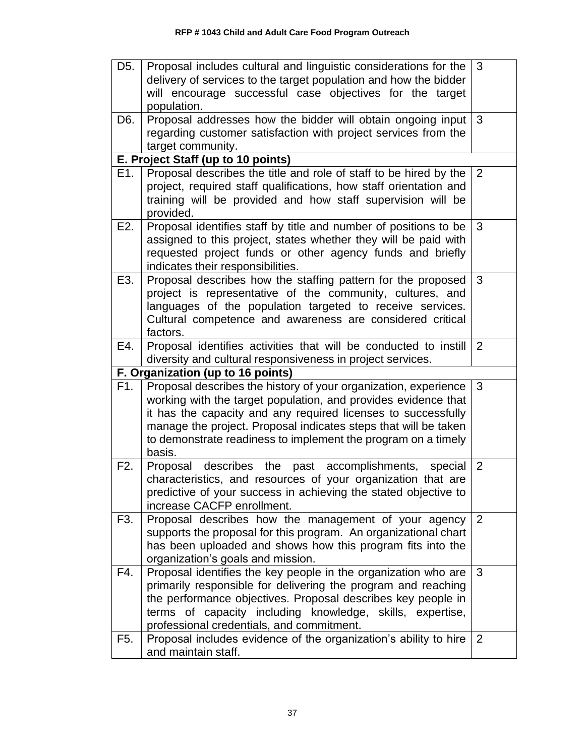| | | |
|---|---|---|
| D5. | Proposal includes cultural and linguistic considerations for the delivery of services to the target population and how the bidder will encourage successful case objectives for the target population. | 3 |
| D6. | Proposal addresses how the bidder will obtain ongoing input regarding customer satisfaction with project services from the target community. | 3 |
| **E. Project Staff (up to 10 points)** | | |
| E1. | Proposal describes the title and role of staff to be hired by the project, required staff qualifications, how staff orientation and training will be provided and how staff supervision will be provided. | 2 |
| E2. | Proposal identifies staff by title and number of positions to be assigned to this project, states whether they will be paid with requested project funds or other agency funds and briefly indicates their responsibilities. | 3 |
| E3. | Proposal describes how the staffing pattern for the proposed project is representative of the community, cultures, and languages of the population targeted to receive services. Cultural competence and awareness are considered critical factors. | 3 |
| E4. | Proposal identifies activities that will be conducted to instill diversity and cultural responsiveness in project services. | 2 |
| **F. Organization (up to 16 points)** | | |
| F1. | Proposal describes the history of your organization, experience working with the target population, and provides evidence that it has the capacity and any required licenses to successfully manage the project. Proposal indicates steps that will be taken to demonstrate readiness to implement the program on a timely basis. | 3 |
| F2. | Proposal describes the past accomplishments, special characteristics, and resources of your organization that are predictive of your success in achieving the stated objective to increase CACFP enrollment. | 2 |
| F3. | Proposal describes how the management of your agency supports the proposal for this program. An organizational chart has been uploaded and shows how this program fits into the organization's goals and mission. | 2 |
| F4. | Proposal identifies the key people in the organization who are primarily responsible for delivering the program and reaching the performance objectives. Proposal describes key people in terms of capacity including knowledge, skills, expertise, professional credentials, and commitment. | 3 |
| F5. | Proposal includes evidence of the organization's ability to hire and maintain staff. | 2 |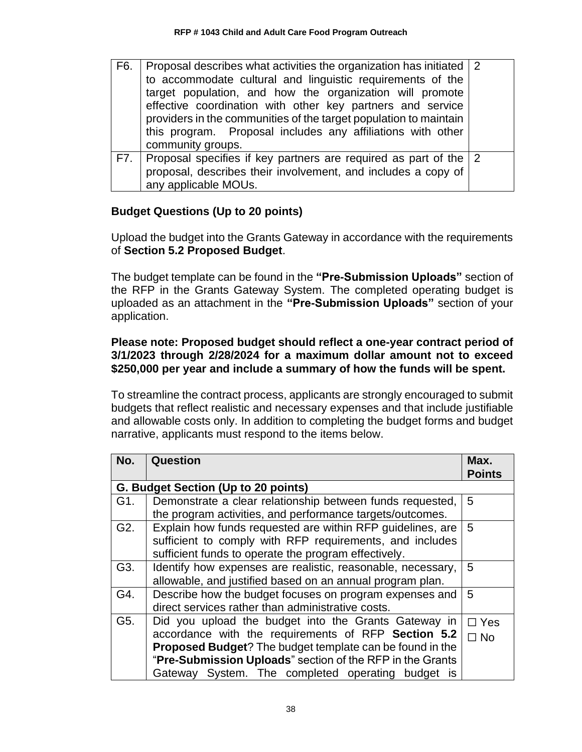| F6. | Proposal describes what activities the organization has initiated to accommodate cultural and linguistic requirements of the target population, and how the organization will promote effective coordination with other key partners and service providers in the communities of the target population to maintain this program. Proposal includes any affiliations with other community groups. | 2 |
|---|---|---|
| F7. | Proposal specifies if key partners are required as part of the proposal, describes their involvement, and includes a copy of any applicable MOUs. | 2 |

### Budget Questions (Up to 20 points)

Upload the budget into the Grants Gateway in accordance with the requirements of **Section 5.2 Proposed Budget**.

The budget template can be found in the **"Pre-Submission Uploads"** section of the RFP in the Grants Gateway System. The completed operating budget is uploaded as an attachment in the **"Pre-Submission Uploads"** section of your application.

**Please note: Proposed budget should reflect a one-year contract period of 3/1/2023 through 2/28/2024 for a maximum dollar amount not to exceed $250,000 per year and include a summary of how the funds will be spent.**

To streamline the contract process, applicants are strongly encouraged to submit budgets that reflect realistic and necessary expenses and that include justifiable and allowable costs only. In addition to completing the budget forms and budget narrative, applicants must respond to the items below.

| No. | Question | Max. Points |
|---|---|---|
| **G. Budget Section (Up to 20 points)** | | |
| G1. | Demonstrate a clear relationship between funds requested, the program activities, and performance targets/outcomes. | 5 |
| G2. | Explain how funds requested are within RFP guidelines, are sufficient to comply with RFP requirements, and includes sufficient funds to operate the program effectively. | 5 |
| G3. | Identify how expenses are realistic, reasonable, necessary, allowable, and justified based on an annual program plan. | 5 |
| G4. | Describe how the budget focuses on program expenses and direct services rather than administrative costs. | 5 |
| G5. | Did you upload the budget into the Grants Gateway in accordance with the requirements of RFP **Section 5.2 Proposed Budget**? The budget template can be found in the "**Pre-Submission Uploads**" section of the RFP in the Grants Gateway System. The completed operating budget is | ☐ Yes ☐ No |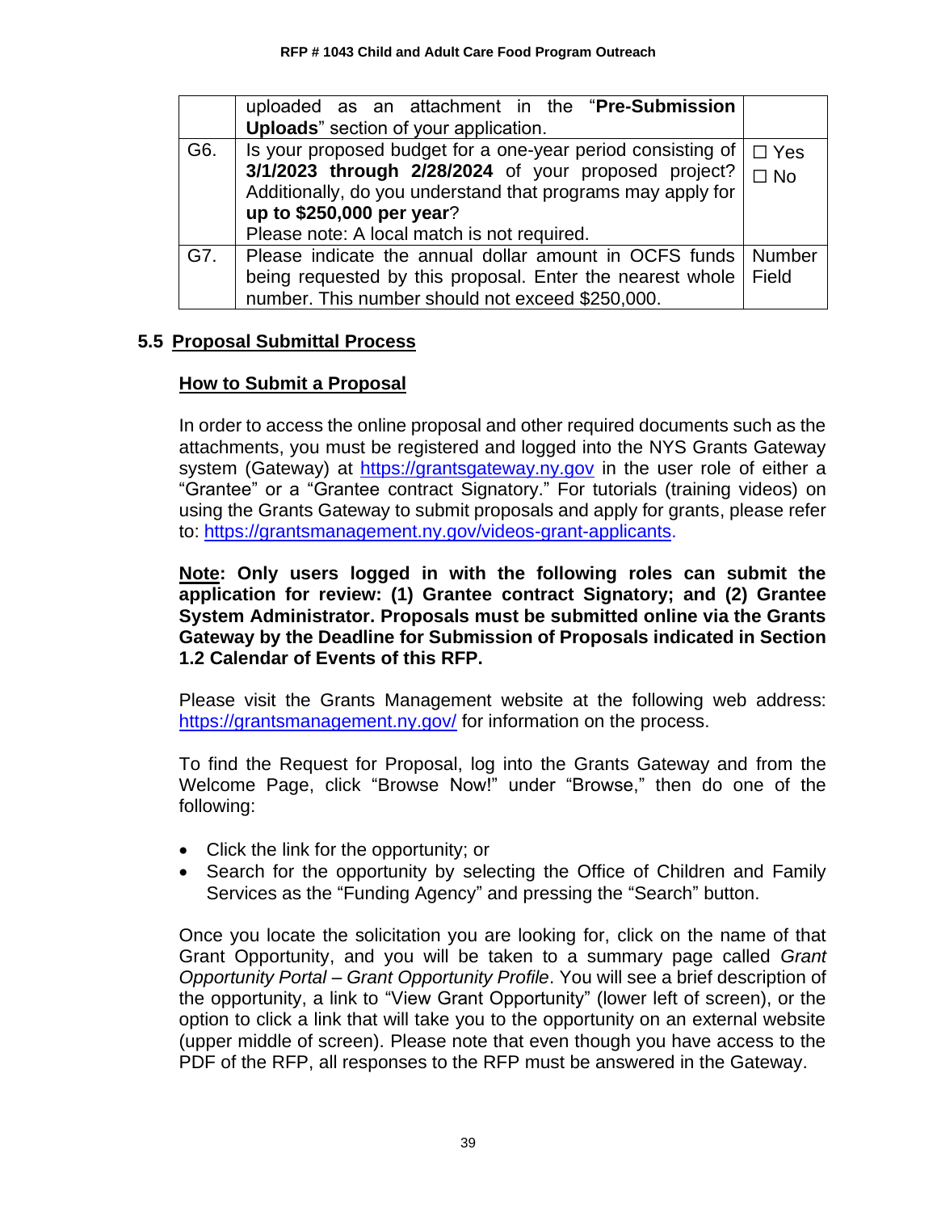|  | uploaded as an attachment in the "**Pre-Submission Uploads**" section of your application. |  |
|---|---|---|
| G6. | Is your proposed budget for a one-year period consisting of **3/1/2023 through 2/28/2024** of your proposed project? Additionally, do you understand that programs may apply for **up to $250,000 per year**?<br>Please note: A local match is not required. | ☐ Yes<br>☐ No |
| G7. | Please indicate the annual dollar amount in OCFS funds being requested by this proposal. Enter the nearest whole number. This number should not exceed $250,000. | Number Field |

## 5.5 Proposal Submittal Process

### How to Submit a Proposal

In order to access the online proposal and other required documents such as the attachments, you must be registered and logged into the NYS Grants Gateway system (Gateway) at https://grantsgateway.ny.gov in the user role of either a "Grantee" or a "Grantee contract Signatory." For tutorials (training videos) on using the Grants Gateway to submit proposals and apply for grants, please refer to: https://grantsmanagement.ny.gov/videos-grant-applicants.

**Note: Only users logged in with the following roles can submit the application for review: (1) Grantee contract Signatory; and (2) Grantee System Administrator. Proposals must be submitted online via the Grants Gateway by the Deadline for Submission of Proposals indicated in Section 1.2 Calendar of Events of this RFP.**

Please visit the Grants Management website at the following web address: https://grantsmanagement.ny.gov/ for information on the process.

To find the Request for Proposal, log into the Grants Gateway and from the Welcome Page, click "Browse Now!" under "Browse," then do one of the following:

- Click the link for the opportunity; or
- Search for the opportunity by selecting the Office of Children and Family Services as the "Funding Agency" and pressing the "Search" button.

Once you locate the solicitation you are looking for, click on the name of that Grant Opportunity, and you will be taken to a summary page called *Grant Opportunity Portal – Grant Opportunity Profile*. You will see a brief description of the opportunity, a link to "View Grant Opportunity" (lower left of screen), or the option to click a link that will take you to the opportunity on an external website (upper middle of screen). Please note that even though you have access to the PDF of the RFP, all responses to the RFP must be answered in the Gateway.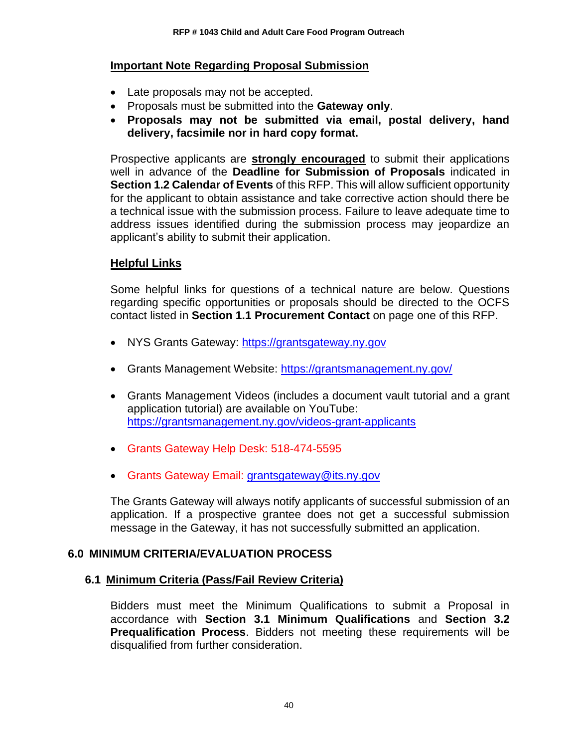**Important Note Regarding Proposal Submission**

- Late proposals may not be accepted.
- Proposals must be submitted into the **Gateway only**.
- **Proposals may not be submitted via email, postal delivery, hand delivery, facsimile nor in hard copy format.**

Prospective applicants are **strongly encouraged** to submit their applications well in advance of the **Deadline for Submission of Proposals** indicated in **Section 1.2 Calendar of Events** of this RFP. This will allow sufficient opportunity for the applicant to obtain assistance and take corrective action should there be a technical issue with the submission process. Failure to leave adequate time to address issues identified during the submission process may jeopardize an applicant's ability to submit their application.

**Helpful Links**

Some helpful links for questions of a technical nature are below. Questions regarding specific opportunities or proposals should be directed to the OCFS contact listed in **Section 1.1 Procurement Contact** on page one of this RFP.

- NYS Grants Gateway: https://grantsgateway.ny.gov
- Grants Management Website: https://grantsmanagement.ny.gov/
- Grants Management Videos (includes a document vault tutorial and a grant application tutorial) are available on YouTube: https://grantsmanagement.ny.gov/videos-grant-applicants
- Grants Gateway Help Desk: 518-474-5595
- Grants Gateway Email: grantsgateway@its.ny.gov

The Grants Gateway will always notify applicants of successful submission of an application. If a prospective grantee does not get a successful submission message in the Gateway, it has not successfully submitted an application.

## 6.0 MINIMUM CRITERIA/EVALUATION PROCESS

### 6.1 Minimum Criteria (Pass/Fail Review Criteria)

Bidders must meet the Minimum Qualifications to submit a Proposal in accordance with **Section 3.1 Minimum Qualifications** and **Section 3.2 Prequalification Process**. Bidders not meeting these requirements will be disqualified from further consideration.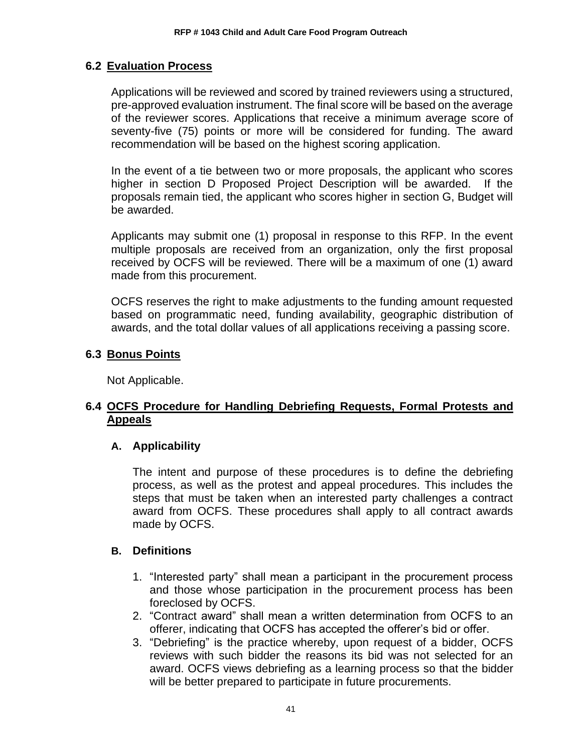## 6.2 Evaluation Process

Applications will be reviewed and scored by trained reviewers using a structured, pre-approved evaluation instrument. The final score will be based on the average of the reviewer scores. Applications that receive a minimum average score of seventy-five (75) points or more will be considered for funding. The award recommendation will be based on the highest scoring application.

In the event of a tie between two or more proposals, the applicant who scores higher in section D Proposed Project Description will be awarded. If the proposals remain tied, the applicant who scores higher in section G, Budget will be awarded.

Applicants may submit one (1) proposal in response to this RFP. In the event multiple proposals are received from an organization, only the first proposal received by OCFS will be reviewed. There will be a maximum of one (1) award made from this procurement.

OCFS reserves the right to make adjustments to the funding amount requested based on programmatic need, funding availability, geographic distribution of awards, and the total dollar values of all applications receiving a passing score.

## 6.3 Bonus Points

Not Applicable.

## 6.4 OCFS Procedure for Handling Debriefing Requests, Formal Protests and Appeals

### A. Applicability

The intent and purpose of these procedures is to define the debriefing process, as well as the protest and appeal procedures. This includes the steps that must be taken when an interested party challenges a contract award from OCFS. These procedures shall apply to all contract awards made by OCFS.

### B. Definitions

1. "Interested party" shall mean a participant in the procurement process and those whose participation in the procurement process has been foreclosed by OCFS.
2. "Contract award" shall mean a written determination from OCFS to an offerer, indicating that OCFS has accepted the offerer's bid or offer.
3. "Debriefing" is the practice whereby, upon request of a bidder, OCFS reviews with such bidder the reasons its bid was not selected for an award. OCFS views debriefing as a learning process so that the bidder will be better prepared to participate in future procurements.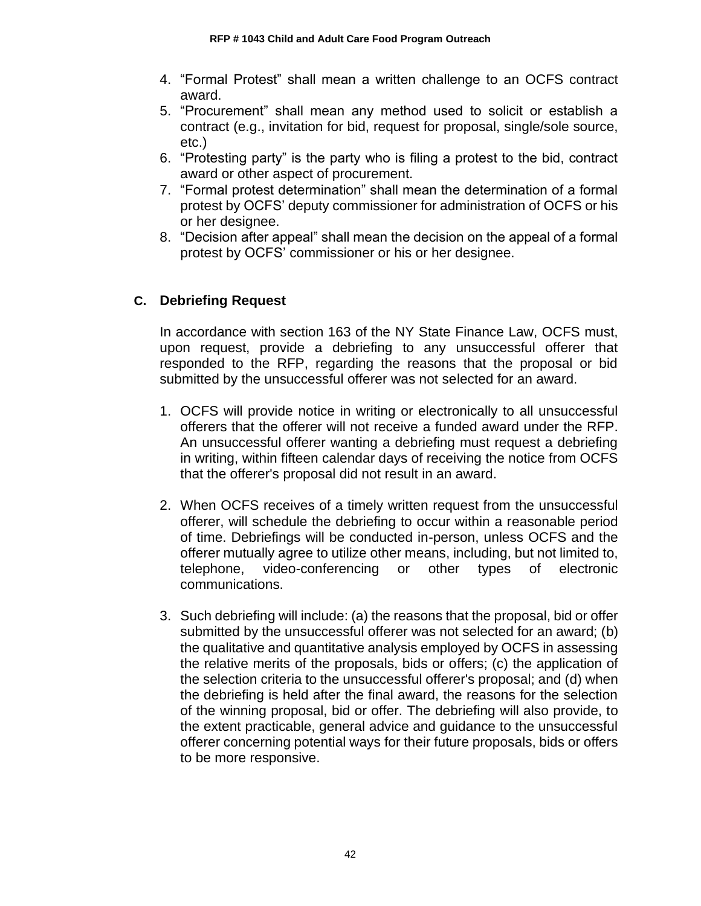4. “Formal Protest” shall mean a written challenge to an OCFS contract award.
5. “Procurement” shall mean any method used to solicit or establish a contract (e.g., invitation for bid, request for proposal, single/sole source, etc.)
6. “Protesting party” is the party who is filing a protest to the bid, contract award or other aspect of procurement.
7. “Formal protest determination” shall mean the determination of a formal protest by OCFS’ deputy commissioner for administration of OCFS or his or her designee.
8. “Decision after appeal” shall mean the decision on the appeal of a formal protest by OCFS’ commissioner or his or her designee.

## C. Debriefing Request

In accordance with section 163 of the NY State Finance Law, OCFS must, upon request, provide a debriefing to any unsuccessful offerer that responded to the RFP, regarding the reasons that the proposal or bid submitted by the unsuccessful offerer was not selected for an award.

1. OCFS will provide notice in writing or electronically to all unsuccessful offerers that the offerer will not receive a funded award under the RFP. An unsuccessful offerer wanting a debriefing must request a debriefing in writing, within fifteen calendar days of receiving the notice from OCFS that the offerer's proposal did not result in an award.

2. When OCFS receives of a timely written request from the unsuccessful offerer, will schedule the debriefing to occur within a reasonable period of time. Debriefings will be conducted in-person, unless OCFS and the offerer mutually agree to utilize other means, including, but not limited to, telephone, video-conferencing or other types of electronic communications.

3. Such debriefing will include: (a) the reasons that the proposal, bid or offer submitted by the unsuccessful offerer was not selected for an award; (b) the qualitative and quantitative analysis employed by OCFS in assessing the relative merits of the proposals, bids or offers; (c) the application of the selection criteria to the unsuccessful offerer's proposal; and (d) when the debriefing is held after the final award, the reasons for the selection of the winning proposal, bid or offer. The debriefing will also provide, to the extent practicable, general advice and guidance to the unsuccessful offerer concerning potential ways for their future proposals, bids or offers to be more responsive.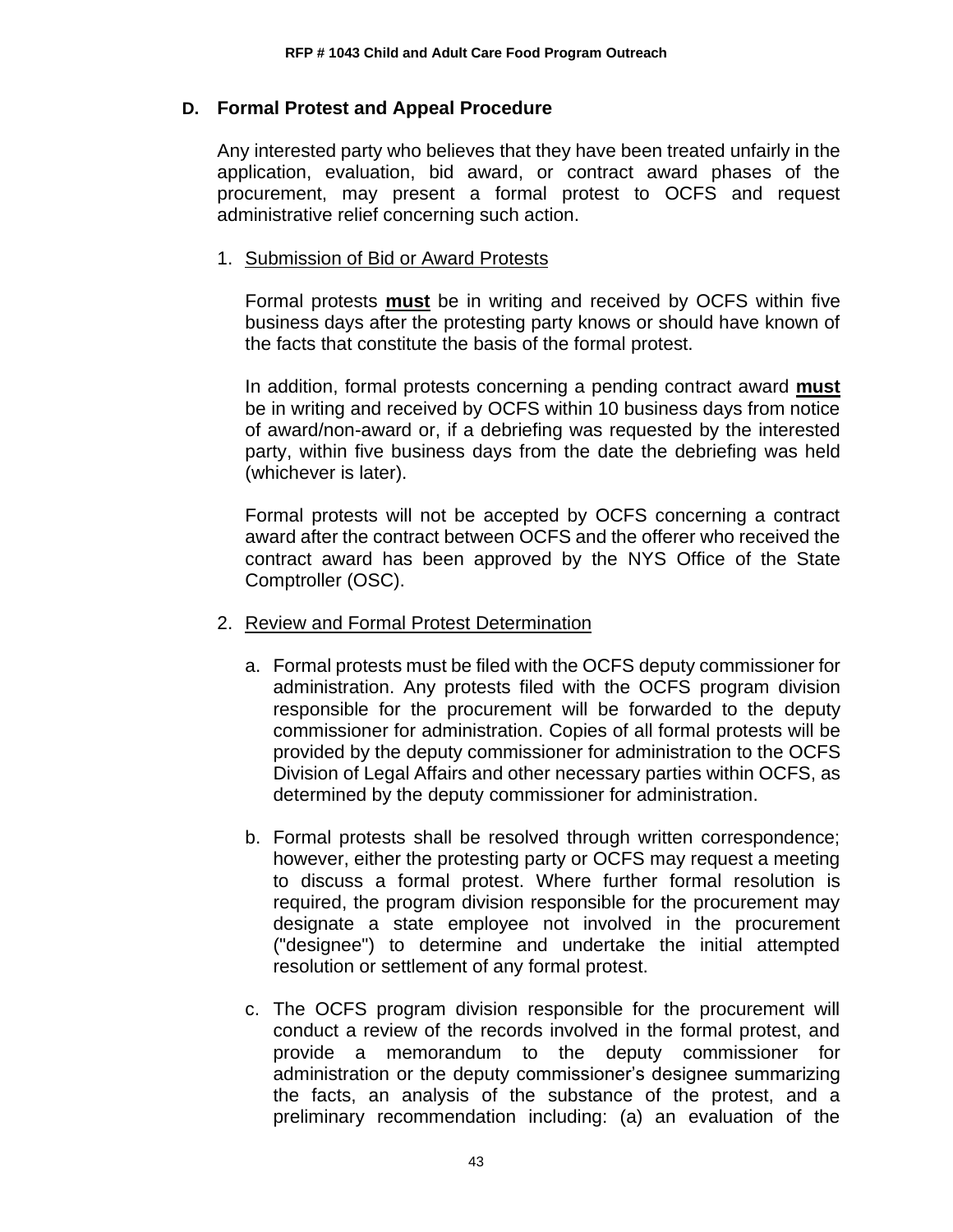### D. Formal Protest and Appeal Procedure

Any interested party who believes that they have been treated unfairly in the application, evaluation, bid award, or contract award phases of the procurement, may present a formal protest to OCFS and request administrative relief concerning such action.

1. Submission of Bid or Award Protests

   Formal protests **must** be in writing and received by OCFS within five business days after the protesting party knows or should have known of the facts that constitute the basis of the formal protest.

   In addition, formal protests concerning a pending contract award **must** be in writing and received by OCFS within 10 business days from notice of award/non-award or, if a debriefing was requested by the interested party, within five business days from the date the debriefing was held (whichever is later).

   Formal protests will not be accepted by OCFS concerning a contract award after the contract between OCFS and the offerer who received the contract award has been approved by the NYS Office of the State Comptroller (OSC).

2. Review and Formal Protest Determination

   a. Formal protests must be filed with the OCFS deputy commissioner for administration. Any protests filed with the OCFS program division responsible for the procurement will be forwarded to the deputy commissioner for administration. Copies of all formal protests will be provided by the deputy commissioner for administration to the OCFS Division of Legal Affairs and other necessary parties within OCFS, as determined by the deputy commissioner for administration.

   b. Formal protests shall be resolved through written correspondence; however, either the protesting party or OCFS may request a meeting to discuss a formal protest. Where further formal resolution is required, the program division responsible for the procurement may designate a state employee not involved in the procurement ("designee") to determine and undertake the initial attempted resolution or settlement of any formal protest.

   c. The OCFS program division responsible for the procurement will conduct a review of the records involved in the formal protest, and provide a memorandum to the deputy commissioner for administration or the deputy commissioner's designee summarizing the facts, an analysis of the substance of the protest, and a preliminary recommendation including: (a) an evaluation of the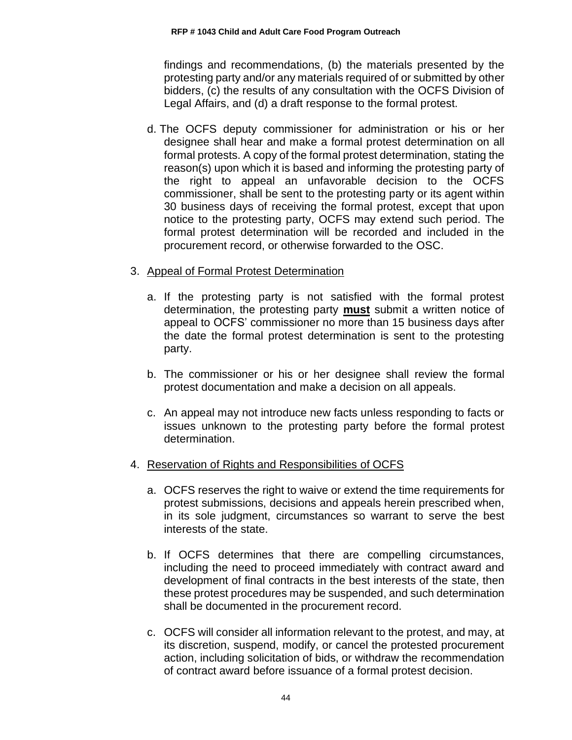findings and recommendations, (b) the materials presented by the protesting party and/or any materials required of or submitted by other bidders, (c) the results of any consultation with the OCFS Division of Legal Affairs, and (d) a draft response to the formal protest.

d. The OCFS deputy commissioner for administration or his or her designee shall hear and make a formal protest determination on all formal protests. A copy of the formal protest determination, stating the reason(s) upon which it is based and informing the protesting party of the right to appeal an unfavorable decision to the OCFS commissioner, shall be sent to the protesting party or its agent within 30 business days of receiving the formal protest, except that upon notice to the protesting party, OCFS may extend such period. The formal protest determination will be recorded and included in the procurement record, or otherwise forwarded to the OSC.

3. <u>Appeal of Formal Protest Determination</u>

   a. If the protesting party is not satisfied with the formal protest determination, the protesting party **<u>must</u>** submit a written notice of appeal to OCFS' commissioner no more than 15 business days after the date the formal protest determination is sent to the protesting party.

   b. The commissioner or his or her designee shall review the formal protest documentation and make a decision on all appeals.

   c. An appeal may not introduce new facts unless responding to facts or issues unknown to the protesting party before the formal protest determination.

4. <u>Reservation of Rights and Responsibilities of OCFS</u>

   a. OCFS reserves the right to waive or extend the time requirements for protest submissions, decisions and appeals herein prescribed when, in its sole judgment, circumstances so warrant to serve the best interests of the state.

   b. If OCFS determines that there are compelling circumstances, including the need to proceed immediately with contract award and development of final contracts in the best interests of the state, then these protest procedures may be suspended, and such determination shall be documented in the procurement record.

   c. OCFS will consider all information relevant to the protest, and may, at its discretion, suspend, modify, or cancel the protested procurement action, including solicitation of bids, or withdraw the recommendation of contract award before issuance of a formal protest decision.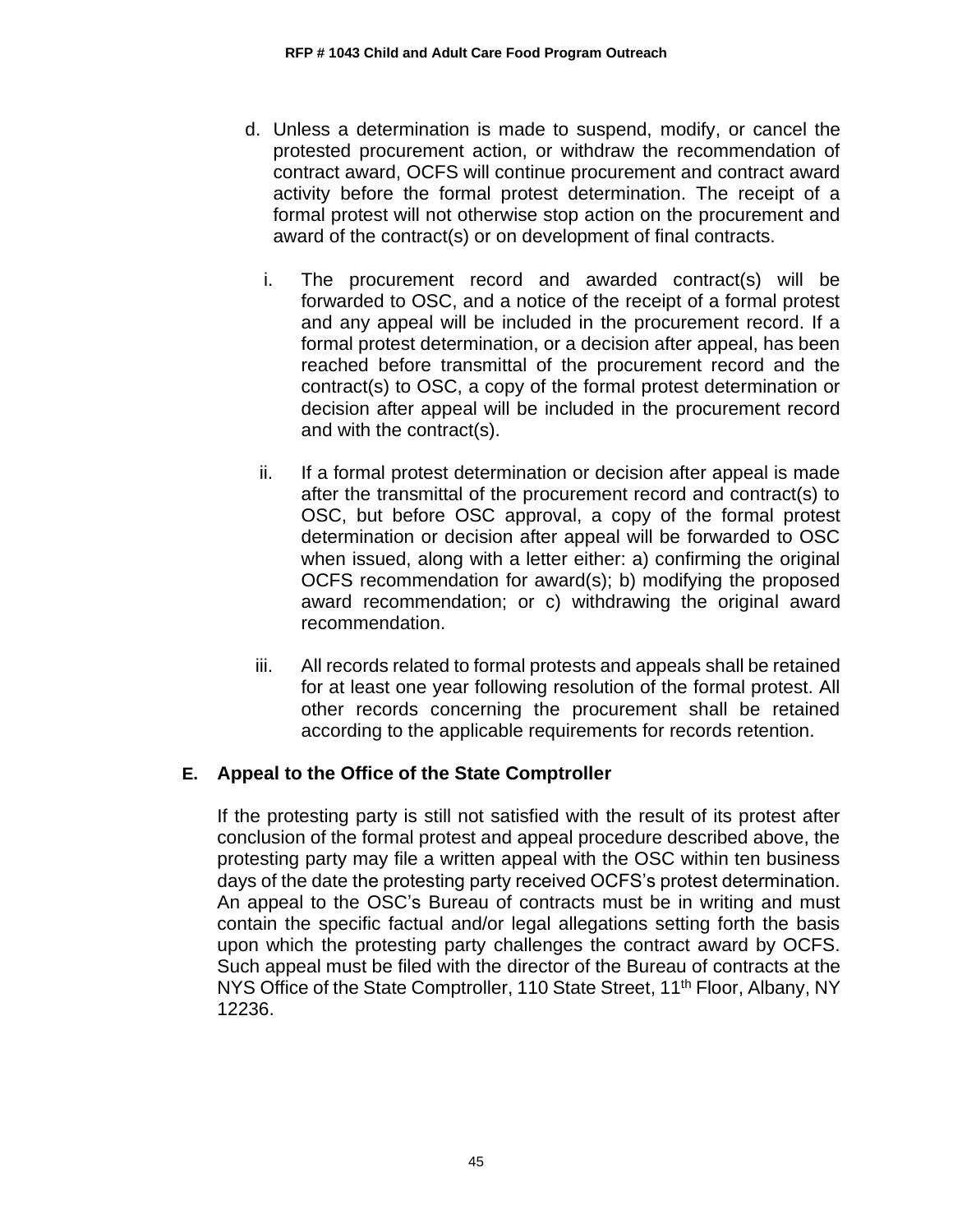d. Unless a determination is made to suspend, modify, or cancel the protested procurement action, or withdraw the recommendation of contract award, OCFS will continue procurement and contract award activity before the formal protest determination. The receipt of a formal protest will not otherwise stop action on the procurement and award of the contract(s) or on development of final contracts.

   i. The procurement record and awarded contract(s) will be forwarded to OSC, and a notice of the receipt of a formal protest and any appeal will be included in the procurement record. If a formal protest determination, or a decision after appeal, has been reached before transmittal of the procurement record and the contract(s) to OSC, a copy of the formal protest determination or decision after appeal will be included in the procurement record and with the contract(s).

   ii. If a formal protest determination or decision after appeal is made after the transmittal of the procurement record and contract(s) to OSC, but before OSC approval, a copy of the formal protest determination or decision after appeal will be forwarded to OSC when issued, along with a letter either: a) confirming the original OCFS recommendation for award(s); b) modifying the proposed award recommendation; or c) withdrawing the original award recommendation.

   iii. All records related to formal protests and appeals shall be retained for at least one year following resolution of the formal protest. All other records concerning the procurement shall be retained according to the applicable requirements for records retention.

## E. Appeal to the Office of the State Comptroller

If the protesting party is still not satisfied with the result of its protest after conclusion of the formal protest and appeal procedure described above, the protesting party may file a written appeal with the OSC within ten business days of the date the protesting party received OCFS's protest determination. An appeal to the OSC's Bureau of contracts must be in writing and must contain the specific factual and/or legal allegations setting forth the basis upon which the protesting party challenges the contract award by OCFS. Such appeal must be filed with the director of the Bureau of contracts at the NYS Office of the State Comptroller, 110 State Street, 11th Floor, Albany, NY 12236.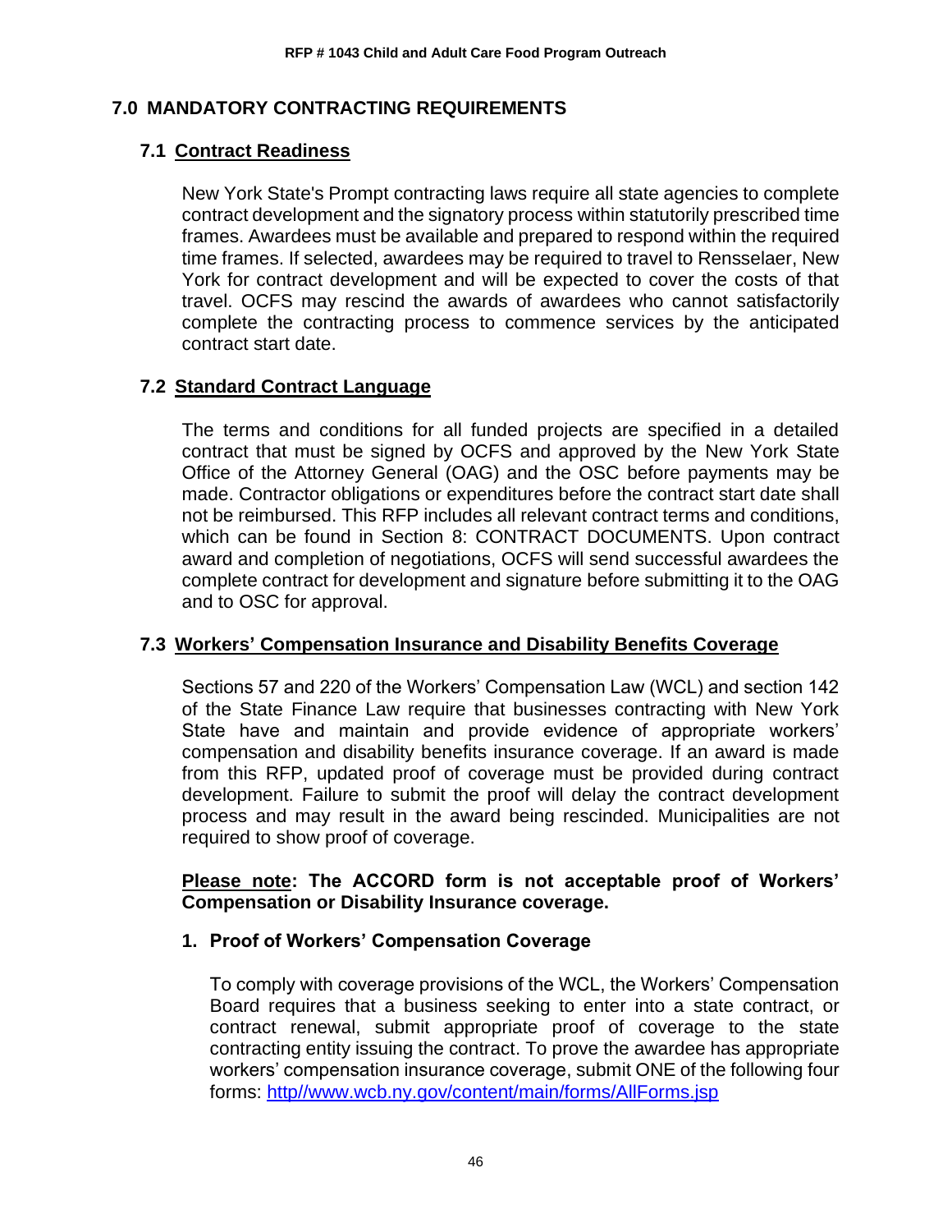## 7.0 MANDATORY CONTRACTING REQUIREMENTS

### 7.1 Contract Readiness

New York State's Prompt contracting laws require all state agencies to complete contract development and the signatory process within statutorily prescribed time frames. Awardees must be available and prepared to respond within the required time frames. If selected, awardees may be required to travel to Rensselaer, New York for contract development and will be expected to cover the costs of that travel. OCFS may rescind the awards of awardees who cannot satisfactorily complete the contracting process to commence services by the anticipated contract start date.

### 7.2 Standard Contract Language

The terms and conditions for all funded projects are specified in a detailed contract that must be signed by OCFS and approved by the New York State Office of the Attorney General (OAG) and the OSC before payments may be made. Contractor obligations or expenditures before the contract start date shall not be reimbursed. This RFP includes all relevant contract terms and conditions, which can be found in Section 8: CONTRACT DOCUMENTS. Upon contract award and completion of negotiations, OCFS will send successful awardees the complete contract for development and signature before submitting it to the OAG and to OSC for approval.

### 7.3 Workers' Compensation Insurance and Disability Benefits Coverage

Sections 57 and 220 of the Workers' Compensation Law (WCL) and section 142 of the State Finance Law require that businesses contracting with New York State have and maintain and provide evidence of appropriate workers' compensation and disability benefits insurance coverage. If an award is made from this RFP, updated proof of coverage must be provided during contract development. Failure to submit the proof will delay the contract development process and may result in the award being rescinded. Municipalities are not required to show proof of coverage.

**Please note: The ACCORD form is not acceptable proof of Workers' Compensation or Disability Insurance coverage.**

**1. Proof of Workers' Compensation Coverage**

To comply with coverage provisions of the WCL, the Workers' Compensation Board requires that a business seeking to enter into a state contract, or contract renewal, submit appropriate proof of coverage to the state contracting entity issuing the contract. To prove the awardee has appropriate workers' compensation insurance coverage, submit ONE of the following four forms: [http//www.wcb.ny.gov/content/main/forms/AllForms.jsp](http//www.wcb.ny.gov/content/main/forms/AllForms.jsp)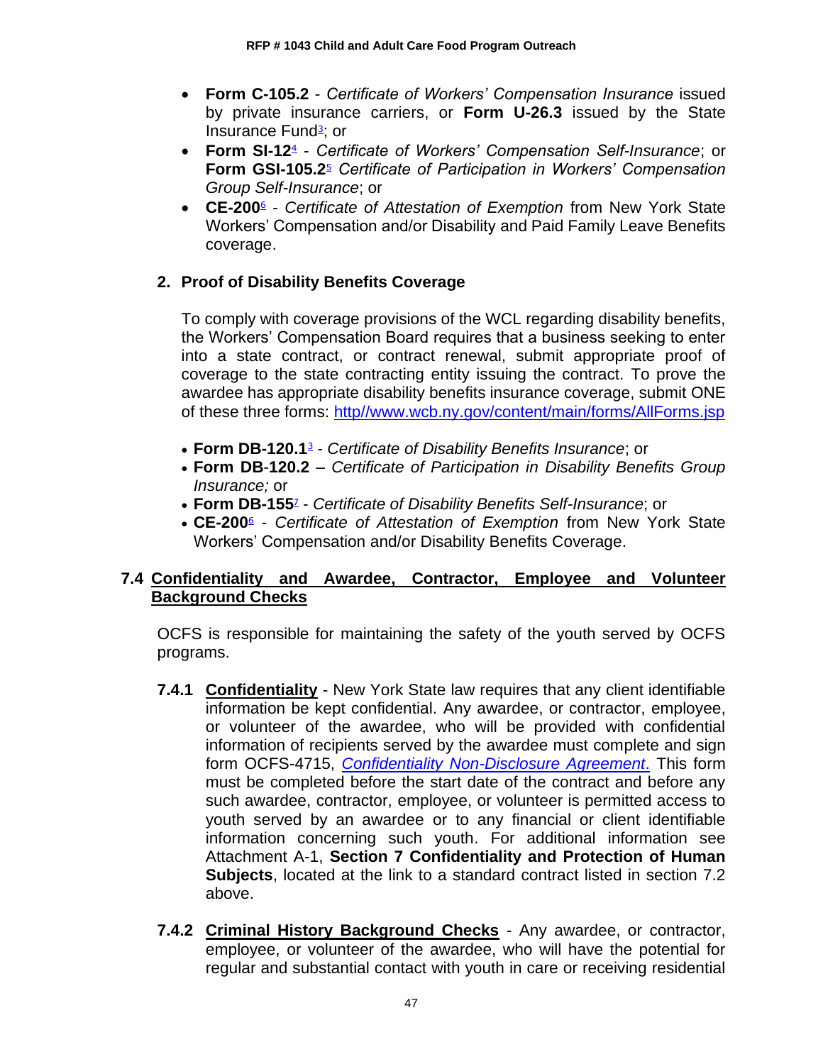- **Form C-105.2** - *Certificate of Workers' Compensation Insurance* issued by private insurance carriers, or **Form U-26.3** issued by the State Insurance Fund[3]; or
- **Form SI-12**[4] - *Certificate of Workers' Compensation Self-Insurance*; or **Form GSI-105.2**[5] *Certificate of Participation in Workers' Compensation Group Self-Insurance*; or
- **CE-200**[6] - *Certificate of Attestation of Exemption* from New York State Workers' Compensation and/or Disability and Paid Family Leave Benefits coverage.

**2. Proof of Disability Benefits Coverage**

To comply with coverage provisions of the WCL regarding disability benefits, the Workers' Compensation Board requires that a business seeking to enter into a state contract, or contract renewal, submit appropriate proof of coverage to the state contracting entity issuing the contract. To prove the awardee has appropriate disability benefits insurance coverage, submit ONE of these three forms: http//www.wcb.ny.gov/content/main/forms/AllForms.jsp

- **Form DB-120.1**[3] - *Certificate of Disability Benefits Insurance*; or
- **Form DB-120.2** – *Certificate of Participation in Disability Benefits Group Insurance;* or
- **Form DB-155**[7] - *Certificate of Disability Benefits Self-Insurance*; or
- **CE-200**[6] - *Certificate of Attestation of Exemption* from New York State Workers' Compensation and/or Disability Benefits Coverage.

## 7.4 Confidentiality and Awardee, Contractor, Employee and Volunteer Background Checks

OCFS is responsible for maintaining the safety of the youth served by OCFS programs.

**7.4.1 Confidentiality** - New York State law requires that any client identifiable information be kept confidential. Any awardee, or contractor, employee, or volunteer of the awardee, who will be provided with confidential information of recipients served by the awardee must complete and sign form OCFS-4715, *Confidentiality Non-Disclosure Agreement*. This form must be completed before the start date of the contract and before any such awardee, contractor, employee, or volunteer is permitted access to youth served by an awardee or to any financial or client identifiable information concerning such youth. For additional information see Attachment A-1, **Section 7 Confidentiality and Protection of Human Subjects**, located at the link to a standard contract listed in section 7.2 above.

**7.4.2 Criminal History Background Checks** - Any awardee, or contractor, employee, or volunteer of the awardee, who will have the potential for regular and substantial contact with youth in care or receiving residential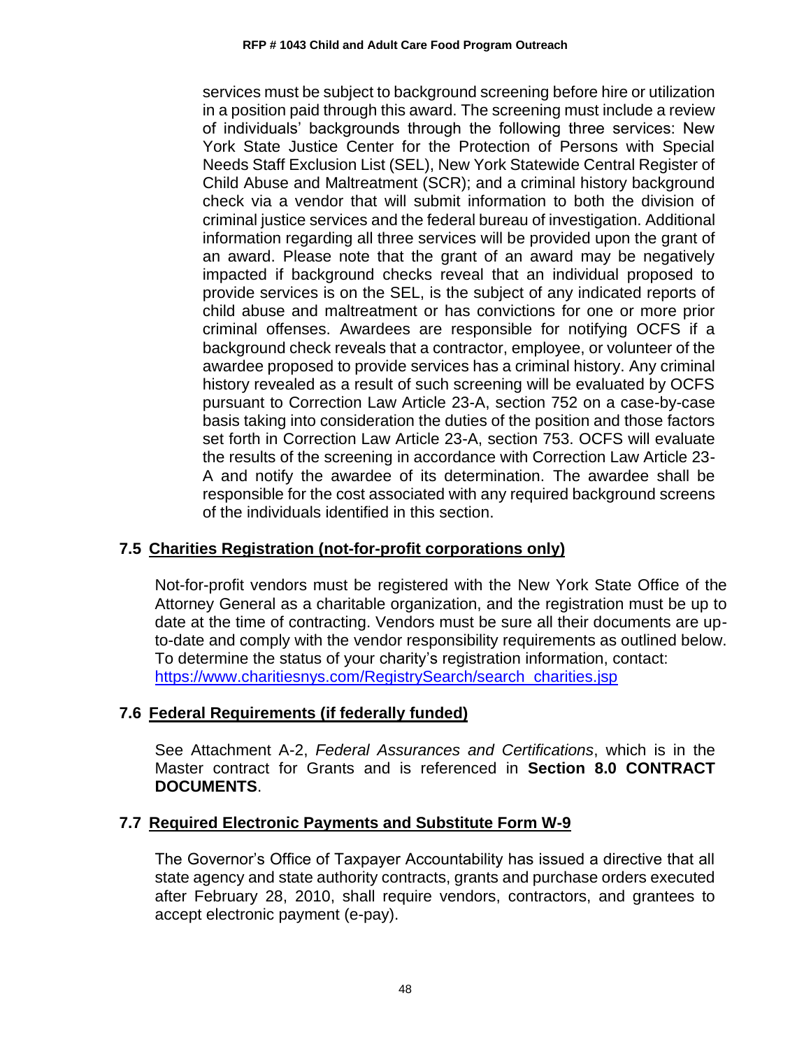services must be subject to background screening before hire or utilization in a position paid through this award. The screening must include a review of individuals' backgrounds through the following three services: New York State Justice Center for the Protection of Persons with Special Needs Staff Exclusion List (SEL), New York Statewide Central Register of Child Abuse and Maltreatment (SCR); and a criminal history background check via a vendor that will submit information to both the division of criminal justice services and the federal bureau of investigation. Additional information regarding all three services will be provided upon the grant of an award. Please note that the grant of an award may be negatively impacted if background checks reveal that an individual proposed to provide services is on the SEL, is the subject of any indicated reports of child abuse and maltreatment or has convictions for one or more prior criminal offenses. Awardees are responsible for notifying OCFS if a background check reveals that a contractor, employee, or volunteer of the awardee proposed to provide services has a criminal history. Any criminal history revealed as a result of such screening will be evaluated by OCFS pursuant to Correction Law Article 23-A, section 752 on a case-by-case basis taking into consideration the duties of the position and those factors set forth in Correction Law Article 23-A, section 753. OCFS will evaluate the results of the screening in accordance with Correction Law Article 23-A and notify the awardee of its determination. The awardee shall be responsible for the cost associated with any required background screens of the individuals identified in this section.

### 7.5 Charities Registration (not-for-profit corporations only)

Not-for-profit vendors must be registered with the New York State Office of the Attorney General as a charitable organization, and the registration must be up to date at the time of contracting. Vendors must be sure all their documents are up-to-date and comply with the vendor responsibility requirements as outlined below. To determine the status of your charity's registration information, contact: https://www.charitiesnys.com/RegistrySearch/search_charities.jsp

### 7.6 Federal Requirements (if federally funded)

See Attachment A-2, *Federal Assurances and Certifications*, which is in the Master contract for Grants and is referenced in **Section 8.0 CONTRACT DOCUMENTS**.

### 7.7 Required Electronic Payments and Substitute Form W-9

The Governor's Office of Taxpayer Accountability has issued a directive that all state agency and state authority contracts, grants and purchase orders executed after February 28, 2010, shall require vendors, contractors, and grantees to accept electronic payment (e-pay).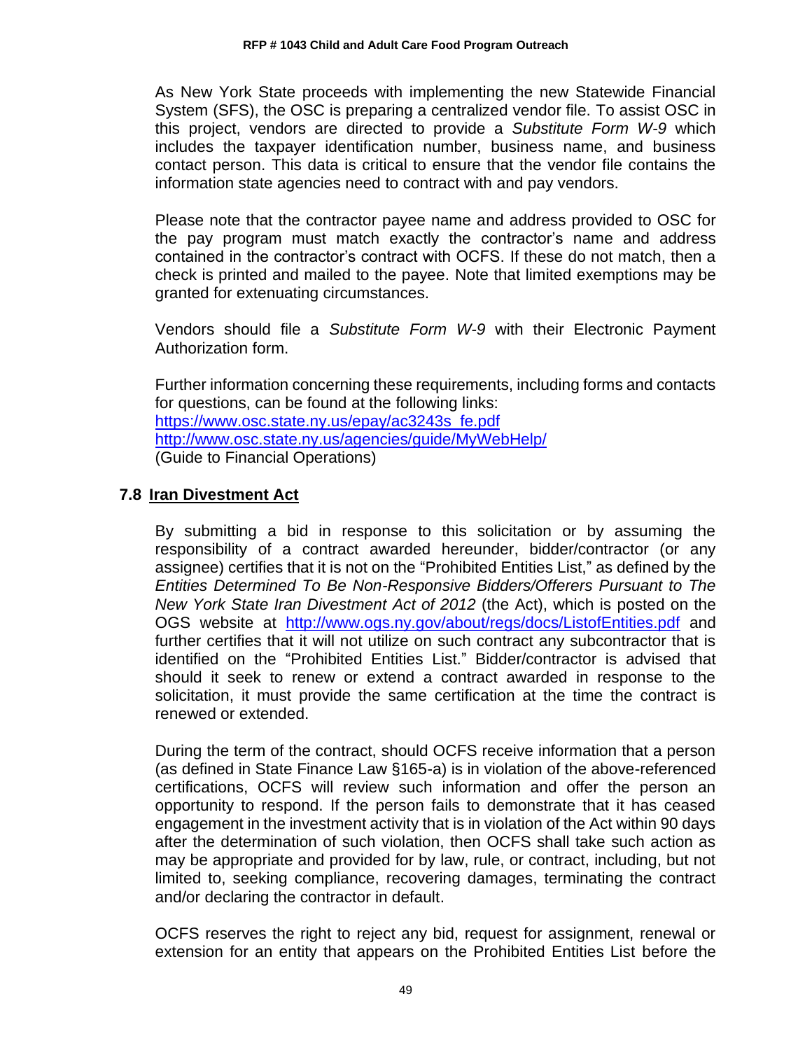As New York State proceeds with implementing the new Statewide Financial System (SFS), the OSC is preparing a centralized vendor file. To assist OSC in this project, vendors are directed to provide a *Substitute Form W-9* which includes the taxpayer identification number, business name, and business contact person. This data is critical to ensure that the vendor file contains the information state agencies need to contract with and pay vendors.

Please note that the contractor payee name and address provided to OSC for the pay program must match exactly the contractor's name and address contained in the contractor's contract with OCFS. If these do not match, then a check is printed and mailed to the payee. Note that limited exemptions may be granted for extenuating circumstances.

Vendors should file a *Substitute Form W-9* with their Electronic Payment Authorization form.

Further information concerning these requirements, including forms and contacts for questions, can be found at the following links:
https://www.osc.state.ny.us/epay/ac3243s_fe.pdf
http://www.osc.state.ny.us/agencies/guide/MyWebHelp/
(Guide to Financial Operations)

### 7.8 Iran Divestment Act

By submitting a bid in response to this solicitation or by assuming the responsibility of a contract awarded hereunder, bidder/contractor (or any assignee) certifies that it is not on the "Prohibited Entities List," as defined by the *Entities Determined To Be Non-Responsive Bidders/Offerers Pursuant to The New York State Iran Divestment Act of 2012* (the Act), which is posted on the OGS website at http://www.ogs.ny.gov/about/regs/docs/ListofEntities.pdf and further certifies that it will not utilize on such contract any subcontractor that is identified on the "Prohibited Entities List." Bidder/contractor is advised that should it seek to renew or extend a contract awarded in response to the solicitation, it must provide the same certification at the time the contract is renewed or extended.

During the term of the contract, should OCFS receive information that a person (as defined in State Finance Law §165-a) is in violation of the above-referenced certifications, OCFS will review such information and offer the person an opportunity to respond. If the person fails to demonstrate that it has ceased engagement in the investment activity that is in violation of the Act within 90 days after the determination of such violation, then OCFS shall take such action as may be appropriate and provided for by law, rule, or contract, including, but not limited to, seeking compliance, recovering damages, terminating the contract and/or declaring the contractor in default.

OCFS reserves the right to reject any bid, request for assignment, renewal or extension for an entity that appears on the Prohibited Entities List before the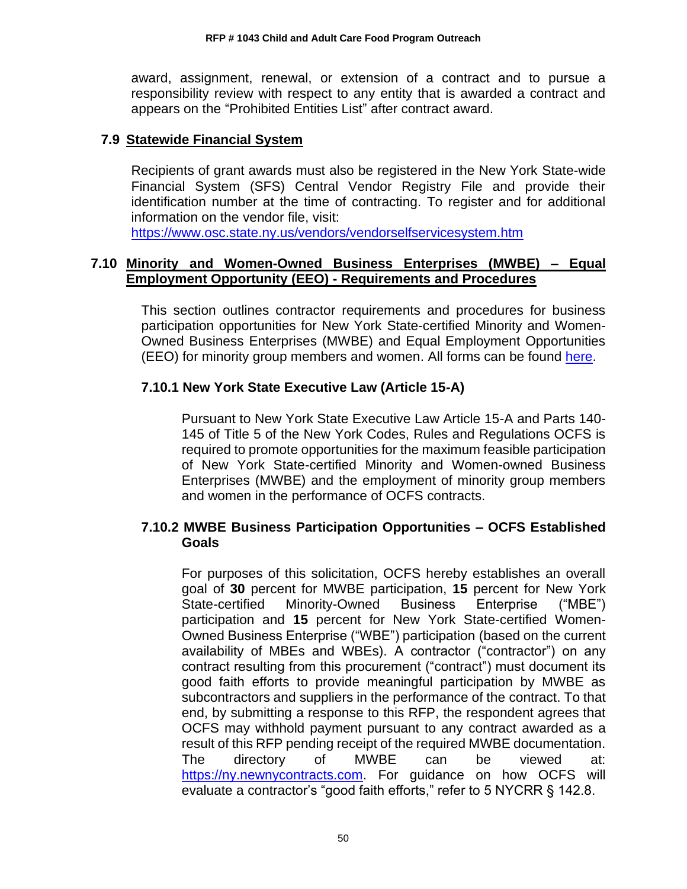award, assignment, renewal, or extension of a contract and to pursue a responsibility review with respect to any entity that is awarded a contract and appears on the "Prohibited Entities List" after contract award.

## 7.9 Statewide Financial System

Recipients of grant awards must also be registered in the New York State-wide Financial System (SFS) Central Vendor Registry File and provide their identification number at the time of contracting. To register and for additional information on the vendor file, visit:
https://www.osc.state.ny.us/vendors/vendorselfservicesystem.htm

## 7.10 Minority and Women-Owned Business Enterprises (MWBE) – Equal Employment Opportunity (EEO) - Requirements and Procedures

This section outlines contractor requirements and procedures for business participation opportunities for New York State-certified Minority and Women-Owned Business Enterprises (MWBE) and Equal Employment Opportunities (EEO) for minority group members and women. All forms can be found here.

### 7.10.1 New York State Executive Law (Article 15-A)

Pursuant to New York State Executive Law Article 15-A and Parts 140-145 of Title 5 of the New York Codes, Rules and Regulations OCFS is required to promote opportunities for the maximum feasible participation of New York State-certified Minority and Women-owned Business Enterprises (MWBE) and the employment of minority group members and women in the performance of OCFS contracts.

### 7.10.2 MWBE Business Participation Opportunities – OCFS Established Goals

For purposes of this solicitation, OCFS hereby establishes an overall goal of **30** percent for MWBE participation, **15** percent for New York State-certified Minority-Owned Business Enterprise ("MBE") participation and **15** percent for New York State-certified Women-Owned Business Enterprise ("WBE") participation (based on the current availability of MBEs and WBEs). A contractor ("contractor") on any contract resulting from this procurement ("contract") must document its good faith efforts to provide meaningful participation by MWBE as subcontractors and suppliers in the performance of the contract. To that end, by submitting a response to this RFP, the respondent agrees that OCFS may withhold payment pursuant to any contract awarded as a result of this RFP pending receipt of the required MWBE documentation. The directory of MWBE can be viewed at: https://ny.newnycontracts.com. For guidance on how OCFS will evaluate a contractor's "good faith efforts," refer to 5 NYCRR § 142.8.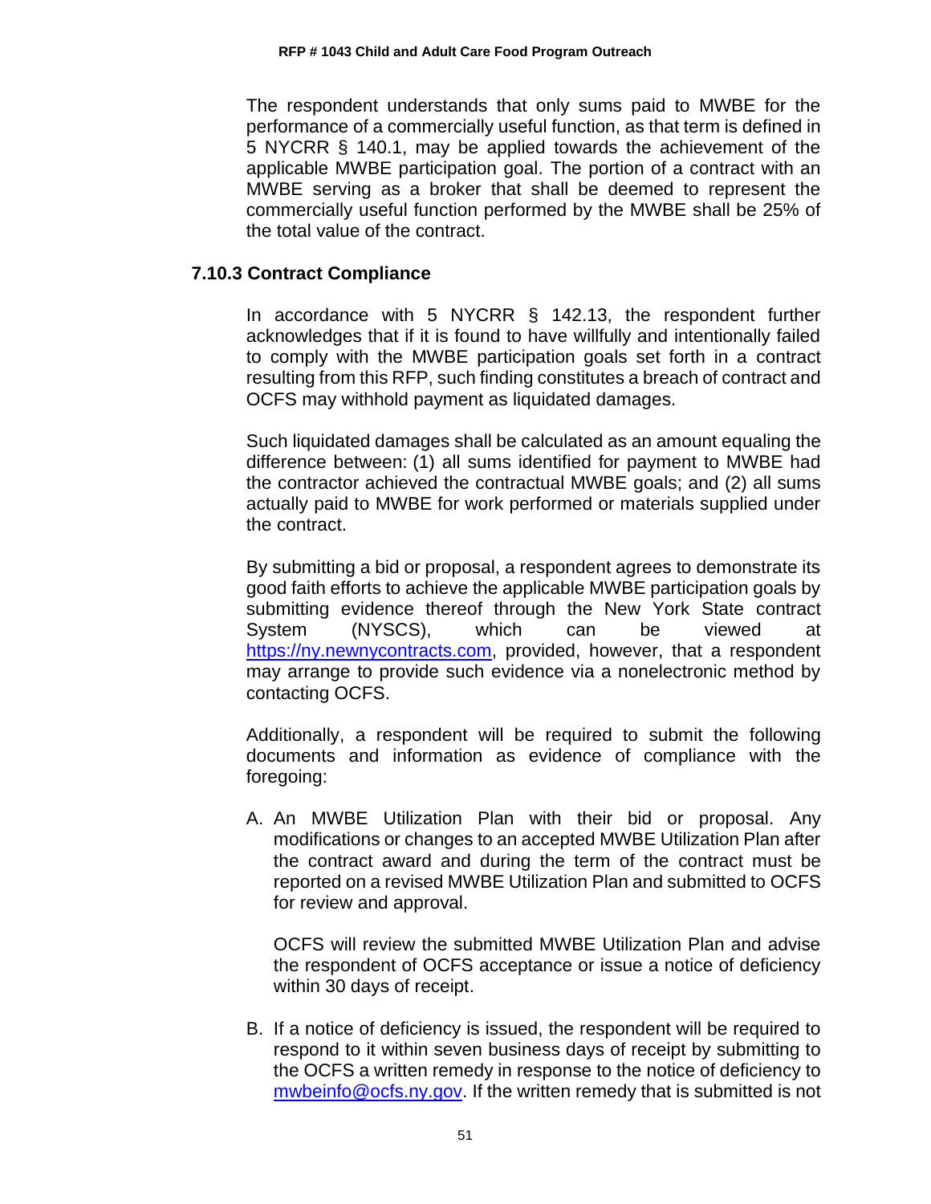The respondent understands that only sums paid to MWBE for the performance of a commercially useful function, as that term is defined in 5 NYCRR § 140.1, may be applied towards the achievement of the applicable MWBE participation goal. The portion of a contract with an MWBE serving as a broker that shall be deemed to represent the commercially useful function performed by the MWBE shall be 25% of the total value of the contract.

### 7.10.3 Contract Compliance

In accordance with 5 NYCRR § 142.13, the respondent further acknowledges that if it is found to have willfully and intentionally failed to comply with the MWBE participation goals set forth in a contract resulting from this RFP, such finding constitutes a breach of contract and OCFS may withhold payment as liquidated damages.

Such liquidated damages shall be calculated as an amount equaling the difference between: (1) all sums identified for payment to MWBE had the contractor achieved the contractual MWBE goals; and (2) all sums actually paid to MWBE for work performed or materials supplied under the contract.

By submitting a bid or proposal, a respondent agrees to demonstrate its good faith efforts to achieve the applicable MWBE participation goals by submitting evidence thereof through the New York State contract System (NYSCS), which can be viewed at [https://ny.newnycontracts.com](https://ny.newnycontracts.com), provided, however, that a respondent may arrange to provide such evidence via a nonelectronic method by contacting OCFS.

Additionally, a respondent will be required to submit the following documents and information as evidence of compliance with the foregoing:

A. An MWBE Utilization Plan with their bid or proposal. Any modifications or changes to an accepted MWBE Utilization Plan after the contract award and during the term of the contract must be reported on a revised MWBE Utilization Plan and submitted to OCFS for review and approval.

   OCFS will review the submitted MWBE Utilization Plan and advise the respondent of OCFS acceptance or issue a notice of deficiency within 30 days of receipt.

B. If a notice of deficiency is issued, the respondent will be required to respond to it within seven business days of receipt by submitting to the OCFS a written remedy in response to the notice of deficiency to [mwbeinfo@ocfs.ny.gov](mailto:mwbeinfo@ocfs.ny.gov). If the written remedy that is submitted is not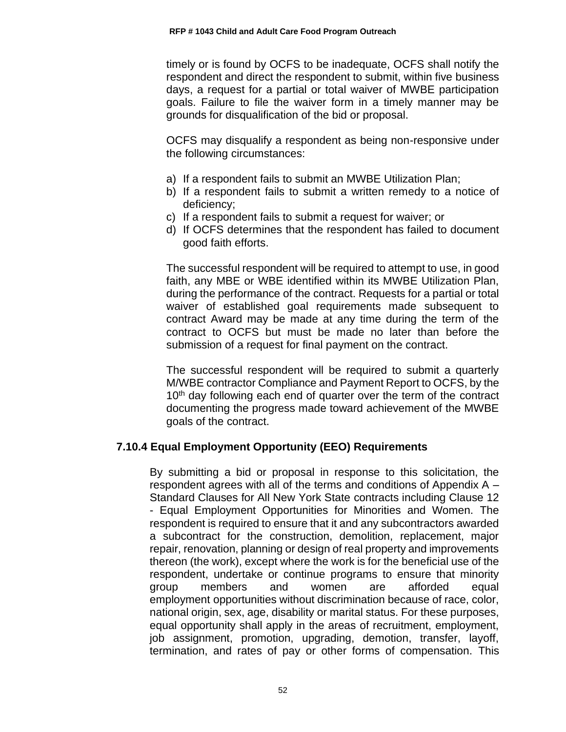timely or is found by OCFS to be inadequate, OCFS shall notify the respondent and direct the respondent to submit, within five business days, a request for a partial or total waiver of MWBE participation goals. Failure to file the waiver form in a timely manner may be grounds for disqualification of the bid or proposal.

OCFS may disqualify a respondent as being non-responsive under the following circumstances:

a) If a respondent fails to submit an MWBE Utilization Plan;
b) If a respondent fails to submit a written remedy to a notice of deficiency;
c) If a respondent fails to submit a request for waiver; or
d) If OCFS determines that the respondent has failed to document good faith efforts.

The successful respondent will be required to attempt to use, in good faith, any MBE or WBE identified within its MWBE Utilization Plan, during the performance of the contract. Requests for a partial or total waiver of established goal requirements made subsequent to contract Award may be made at any time during the term of the contract to OCFS but must be made no later than before the submission of a request for final payment on the contract.

The successful respondent will be required to submit a quarterly M/WBE contractor Compliance and Payment Report to OCFS, by the 10th day following each end of quarter over the term of the contract documenting the progress made toward achievement of the MWBE goals of the contract.

### 7.10.4 Equal Employment Opportunity (EEO) Requirements

By submitting a bid or proposal in response to this solicitation, the respondent agrees with all of the terms and conditions of Appendix A – Standard Clauses for All New York State contracts including Clause 12 - Equal Employment Opportunities for Minorities and Women. The respondent is required to ensure that it and any subcontractors awarded a subcontract for the construction, demolition, replacement, major repair, renovation, planning or design of real property and improvements thereon (the work), except where the work is for the beneficial use of the respondent, undertake or continue programs to ensure that minority group members and women are afforded equal employment opportunities without discrimination because of race, color, national origin, sex, age, disability or marital status. For these purposes, equal opportunity shall apply in the areas of recruitment, employment, job assignment, promotion, upgrading, demotion, transfer, layoff, termination, and rates of pay or other forms of compensation. This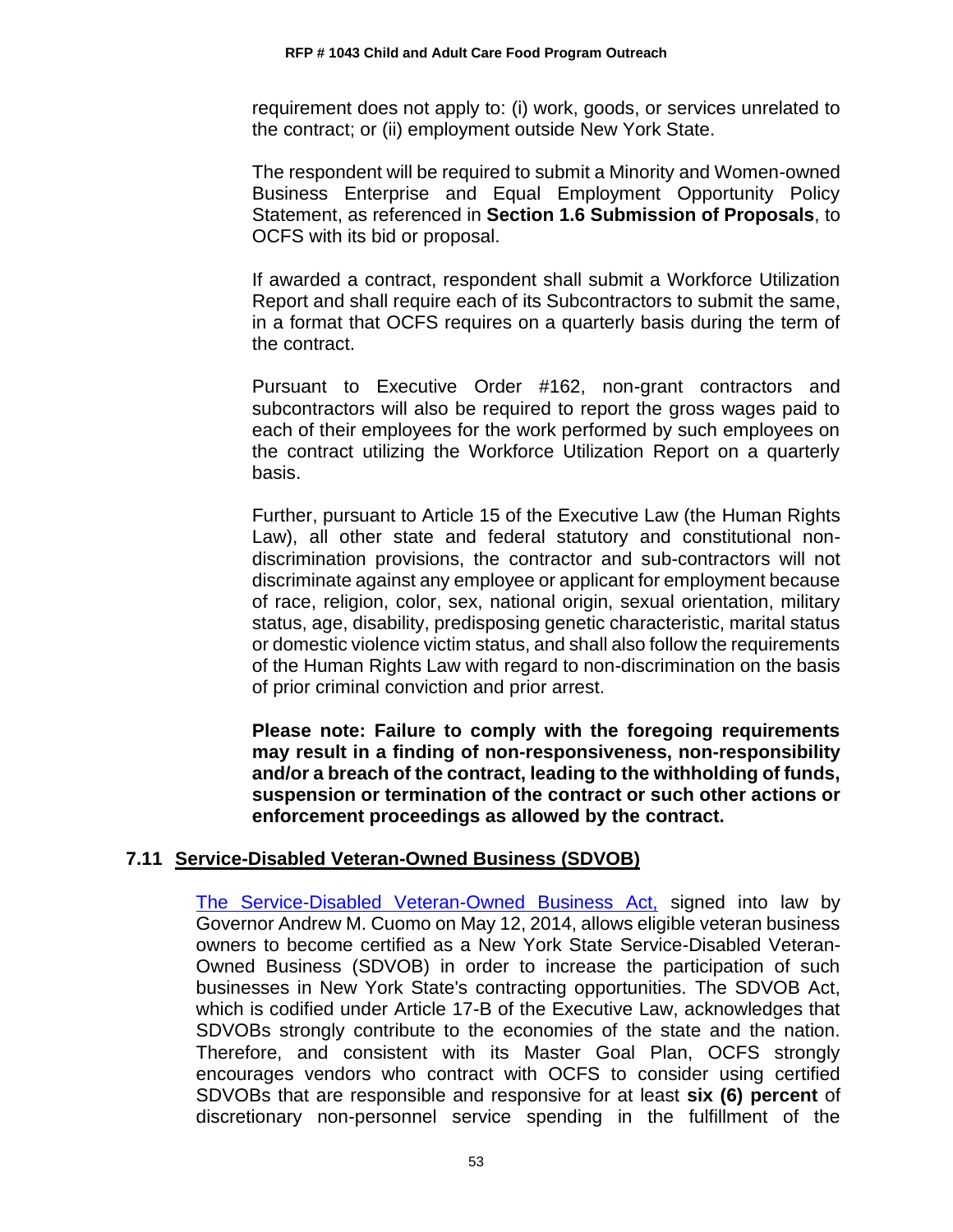requirement does not apply to: (i) work, goods, or services unrelated to the contract; or (ii) employment outside New York State.

The respondent will be required to submit a Minority and Women-owned Business Enterprise and Equal Employment Opportunity Policy Statement, as referenced in **Section 1.6 Submission of Proposals**, to OCFS with its bid or proposal.

If awarded a contract, respondent shall submit a Workforce Utilization Report and shall require each of its Subcontractors to submit the same, in a format that OCFS requires on a quarterly basis during the term of the contract.

Pursuant to Executive Order #162, non-grant contractors and subcontractors will also be required to report the gross wages paid to each of their employees for the work performed by such employees on the contract utilizing the Workforce Utilization Report on a quarterly basis.

Further, pursuant to Article 15 of the Executive Law (the Human Rights Law), all other state and federal statutory and constitutional non-discrimination provisions, the contractor and sub-contractors will not discriminate against any employee or applicant for employment because of race, religion, color, sex, national origin, sexual orientation, military status, age, disability, predisposing genetic characteristic, marital status or domestic violence victim status, and shall also follow the requirements of the Human Rights Law with regard to non-discrimination on the basis of prior criminal conviction and prior arrest.

**Please note: Failure to comply with the foregoing requirements may result in a finding of non-responsiveness, non-responsibility and/or a breach of the contract, leading to the withholding of funds, suspension or termination of the contract or such other actions or enforcement proceedings as allowed by the contract.**

## 7.11 Service-Disabled Veteran-Owned Business (SDVOB)

The Service-Disabled Veteran-Owned Business Act, signed into law by Governor Andrew M. Cuomo on May 12, 2014, allows eligible veteran business owners to become certified as a New York State Service-Disabled Veteran-Owned Business (SDVOB) in order to increase the participation of such businesses in New York State's contracting opportunities. The SDVOB Act, which is codified under Article 17-B of the Executive Law, acknowledges that SDVOBs strongly contribute to the economies of the state and the nation. Therefore, and consistent with its Master Goal Plan, OCFS strongly encourages vendors who contract with OCFS to consider using certified SDVOBs that are responsible and responsive for at least **six (6) percent** of discretionary non-personnel service spending in the fulfillment of the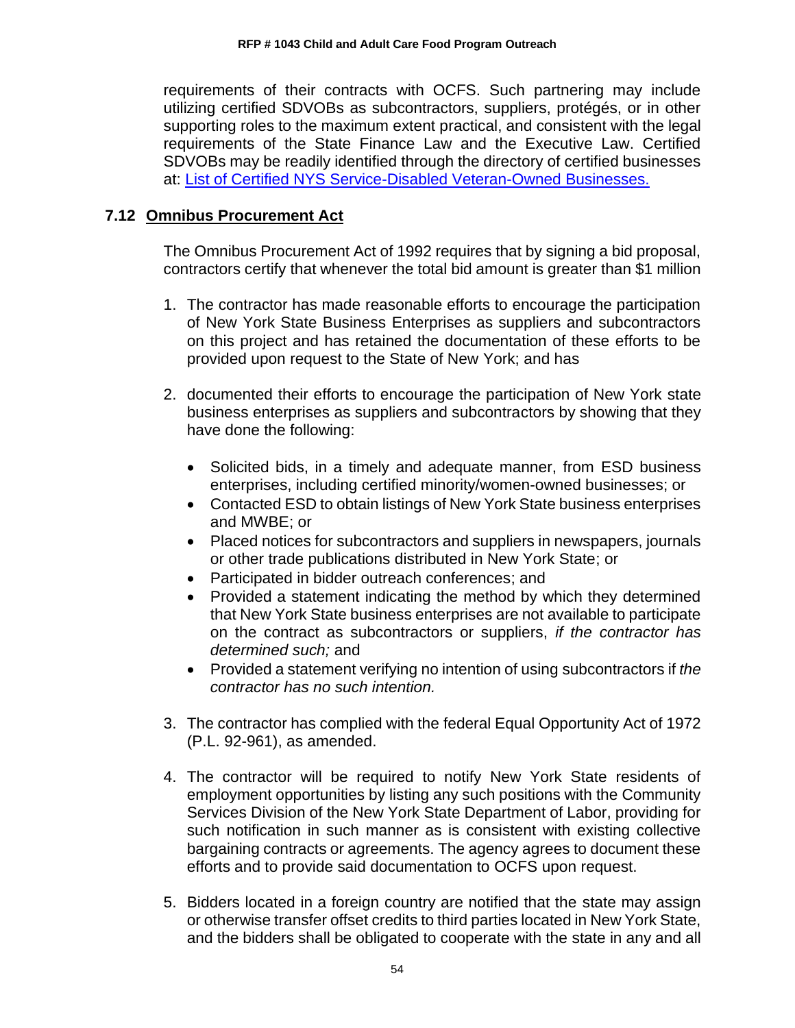requirements of their contracts with OCFS. Such partnering may include utilizing certified SDVOBs as subcontractors, suppliers, protégés, or in other supporting roles to the maximum extent practical, and consistent with the legal requirements of the State Finance Law and the Executive Law. Certified SDVOBs may be readily identified through the directory of certified businesses at: [List of Certified NYS Service-Disabled Veteran-Owned Businesses.]()

### 7.12 Omnibus Procurement Act

The Omnibus Procurement Act of 1992 requires that by signing a bid proposal, contractors certify that whenever the total bid amount is greater than $1 million

1. The contractor has made reasonable efforts to encourage the participation of New York State Business Enterprises as suppliers and subcontractors on this project and has retained the documentation of these efforts to be provided upon request to the State of New York; and has

2. documented their efforts to encourage the participation of New York state business enterprises as suppliers and subcontractors by showing that they have done the following:

   - Solicited bids, in a timely and adequate manner, from ESD business enterprises, including certified minority/women-owned businesses; or
   - Contacted ESD to obtain listings of New York State business enterprises and MWBE; or
   - Placed notices for subcontractors and suppliers in newspapers, journals or other trade publications distributed in New York State; or
   - Participated in bidder outreach conferences; and
   - Provided a statement indicating the method by which they determined that New York State business enterprises are not available to participate on the contract as subcontractors or suppliers, *if the contractor has determined such;* and
   - Provided a statement verifying no intention of using subcontractors if *the contractor has no such intention.*

3. The contractor has complied with the federal Equal Opportunity Act of 1972 (P.L. 92-961), as amended.

4. The contractor will be required to notify New York State residents of employment opportunities by listing any such positions with the Community Services Division of the New York State Department of Labor, providing for such notification in such manner as is consistent with existing collective bargaining contracts or agreements. The agency agrees to document these efforts and to provide said documentation to OCFS upon request.

5. Bidders located in a foreign country are notified that the state may assign or otherwise transfer offset credits to third parties located in New York State, and the bidders shall be obligated to cooperate with the state in any and all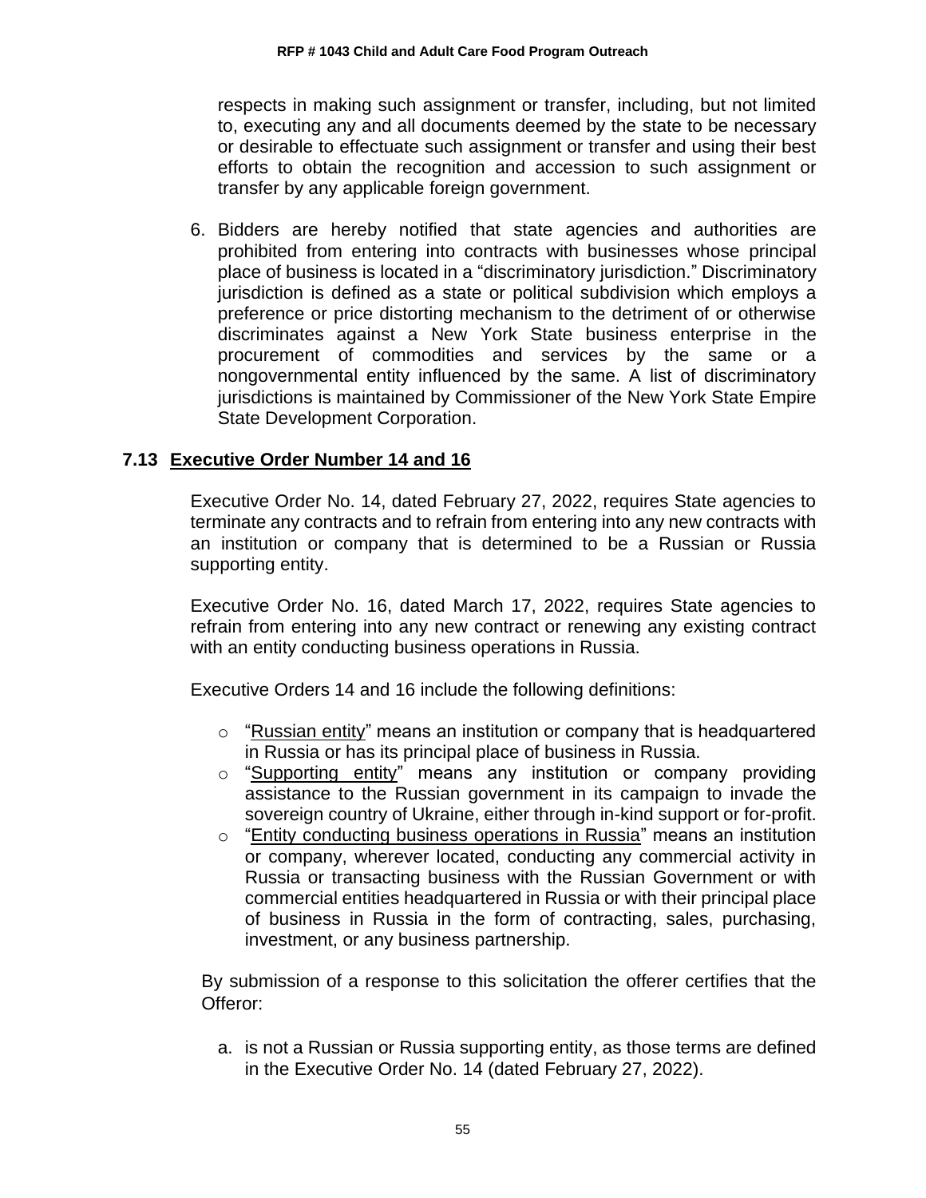respects in making such assignment or transfer, including, but not limited to, executing any and all documents deemed by the state to be necessary or desirable to effectuate such assignment or transfer and using their best efforts to obtain the recognition and accession to such assignment or transfer by any applicable foreign government.

6. Bidders are hereby notified that state agencies and authorities are prohibited from entering into contracts with businesses whose principal place of business is located in a "discriminatory jurisdiction." Discriminatory jurisdiction is defined as a state or political subdivision which employs a preference or price distorting mechanism to the detriment of or otherwise discriminates against a New York State business enterprise in the procurement of commodities and services by the same or a nongovernmental entity influenced by the same. A list of discriminatory jurisdictions is maintained by Commissioner of the New York State Empire State Development Corporation.

## 7.13 Executive Order Number 14 and 16

Executive Order No. 14, dated February 27, 2022, requires State agencies to terminate any contracts and to refrain from entering into any new contracts with an institution or company that is determined to be a Russian or Russia supporting entity.

Executive Order No. 16, dated March 17, 2022, requires State agencies to refrain from entering into any new contract or renewing any existing contract with an entity conducting business operations in Russia.

Executive Orders 14 and 16 include the following definitions:

- "Russian entity" means an institution or company that is headquartered in Russia or has its principal place of business in Russia.
- "Supporting entity" means any institution or company providing assistance to the Russian government in its campaign to invade the sovereign country of Ukraine, either through in-kind support or for-profit.
- "Entity conducting business operations in Russia" means an institution or company, wherever located, conducting any commercial activity in Russia or transacting business with the Russian Government or with commercial entities headquartered in Russia or with their principal place of business in Russia in the form of contracting, sales, purchasing, investment, or any business partnership.

By submission of a response to this solicitation the offerer certifies that the Offeror:

a. is not a Russian or Russia supporting entity, as those terms are defined in the Executive Order No. 14 (dated February 27, 2022).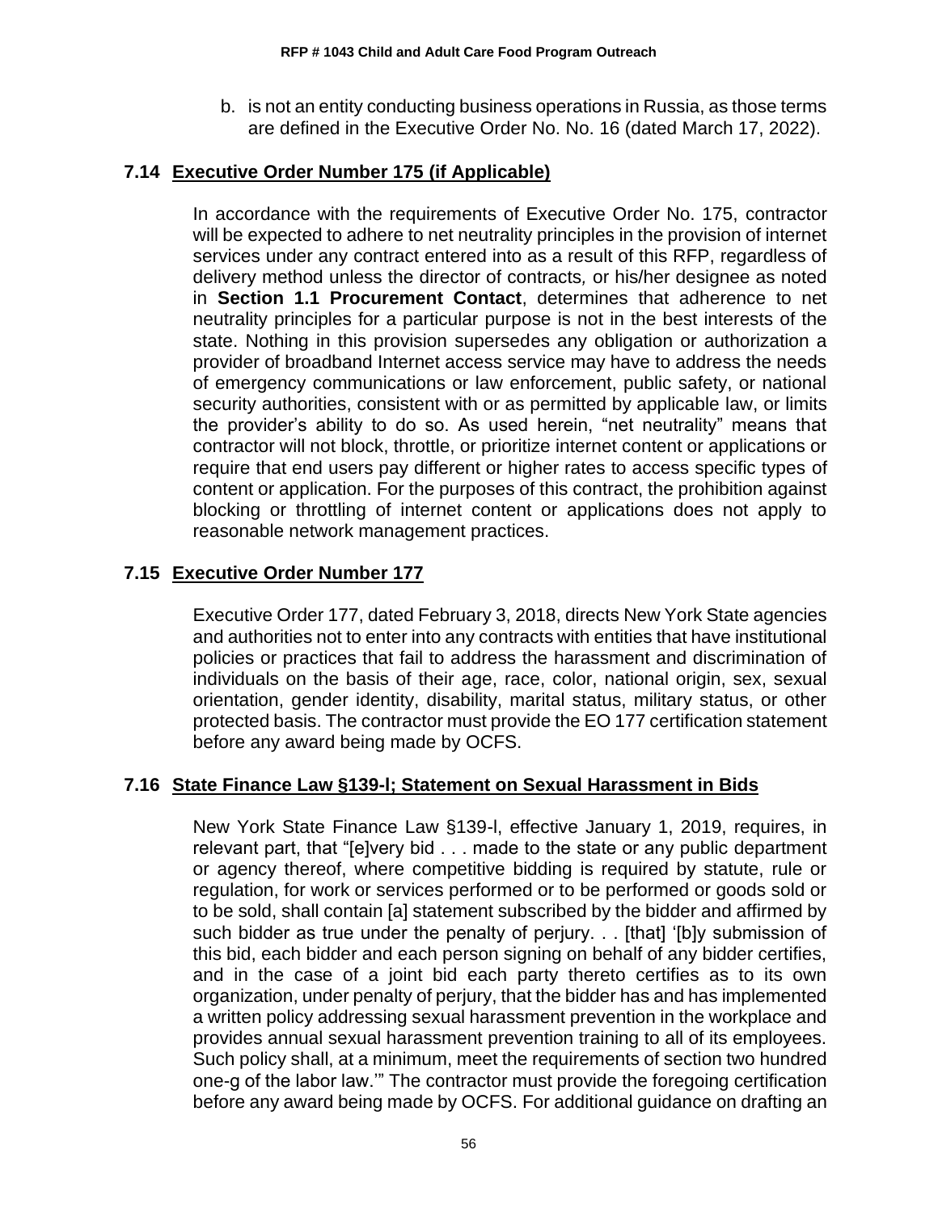b. is not an entity conducting business operations in Russia, as those terms are defined in the Executive Order No. No. 16 (dated March 17, 2022).

## 7.14 Executive Order Number 175 (if Applicable)

In accordance with the requirements of Executive Order No. 175, contractor will be expected to adhere to net neutrality principles in the provision of internet services under any contract entered into as a result of this RFP, regardless of delivery method unless the director of contracts, or his/her designee as noted in **Section 1.1 Procurement Contact**, determines that adherence to net neutrality principles for a particular purpose is not in the best interests of the state. Nothing in this provision supersedes any obligation or authorization a provider of broadband Internet access service may have to address the needs of emergency communications or law enforcement, public safety, or national security authorities, consistent with or as permitted by applicable law, or limits the provider's ability to do so. As used herein, "net neutrality" means that contractor will not block, throttle, or prioritize internet content or applications or require that end users pay different or higher rates to access specific types of content or application. For the purposes of this contract, the prohibition against blocking or throttling of internet content or applications does not apply to reasonable network management practices.

## 7.15 Executive Order Number 177

Executive Order 177, dated February 3, 2018, directs New York State agencies and authorities not to enter into any contracts with entities that have institutional policies or practices that fail to address the harassment and discrimination of individuals on the basis of their age, race, color, national origin, sex, sexual orientation, gender identity, disability, marital status, military status, or other protected basis. The contractor must provide the EO 177 certification statement before any award being made by OCFS.

## 7.16 State Finance Law §139-l; Statement on Sexual Harassment in Bids

New York State Finance Law §139-l, effective January 1, 2019, requires, in relevant part, that "[e]very bid . . . made to the state or any public department or agency thereof, where competitive bidding is required by statute, rule or regulation, for work or services performed or to be performed or goods sold or to be sold, shall contain [a] statement subscribed by the bidder and affirmed by such bidder as true under the penalty of perjury. . . [that] '[b]y submission of this bid, each bidder and each person signing on behalf of any bidder certifies, and in the case of a joint bid each party thereto certifies as to its own organization, under penalty of perjury, that the bidder has and has implemented a written policy addressing sexual harassment prevention in the workplace and provides annual sexual harassment prevention training to all of its employees. Such policy shall, at a minimum, meet the requirements of section two hundred one-g of the labor law.'" The contractor must provide the foregoing certification before any award being made by OCFS. For additional guidance on drafting an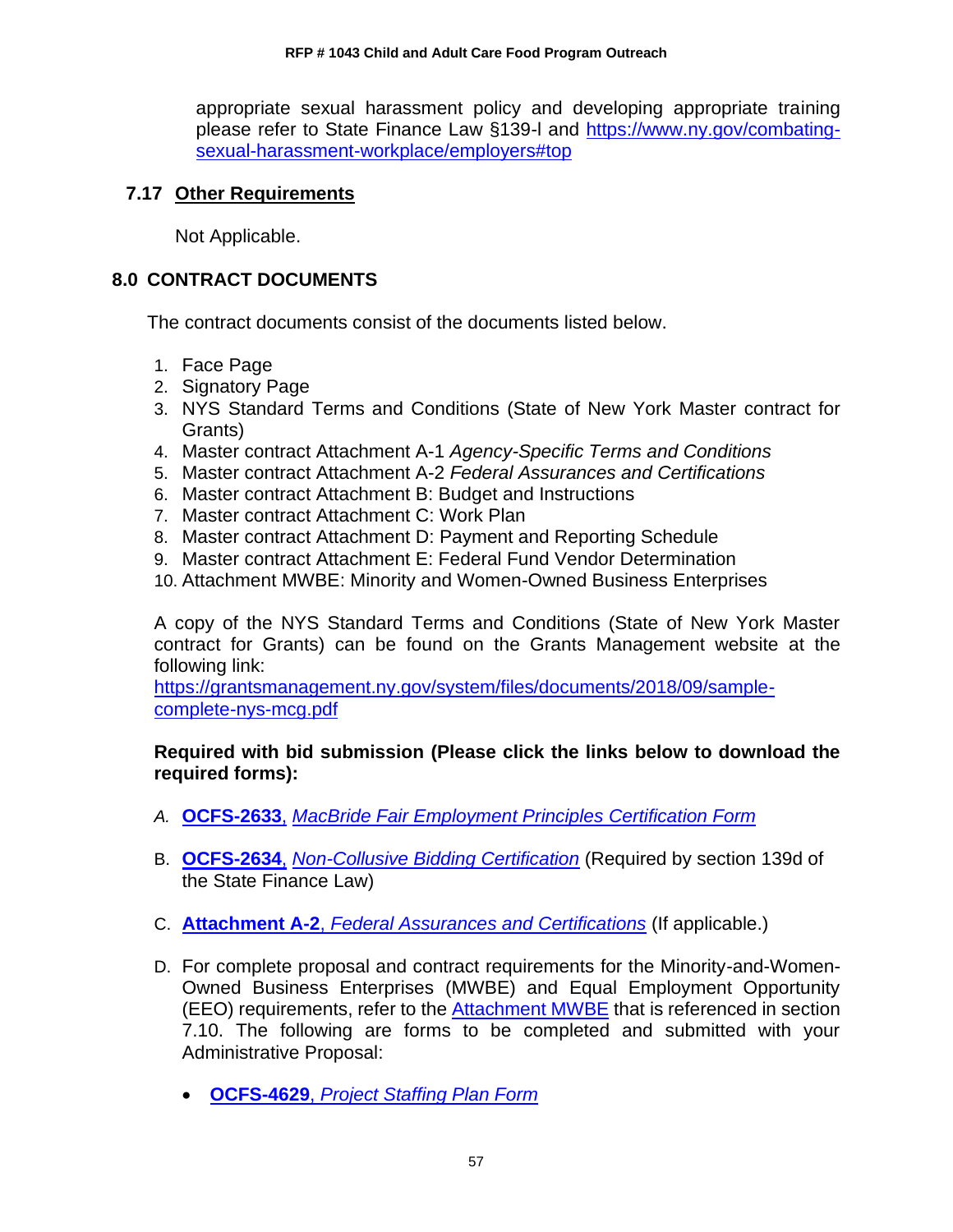appropriate sexual harassment policy and developing appropriate training please refer to State Finance Law §139-l and [https://www.ny.gov/combating-sexual-harassment-workplace/employers#top](https://www.ny.gov/combating-sexual-harassment-workplace/employers#top)

### 7.17 Other Requirements

Not Applicable.

## 8.0 CONTRACT DOCUMENTS

The contract documents consist of the documents listed below.

1. Face Page
2. Signatory Page
3. NYS Standard Terms and Conditions (State of New York Master contract for Grants)
4. Master contract Attachment A-1 *Agency-Specific Terms and Conditions*
5. Master contract Attachment A-2 *Federal Assurances and Certifications*
6. Master contract Attachment B: Budget and Instructions
7. Master contract Attachment C: Work Plan
8. Master contract Attachment D: Payment and Reporting Schedule
9. Master contract Attachment E: Federal Fund Vendor Determination
10. Attachment MWBE: Minority and Women-Owned Business Enterprises

A copy of the NYS Standard Terms and Conditions (State of New York Master contract for Grants) can be found on the Grants Management website at the following link:
[https://grantsmanagement.ny.gov/system/files/documents/2018/09/sample-complete-nys-mcg.pdf](https://grantsmanagement.ny.gov/system/files/documents/2018/09/sample-complete-nys-mcg.pdf)

**Required with bid submission (Please click the links below to download the required forms):**

A. **OCFS-2633**, *MacBride Fair Employment Principles Certification Form*

B. **OCFS-2634**, *Non-Collusive Bidding Certification* (Required by section 139d of the State Finance Law)

C. **Attachment A-2**, *Federal Assurances and Certifications* (If applicable.)

D. For complete proposal and contract requirements for the Minority-and-Women-Owned Business Enterprises (MWBE) and Equal Employment Opportunity (EEO) requirements, refer to the Attachment MWBE that is referenced in section 7.10. The following are forms to be completed and submitted with your Administrative Proposal:

- **OCFS-4629**, *Project Staffing Plan Form*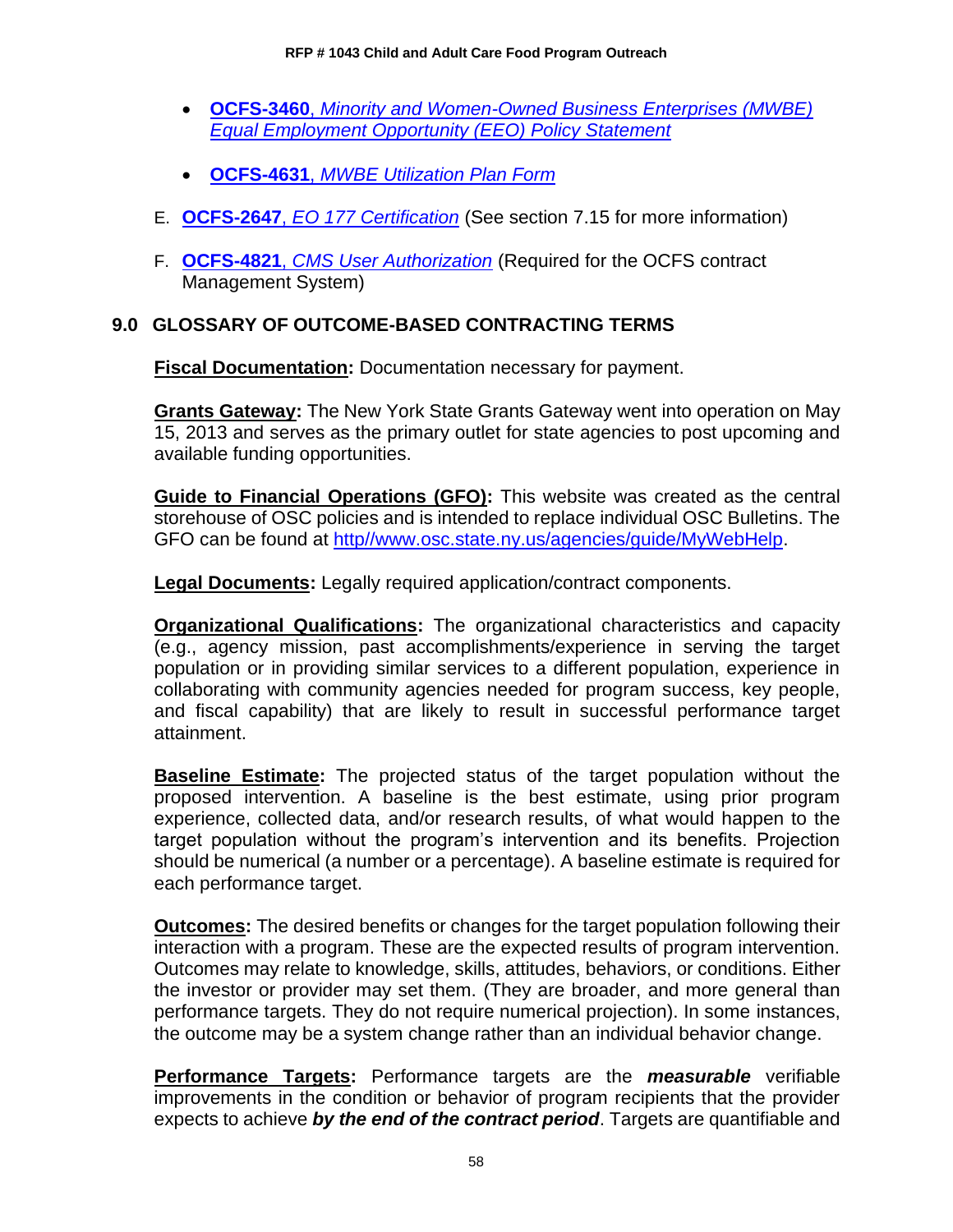- **OCFS-3460**, *Minority and Women-Owned Business Enterprises (MWBE) Equal Employment Opportunity (EEO) Policy Statement*

- **OCFS-4631**, *MWBE Utilization Plan Form*

E. **OCFS-2647**, *EO 177 Certification* (See section 7.15 for more information)

F. **OCFS-4821**, *CMS User Authorization* (Required for the OCFS contract Management System)

## 9.0 GLOSSARY OF OUTCOME-BASED CONTRACTING TERMS

**Fiscal Documentation:** Documentation necessary for payment.

**Grants Gateway:** The New York State Grants Gateway went into operation on May 15, 2013 and serves as the primary outlet for state agencies to post upcoming and available funding opportunities.

**Guide to Financial Operations (GFO):** This website was created as the central storehouse of OSC policies and is intended to replace individual OSC Bulletins. The GFO can be found at http//www.osc.state.ny.us/agencies/guide/MyWebHelp.

**Legal Documents:** Legally required application/contract components.

**Organizational Qualifications:** The organizational characteristics and capacity (e.g., agency mission, past accomplishments/experience in serving the target population or in providing similar services to a different population, experience in collaborating with community agencies needed for program success, key people, and fiscal capability) that are likely to result in successful performance target attainment.

**Baseline Estimate:** The projected status of the target population without the proposed intervention. A baseline is the best estimate, using prior program experience, collected data, and/or research results, of what would happen to the target population without the program's intervention and its benefits. Projection should be numerical (a number or a percentage). A baseline estimate is required for each performance target.

**Outcomes:** The desired benefits or changes for the target population following their interaction with a program. These are the expected results of program intervention. Outcomes may relate to knowledge, skills, attitudes, behaviors, or conditions. Either the investor or provider may set them. (They are broader, and more general than performance targets. They do not require numerical projection). In some instances, the outcome may be a system change rather than an individual behavior change.

**Performance Targets:** Performance targets are the ***measurable*** verifiable improvements in the condition or behavior of program recipients that the provider expects to achieve ***by the end of the contract period***. Targets are quantifiable and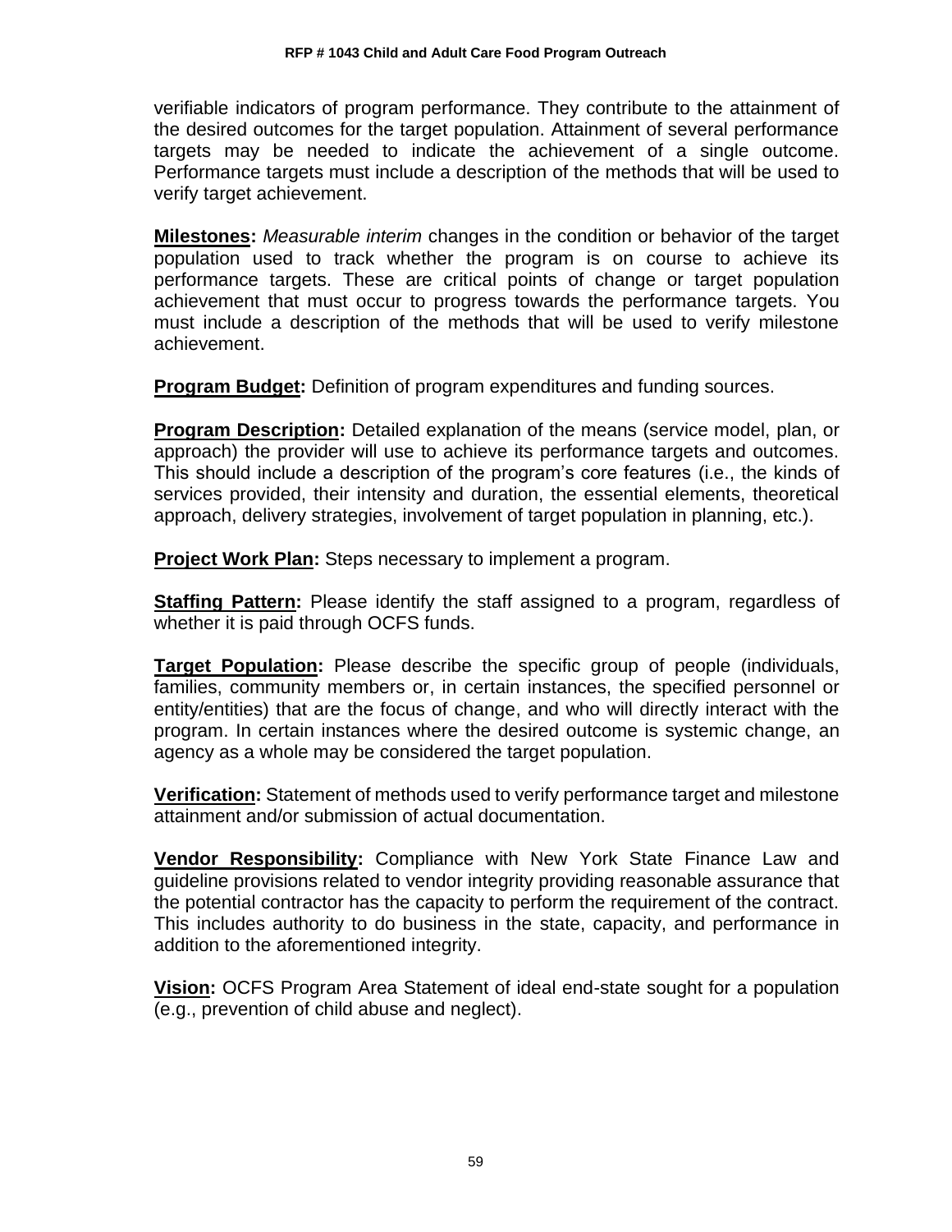verifiable indicators of program performance. They contribute to the attainment of the desired outcomes for the target population. Attainment of several performance targets may be needed to indicate the achievement of a single outcome. Performance targets must include a description of the methods that will be used to verify target achievement.

**Milestones:** *Measurable interim* changes in the condition or behavior of the target population used to track whether the program is on course to achieve its performance targets. These are critical points of change or target population achievement that must occur to progress towards the performance targets. You must include a description of the methods that will be used to verify milestone achievement.

**Program Budget:** Definition of program expenditures and funding sources.

**Program Description:** Detailed explanation of the means (service model, plan, or approach) the provider will use to achieve its performance targets and outcomes. This should include a description of the program's core features (i.e., the kinds of services provided, their intensity and duration, the essential elements, theoretical approach, delivery strategies, involvement of target population in planning, etc.).

**Project Work Plan:** Steps necessary to implement a program.

**Staffing Pattern:** Please identify the staff assigned to a program, regardless of whether it is paid through OCFS funds.

**Target Population:** Please describe the specific group of people (individuals, families, community members or, in certain instances, the specified personnel or entity/entities) that are the focus of change, and who will directly interact with the program. In certain instances where the desired outcome is systemic change, an agency as a whole may be considered the target population.

**Verification:** Statement of methods used to verify performance target and milestone attainment and/or submission of actual documentation.

**Vendor Responsibility:** Compliance with New York State Finance Law and guideline provisions related to vendor integrity providing reasonable assurance that the potential contractor has the capacity to perform the requirement of the contract. This includes authority to do business in the state, capacity, and performance in addition to the aforementioned integrity.

**Vision:** OCFS Program Area Statement of ideal end-state sought for a population (e.g., prevention of child abuse and neglect).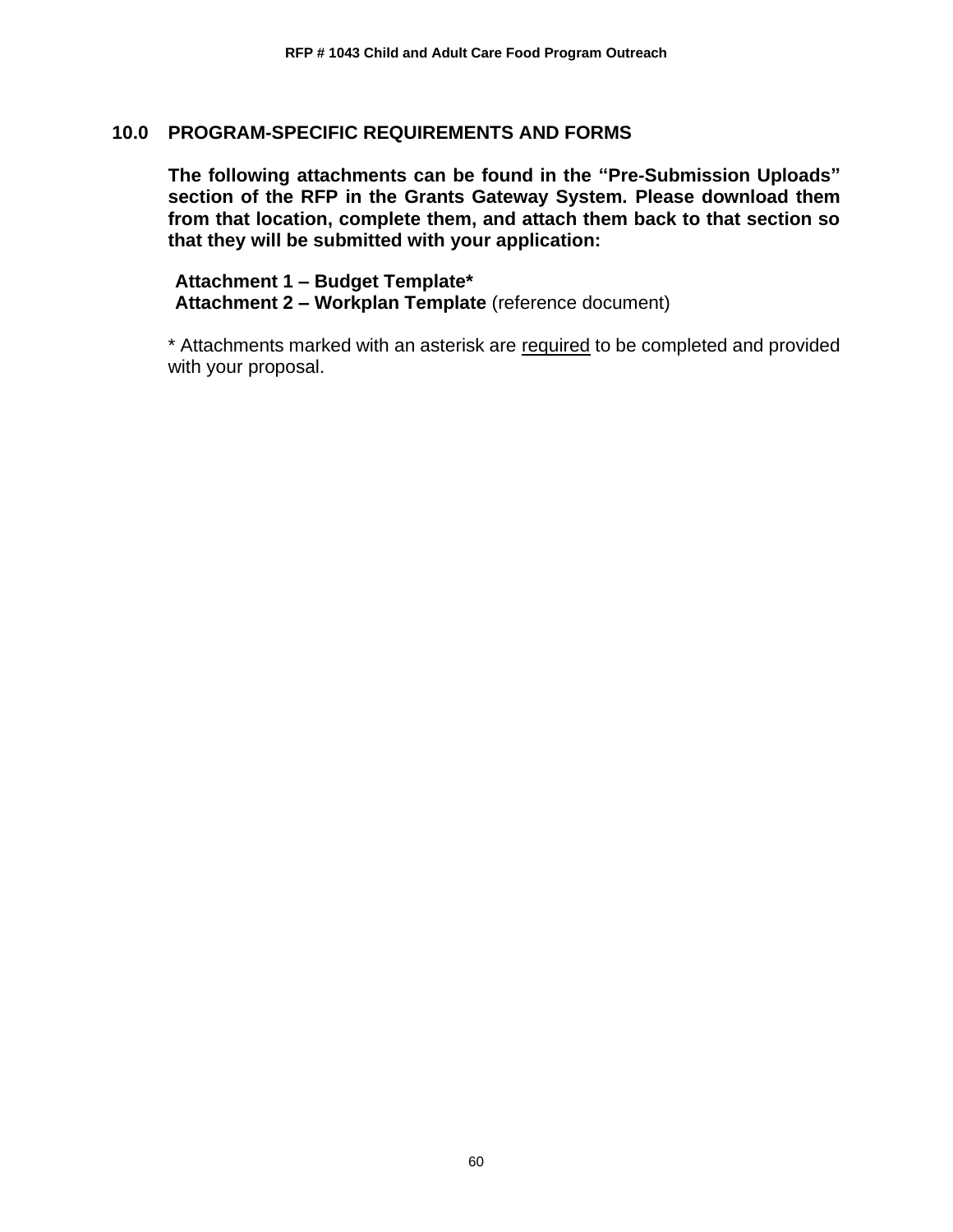## 10.0 PROGRAM-SPECIFIC REQUIREMENTS AND FORMS

**The following attachments can be found in the "Pre-Submission Uploads" section of the RFP in the Grants Gateway System. Please download them from that location, complete them, and attach them back to that section so that they will be submitted with your application:**

**Attachment 1 – Budget Template***
**Attachment 2 – Workplan Template** (reference document)

* Attachments marked with an asterisk are required to be completed and provided with your proposal.